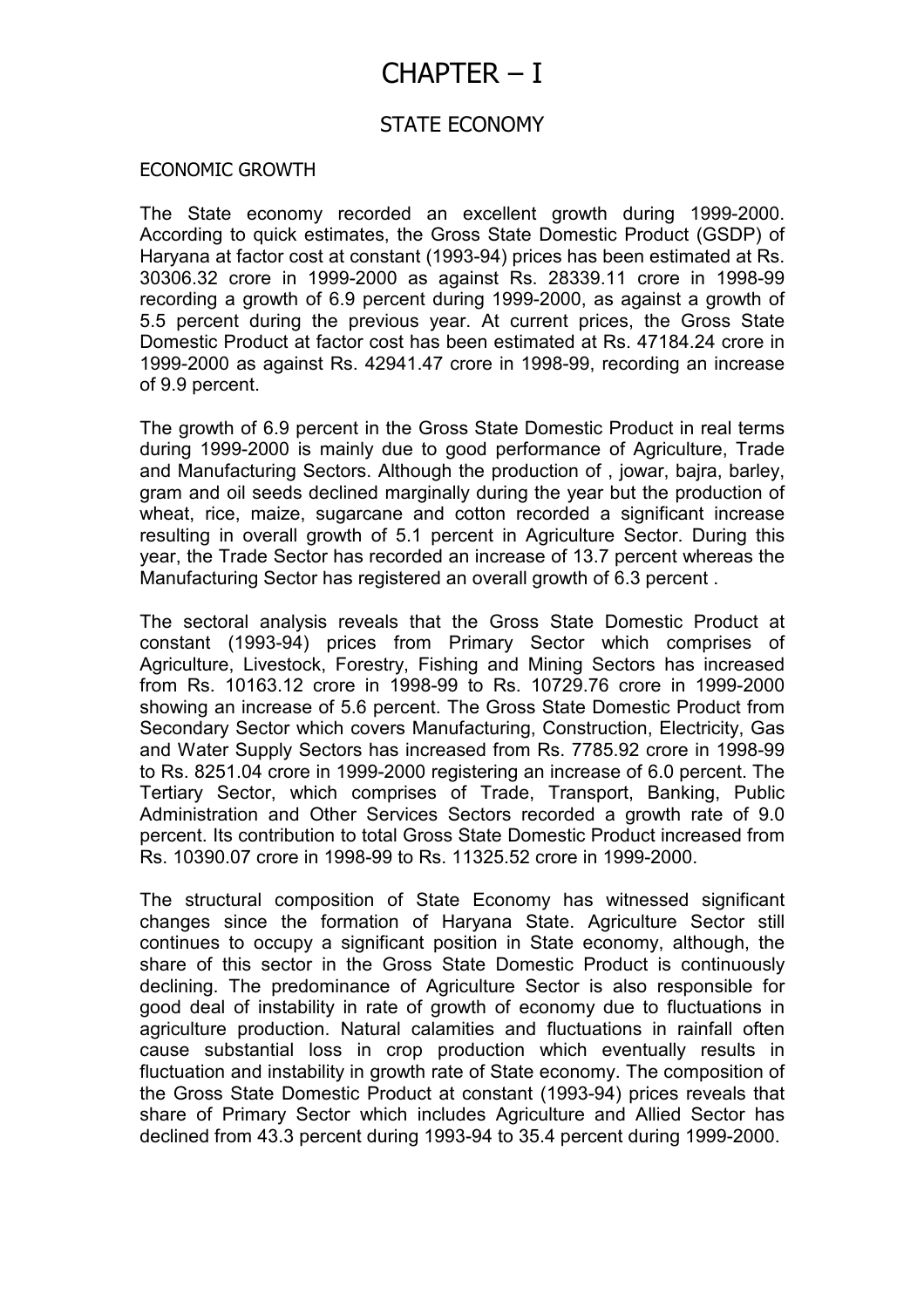# CHAPTER – I

## STATE ECONOMY

### ECONOMIC GROWTH

The State economy recorded an excellent growth during 1999-2000. According to quick estimates, the Gross State Domestic Product (GSDP) of Haryana at factor cost at constant (1993-94) prices has been estimated at Rs. 30306.32 crore in 1999-2000 as against Rs. 28339.11 crore in 1998-99 recording a growth of 6.9 percent during 1999-2000, as against a growth of 5.5 percent during the previous year. At current prices, the Gross State Domestic Product at factor cost has been estimated at Rs. 47184.24 crore in 1999-2000 as against Rs. 42941.47 crore in 1998-99, recording an increase of 9.9 percent.

The growth of 6.9 percent in the Gross State Domestic Product in real terms during 1999-2000 is mainly due to good performance of Agriculture, Trade and Manufacturing Sectors. Although the production of , jowar, bajra, barley, gram and oil seeds declined marginally during the year but the production of wheat, rice, maize, sugarcane and cotton recorded a significant increase resulting in overall growth of 5.1 percent in Agriculture Sector. During this year, the Trade Sector has recorded an increase of 13.7 percent whereas the Manufacturing Sector has registered an overall growth of 6.3 percent .

The sectoral analysis reveals that the Gross State Domestic Product at constant (1993-94) prices from Primary Sector which comprises of Agriculture, Livestock, Forestry, Fishing and Mining Sectors has increased from Rs. 10163.12 crore in 1998-99 to Rs. 10729.76 crore in 1999-2000 showing an increase of 5.6 percent. The Gross State Domestic Product from Secondary Sector which covers Manufacturing, Construction, Electricity, Gas and Water Supply Sectors has increased from Rs. 7785.92 crore in 1998-99 to Rs. 8251.04 crore in 1999-2000 registering an increase of 6.0 percent. The Tertiary Sector, which comprises of Trade, Transport, Banking, Public Administration and Other Services Sectors recorded a growth rate of 9.0 percent. Its contribution to total Gross State Domestic Product increased from Rs. 10390.07 crore in 1998-99 to Rs. 11325.52 crore in 1999-2000.

The structural composition of State Economy has witnessed significant changes since the formation of Haryana State. Agriculture Sector still continues to occupy a significant position in State economy, although, the share of this sector in the Gross State Domestic Product is continuously declining. The predominance of Agriculture Sector is also responsible for good deal of instability in rate of growth of economy due to fluctuations in agriculture production. Natural calamities and fluctuations in rainfall often cause substantial loss in crop production which eventually results in fluctuation and instability in growth rate of State economy. The composition of the Gross State Domestic Product at constant (1993-94) prices reveals that share of Primary Sector which includes Agriculture and Allied Sector has declined from 43.3 percent during 1993-94 to 35.4 percent during 1999-2000.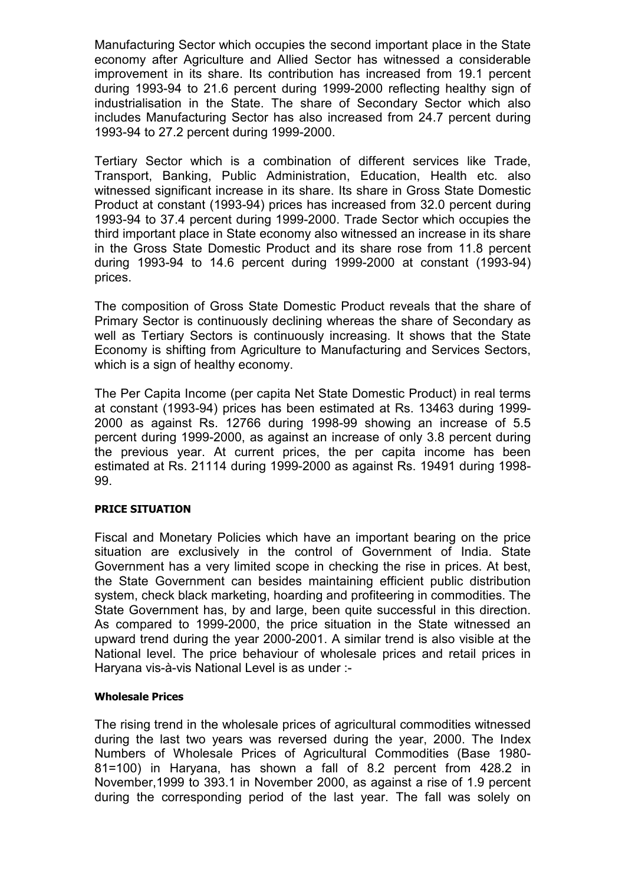Manufacturing Sector which occupies the second important place in the State economy after Agriculture and Allied Sector has witnessed a considerable improvement in its share. Its contribution has increased from 19.1 percent during 1993-94 to 21.6 percent during 1999-2000 reflecting healthy sign of industrialisation in the State. The share of Secondary Sector which also includes Manufacturing Sector has also increased from 24.7 percent during 1993-94 to 27.2 percent during 1999-2000.

Tertiary Sector which is a combination of different services like Trade, Transport, Banking, Public Administration, Education, Health etc. also witnessed significant increase in its share. Its share in Gross State Domestic Product at constant (1993-94) prices has increased from 32.0 percent during 1993-94 to 37.4 percent during 1999-2000. Trade Sector which occupies the third important place in State economy also witnessed an increase in its share in the Gross State Domestic Product and its share rose from 11.8 percent during 1993-94 to 14.6 percent during 1999-2000 at constant (1993-94) prices.

The composition of Gross State Domestic Product reveals that the share of Primary Sector is continuously declining whereas the share of Secondary as well as Tertiary Sectors is continuously increasing. It shows that the State Economy is shifting from Agriculture to Manufacturing and Services Sectors, which is a sign of healthy economy.

The Per Capita Income (per capita Net State Domestic Product) in real terms at constant (1993-94) prices has been estimated at Rs. 13463 during 1999-2000 as against Rs. 12766 during 1998-99 showing an increase of 5.5 percent during 1999-2000, as against an increase of only 3.8 percent during the previous year. At current prices, the per capita income has been estimated at Rs. 21114 during 1999-2000 as against Rs. 19491 during 1998-99.

#### PRICE SITUATION

Fiscal and Monetary Policies which have an important bearing on the price situation are exclusively in the control of Government of India. State Government has a very limited scope in checking the rise in prices. At best, the State Government can besides maintaining efficient public distribution system, check black marketing, hoarding and profiteering in commodities. The State Government has, by and large, been quite successful in this direction. As compared to 1999-2000, the price situation in the State witnessed an upward trend during the year 2000-2001. A similar trend is also visible at the National level. The price behaviour of wholesale prices and retail prices in Haryana vis-à-vis National Level is as under :-

##### Wholesale Prices

The rising trend in the wholesale prices of agricultural commodities witnessed during the last two years was reversed during the year, 2000. The Index Numbers of Wholesale Prices of Agricultural Commodities (Base 1980-81=100) in Haryana, has shown a fall of 8.2 percent from 428.2 in November,1999 to 393.1 in November 2000, as against a rise of 1.9 percent during the corresponding period of the last year. The fall was solely on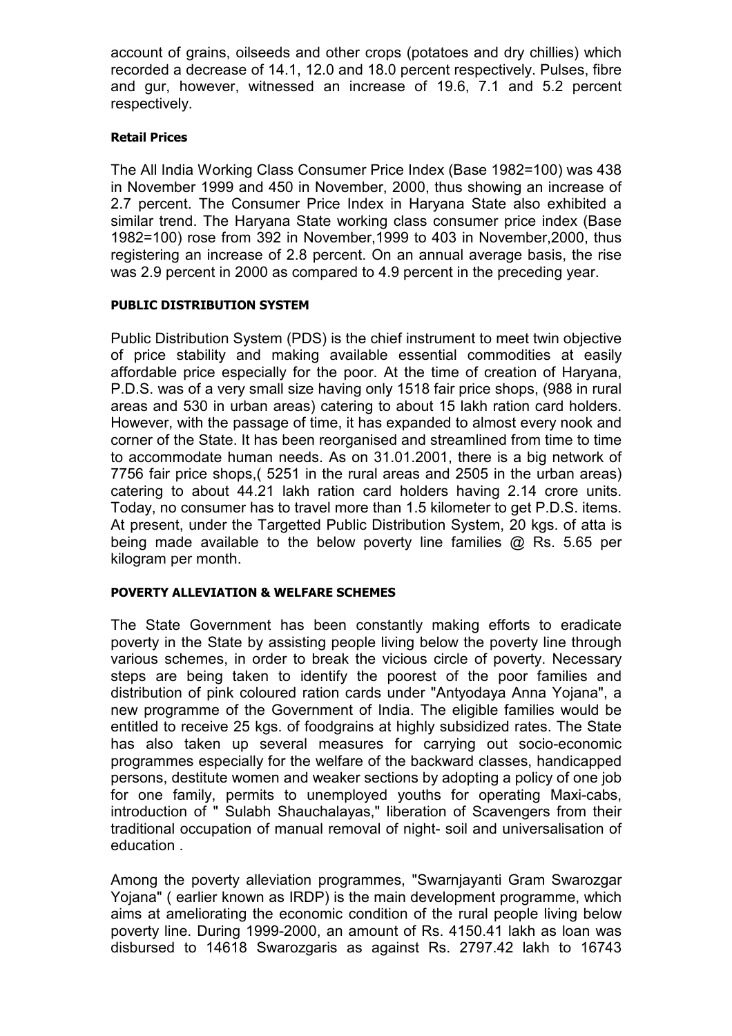account of grains, oilseeds and other crops (potatoes and dry chillies) which recorded a decrease of 14.1, 12.0 and 18.0 percent respectively. Pulses, fibre and gur, however, witnessed an increase of 19.6, 7.1 and 5.2 percent respectively.

#### Retail Prices

The All India Working Class Consumer Price Index (Base 1982=100) was 438 in November 1999 and 450 in November, 2000, thus showing an increase of 2.7 percent. The Consumer Price Index in Haryana State also exhibited a similar trend. The Haryana State working class consumer price index (Base 1982=100) rose from 392 in November,1999 to 403 in November,2000, thus registering an increase of 2.8 percent. On an annual average basis, the rise was 2.9 percent in 2000 as compared to 4.9 percent in the preceding year.

#### PUBLIC DISTRIBUTION SYSTEM

Public Distribution System (PDS) is the chief instrument to meet twin objective of price stability and making available essential commodities at easily affordable price especially for the poor. At the time of creation of Haryana, P.D.S. was of a very small size having only 1518 fair price shops, (988 in rural areas and 530 in urban areas) catering to about 15 lakh ration card holders. However, with the passage of time, it has expanded to almost every nook and corner of the State. It has been reorganised and streamlined from time to time to accommodate human needs. As on 31.01.2001, there is a big network of 7756 fair price shops,( 5251 in the rural areas and 2505 in the urban areas) catering to about 44.21 lakh ration card holders having 2.14 crore units. Today, no consumer has to travel more than 1.5 kilometer to get P.D.S. items. At present, under the Targetted Public Distribution System, 20 kgs. of atta is being made available to the below poverty line families @ Rs. 5.65 per kilogram per month.

#### POVERTY ALLEVIATION & WELFARE SCHEMES

The State Government has been constantly making efforts to eradicate poverty in the State by assisting people living below the poverty line through various schemes, in order to break the vicious circle of poverty. Necessary steps are being taken to identify the poorest of the poor families and distribution of pink coloured ration cards under "Antyodaya Anna Yojana", a new programme of the Government of India. The eligible families would be entitled to receive 25 kgs. of foodgrains at highly subsidized rates. The State has also taken up several measures for carrying out socio-economic programmes especially for the welfare of the backward classes, handicapped persons, destitute women and weaker sections by adopting a policy of one job for one family, permits to unemployed youths for operating Maxi-cabs, introduction of " Sulabh Shauchalayas," liberation of Scavengers from their traditional occupation of manual removal of night- soil and universalisation of education .

Among the poverty alleviation programmes, "Swarnjayanti Gram Swarozgar Yojana" ( earlier known as IRDP) is the main development programme, which aims at ameliorating the economic condition of the rural people living below poverty line. During 1999-2000, an amount of Rs. 4150.41 lakh as loan was disbursed to 14618 Swarozgaris as against Rs. 2797.42 lakh to 16743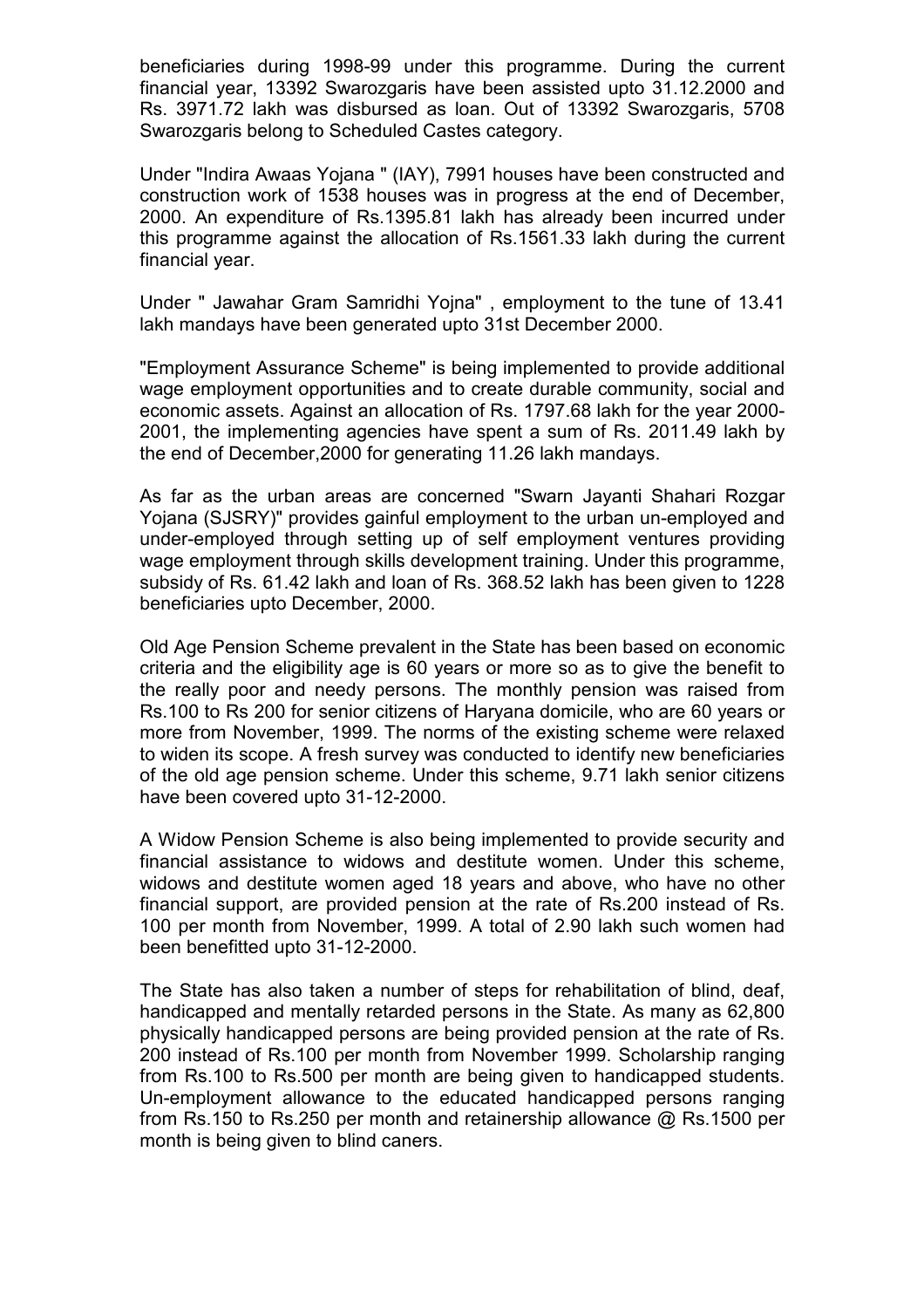beneficiaries during 1998-99 under this programme. During the current financial year, 13392 Swarozgaris have been assisted upto 31.12.2000 and Rs. 3971.72 lakh was disbursed as loan. Out of 13392 Swarozgaris, 5708 Swarozgaris belong to Scheduled Castes category.

Under "Indira Awaas Yojana " (IAY), 7991 houses have been constructed and construction work of 1538 houses was in progress at the end of December, 2000. An expenditure of Rs.1395.81 lakh has already been incurred under this programme against the allocation of Rs.1561.33 lakh during the current financial year.

Under " Jawahar Gram Samridhi Yojna" , employment to the tune of 13.41 lakh mandays have been generated upto 31st December 2000.

"Employment Assurance Scheme" is being implemented to provide additional wage employment opportunities and to create durable community, social and economic assets. Against an allocation of Rs. 1797.68 lakh for the year 2000-2001, the implementing agencies have spent a sum of Rs. 2011.49 lakh by the end of December,2000 for generating 11.26 lakh mandays.

As far as the urban areas are concerned "Swarn Jayanti Shahari Rozgar Yojana (SJSRY)" provides gainful employment to the urban un-employed and under-employed through setting up of self employment ventures providing wage employment through skills development training. Under this programme, subsidy of Rs. 61.42 lakh and loan of Rs. 368.52 lakh has been given to 1228 beneficiaries upto December, 2000.

Old Age Pension Scheme prevalent in the State has been based on economic criteria and the eligibility age is 60 years or more so as to give the benefit to the really poor and needy persons. The monthly pension was raised from Rs.100 to Rs 200 for senior citizens of Haryana domicile, who are 60 years or more from November, 1999. The norms of the existing scheme were relaxed to widen its scope. A fresh survey was conducted to identify new beneficiaries of the old age pension scheme. Under this scheme, 9.71 lakh senior citizens have been covered upto 31-12-2000.

A Widow Pension Scheme is also being implemented to provide security and financial assistance to widows and destitute women. Under this scheme, widows and destitute women aged 18 years and above, who have no other financial support, are provided pension at the rate of Rs.200 instead of Rs. 100 per month from November, 1999. A total of 2.90 lakh such women had been benefitted upto 31-12-2000.

The State has also taken a number of steps for rehabilitation of blind, deaf, handicapped and mentally retarded persons in the State. As many as 62,800 physically handicapped persons are being provided pension at the rate of Rs. 200 instead of Rs.100 per month from November 1999. Scholarship ranging from Rs.100 to Rs.500 per month are being given to handicapped students. Un-employment allowance to the educated handicapped persons ranging from Rs.150 to Rs.250 per month and retainership allowance @ Rs.1500 per month is being given to blind caners.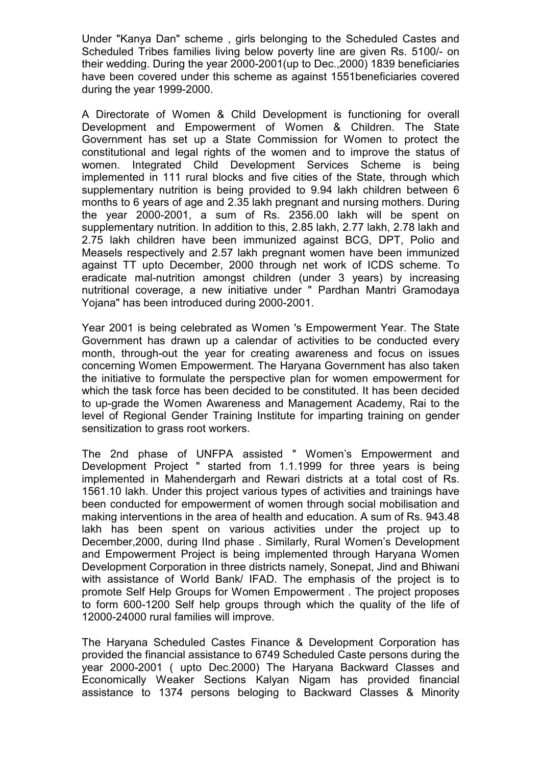Under "Kanya Dan" scheme , girls belonging to the Scheduled Castes and Scheduled Tribes families living below poverty line are given Rs. 5100/- on their wedding. During the year 2000-2001(up to Dec.,2000) 1839 beneficiaries have been covered under this scheme as against 1551beneficiaries covered during the year 1999-2000.

A Directorate of Women & Child Development is functioning for overall Development and Empowerment of Women & Children. The State Government has set up a State Commission for Women to protect the constitutional and legal rights of the women and to improve the status of women. Integrated Child Development Services Scheme is being implemented in 111 rural blocks and five cities of the State, through which supplementary nutrition is being provided to 9.94 lakh children between 6 months to 6 years of age and 2.35 lakh pregnant and nursing mothers. During the year 2000-2001, a sum of Rs. 2356.00 lakh will be spent on supplementary nutrition. In addition to this, 2.85 lakh, 2.77 lakh, 2.78 lakh and 2.75 lakh children have been immunized against BCG, DPT, Polio and Measels respectively and 2.57 lakh pregnant women have been immunized against TT upto December, 2000 through net work of ICDS scheme. To eradicate mal-nutrition amongst children (under 3 years) by increasing nutritional coverage, a new initiative under " Pardhan Mantri Gramodaya Yojana" has been introduced during 2000-2001.

Year 2001 is being celebrated as Women 's Empowerment Year. The State Government has drawn up a calendar of activities to be conducted every month, through-out the year for creating awareness and focus on issues concerning Women Empowerment. The Haryana Government has also taken the initiative to formulate the perspective plan for women empowerment for which the task force has been decided to be constituted. It has been decided to up-grade the Women Awareness and Management Academy, Rai to the level of Regional Gender Training Institute for imparting training on gender sensitization to grass root workers.

The 2nd phase of UNFPA assisted " Women's Empowerment and Development Project " started from 1.1.1999 for three years is being implemented in Mahendergarh and Rewari districts at a total cost of Rs. 1561.10 lakh. Under this project various types of activities and trainings have been conducted for empowerment of women through social mobilisation and making interventions in the area of health and education. A sum of Rs. 943.48 lakh has been spent on various activities under the project up to December,2000, during IInd phase . Similarly, Rural Women's Development and Empowerment Project is being implemented through Haryana Women Development Corporation in three districts namely, Sonepat, Jind and Bhiwani with assistance of World Bank/ IFAD. The emphasis of the project is to promote Self Help Groups for Women Empowerment . The project proposes to form 600-1200 Self help groups through which the quality of the life of 12000-24000 rural families will improve.

The Haryana Scheduled Castes Finance & Development Corporation has provided the financial assistance to 6749 Scheduled Caste persons during the year 2000-2001 ( upto Dec.2000) The Haryana Backward Classes and Economically Weaker Sections Kalyan Nigam has provided financial assistance to 1374 persons beloging to Backward Classes & Minority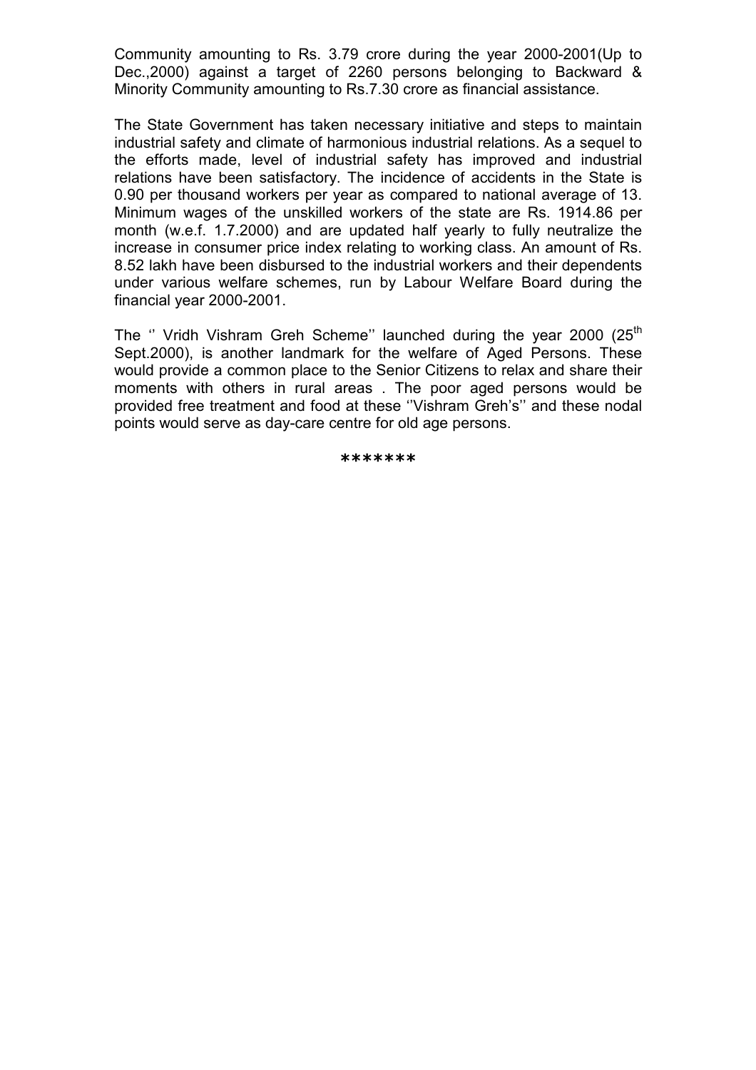Community amounting to Rs. 3.79 crore during the year 2000-2001(Up to Dec.,2000) against a target of 2260 persons belonging to Backward & Minority Community amounting to Rs.7.30 crore as financial assistance.

The State Government has taken necessary initiative and steps to maintain industrial safety and climate of harmonious industrial relations. As a sequel to the efforts made, level of industrial safety has improved and industrial relations have been satisfactory. The incidence of accidents in the State is 0.90 per thousand workers per year as compared to national average of 13. Minimum wages of the unskilled workers of the state are Rs. 1914.86 per month (w.e.f. 1.7.2000) and are updated half yearly to fully neutralize the increase in consumer price index relating to working class. An amount of Rs. 8.52 lakh have been disbursed to the industrial workers and their dependents under various welfare schemes, run by Labour Welfare Board during the financial year 2000-2001.

The '' Vridh Vishram Greh Scheme'' launched during the year 2000 (25th Sept.2000), is another landmark for the welfare of Aged Persons. These would provide a common place to the Senior Citizens to relax and share their moments with others in rural areas . The poor aged persons would be provided free treatment and food at these ''Vishram Greh's'' and these nodal points would serve as day-care centre for old age persons.

*******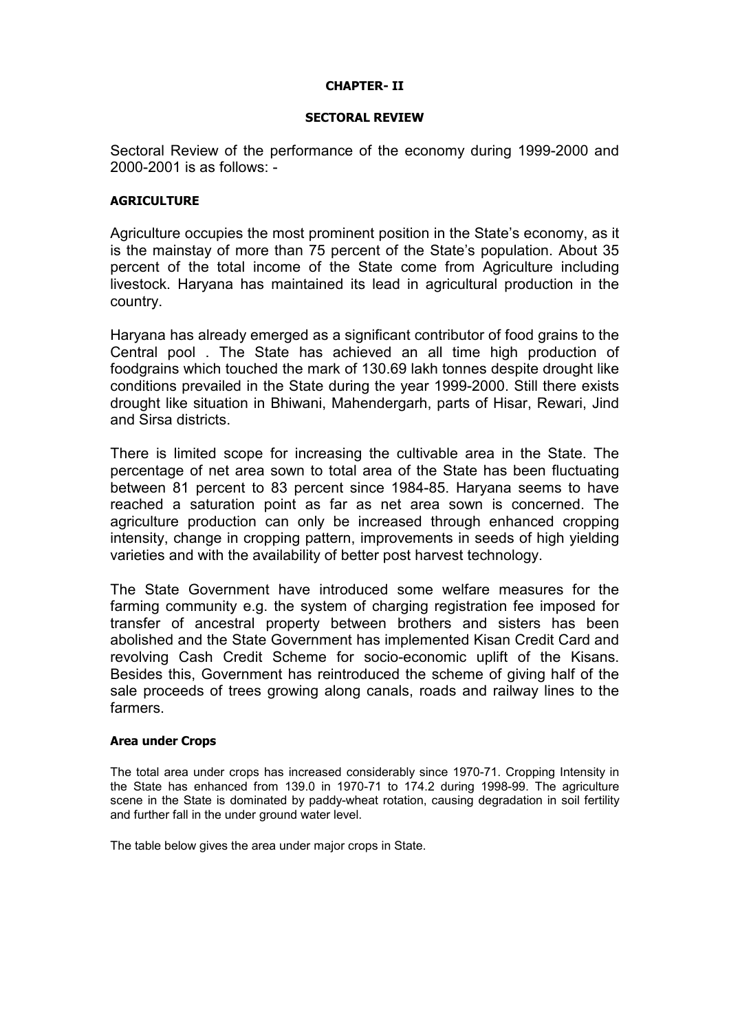## CHAPTER- II

### SECTORAL REVIEW

Sectoral Review of the performance of the economy during 1999-2000 and 2000-2001 is as follows: -

### AGRICULTURE

Agriculture occupies the most prominent position in the State's economy, as it is the mainstay of more than 75 percent of the State's population. About 35 percent of the total income of the State come from Agriculture including livestock. Haryana has maintained its lead in agricultural production in the country.

Haryana has already emerged as a significant contributor of food grains to the Central pool . The State has achieved an all time high production of foodgrains which touched the mark of 130.69 lakh tonnes despite drought like conditions prevailed in the State during the year 1999-2000. Still there exists drought like situation in Bhiwani, Mahendergarh, parts of Hisar, Rewari, Jind and Sirsa districts.

There is limited scope for increasing the cultivable area in the State. The percentage of net area sown to total area of the State has been fluctuating between 81 percent to 83 percent since 1984-85. Haryana seems to have reached a saturation point as far as net area sown is concerned. The agriculture production can only be increased through enhanced cropping intensity, change in cropping pattern, improvements in seeds of high yielding varieties and with the availability of better post harvest technology.

The State Government have introduced some welfare measures for the farming community e.g. the system of charging registration fee imposed for transfer of ancestral property between brothers and sisters has been abolished and the State Government has implemented Kisan Credit Card and revolving Cash Credit Scheme for socio-economic uplift of the Kisans. Besides this, Government has reintroduced the scheme of giving half of the sale proceeds of trees growing along canals, roads and railway lines to the farmers.

#### Area under Crops

The total area under crops has increased considerably since 1970-71. Cropping Intensity in the State has enhanced from 139.0 in 1970-71 to 174.2 during 1998-99. The agriculture scene in the State is dominated by paddy-wheat rotation, causing degradation in soil fertility and further fall in the under ground water level.

The table below gives the area under major crops in State.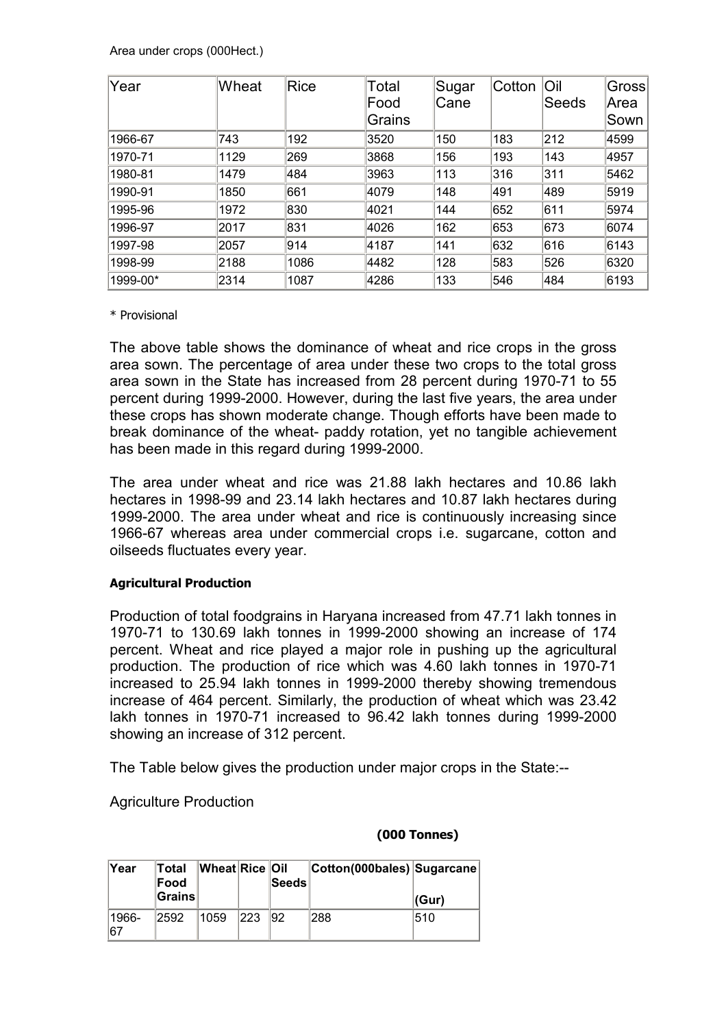Area under crops (000Hect.)

| Year | Wheat | Rice | Total Food Grains | Sugar Cane | Cotton | Oil Seeds | Gross Area Sown |
|---|---|---|---|---|---|---|---|
| 1966-67 | 743 | 192 | 3520 | 150 | 183 | 212 | 4599 |
| 1970-71 | 1129 | 269 | 3868 | 156 | 193 | 143 | 4957 |
| 1980-81 | 1479 | 484 | 3963 | 113 | 316 | 311 | 5462 |
| 1990-91 | 1850 | 661 | 4079 | 148 | 491 | 489 | 5919 |
| 1995-96 | 1972 | 830 | 4021 | 144 | 652 | 611 | 5974 |
| 1996-97 | 2017 | 831 | 4026 | 162 | 653 | 673 | 6074 |
| 1997-98 | 2057 | 914 | 4187 | 141 | 632 | 616 | 6143 |
| 1998-99 | 2188 | 1086 | 4482 | 128 | 583 | 526 | 6320 |
| 1999-00* | 2314 | 1087 | 4286 | 133 | 546 | 484 | 6193 |

* Provisional

The above table shows the dominance of wheat and rice crops in the gross area sown. The percentage of area under these two crops to the total gross area sown in the State has increased from 28 percent during 1970-71 to 55 percent during 1999-2000. However, during the last five years, the area under these crops has shown moderate change. Though efforts have been made to break dominance of the wheat- paddy rotation, yet no tangible achievement has been made in this regard during 1999-2000.

The area under wheat and rice was 21.88 lakh hectares and 10.86 lakh hectares in 1998-99 and 23.14 lakh hectares and 10.87 lakh hectares during 1999-2000. The area under wheat and rice is continuously increasing since 1966-67 whereas area under commercial crops i.e. sugarcane, cotton and oilseeds fluctuates every year.

**Agricultural Production**

Production of total foodgrains in Haryana increased from 47.71 lakh tonnes in 1970-71 to 130.69 lakh tonnes in 1999-2000 showing an increase of 174 percent. Wheat and rice played a major role in pushing up the agricultural production. The production of rice which was 4.60 lakh tonnes in 1970-71 increased to 25.94 lakh tonnes in 1999-2000 thereby showing tremendous increase of 464 percent. Similarly, the production of wheat which was 23.42 lakh tonnes in 1970-71 increased to 96.42 lakh tonnes during 1999-2000 showing an increase of 312 percent.

The Table below gives the production under major crops in the State:--

Agriculture Production

**(000 Tonnes)**

| Year | Total Food Grains | Wheat | Rice | Oil Seeds | Cotton(000bales) | Sugarcane (Gur) |
|---|---|---|---|---|---|---|
| 1966-67 | 2592 | 1059 | 223 | 92 | 288 | 510 |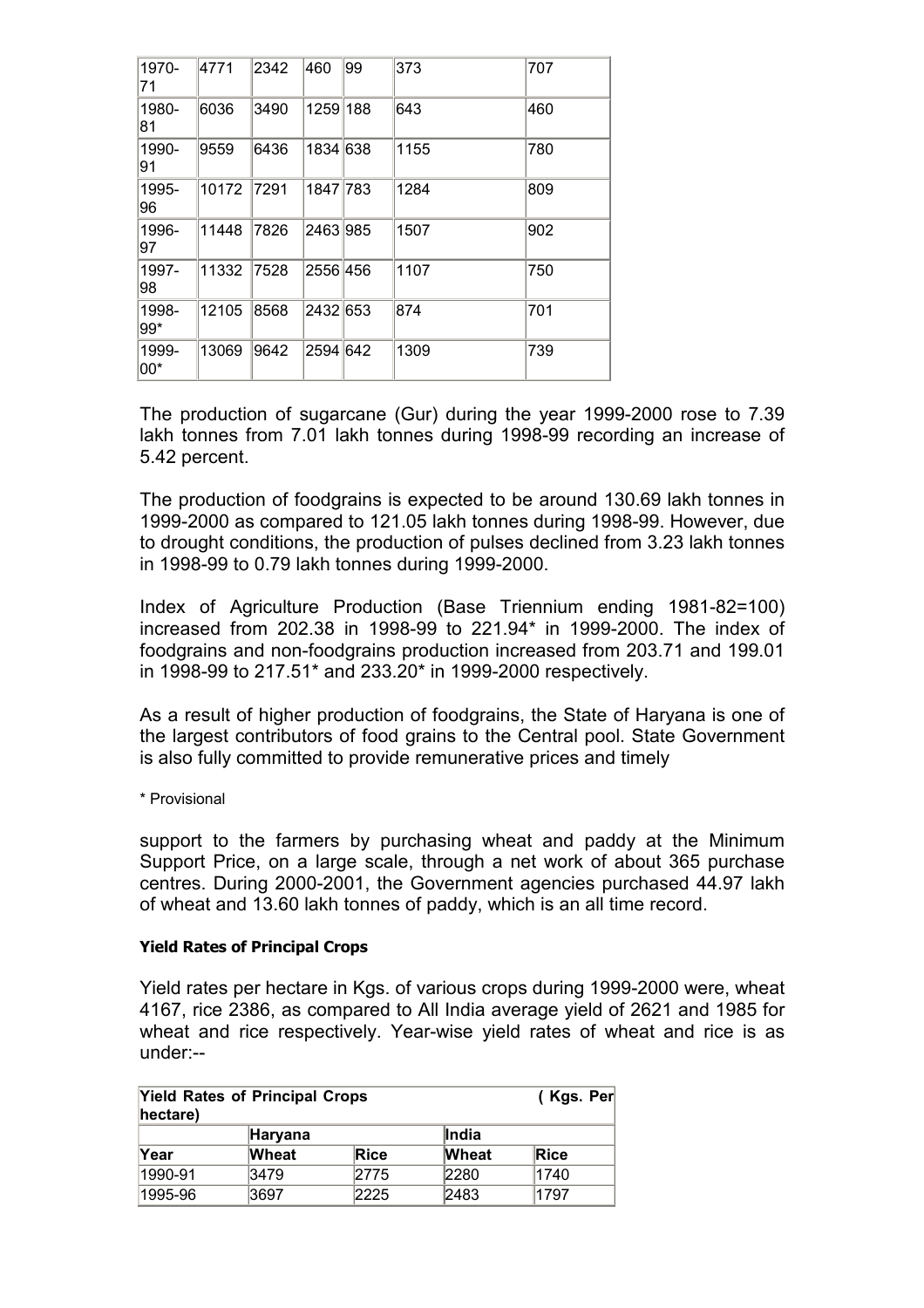| | | | | | | |
|---|---|---|---|---|---|---|
| 1970-71 | 4771 | 2342 | 460 | 99 | 373 | 707 |
| 1980-81 | 6036 | 3490 | 1259 | 188 | 643 | 460 |
| 1990-91 | 9559 | 6436 | 1834 | 638 | 1155 | 780 |
| 1995-96 | 10172 | 7291 | 1847 | 783 | 1284 | 809 |
| 1996-97 | 11448 | 7826 | 2463 | 985 | 1507 | 902 |
| 1997-98 | 11332 | 7528 | 2556 | 456 | 1107 | 750 |
| 1998-99* | 12105 | 8568 | 2432 | 653 | 874 | 701 |
| 1999-00* | 13069 | 9642 | 2594 | 642 | 1309 | 739 |

The production of sugarcane (Gur) during the year 1999-2000 rose to 7.39 lakh tonnes from 7.01 lakh tonnes during 1998-99 recording an increase of 5.42 percent.

The production of foodgrains is expected to be around 130.69 lakh tonnes in 1999-2000 as compared to 121.05 lakh tonnes during 1998-99. However, due to drought conditions, the production of pulses declined from 3.23 lakh tonnes in 1998-99 to 0.79 lakh tonnes during 1999-2000.

Index of Agriculture Production (Base Triennium ending 1981-82=100) increased from 202.38 in 1998-99 to 221.94* in 1999-2000. The index of foodgrains and non-foodgrains production increased from 203.71 and 199.01 in 1998-99 to 217.51* and 233.20* in 1999-2000 respectively.

As a result of higher production of foodgrains, the State of Haryana is one of the largest contributors of food grains to the Central pool. State Government is also fully committed to provide remunerative prices and timely

\* Provisional

support to the farmers by purchasing wheat and paddy at the Minimum Support Price, on a large scale, through a net work of about 365 purchase centres. During 2000-2001, the Government agencies purchased 44.97 lakh of wheat and 13.60 lakh tonnes of paddy, which is an all time record.

#### Yield Rates of Principal Crops

Yield rates per hectare in Kgs. of various crops during 1999-2000 were, wheat 4167, rice 2386, as compared to All India average yield of 2621 and 1985 for wheat and rice respectively. Year-wise yield rates of wheat and rice is as under:--

| **Yield Rates of Principal Crops ( Kgs. Per hectare)** | | | | |
|---|---|---|---|---|
| | **Haryana** | | **India** | |
| **Year** | **Wheat** | **Rice** | **Wheat** | **Rice** |
| 1990-91 | 3479 | 2775 | 2280 | 1740 |
| 1995-96 | 3697 | 2225 | 2483 | 1797 |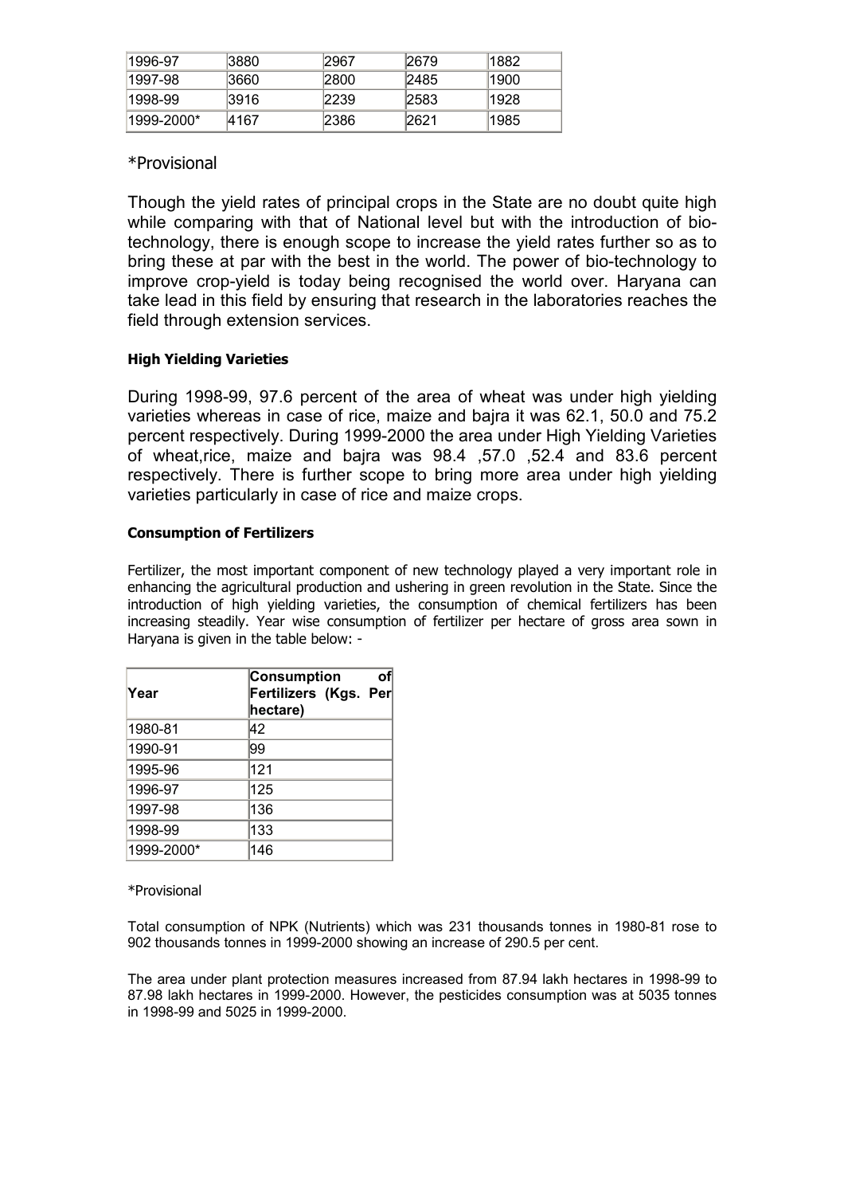| 1996-97 | 3880 | 2967 | 2679 | 1882 |
| --- | --- | --- | --- | --- |
| 1997-98 | 3660 | 2800 | 2485 | 1900 |
| 1998-99 | 3916 | 2239 | 2583 | 1928 |
| 1999-2000* | 4167 | 2386 | 2621 | 1985 |

*Provisional

Though the yield rates of principal crops in the State are no doubt quite high while comparing with that of National level but with the introduction of bio-technology, there is enough scope to increase the yield rates further so as to bring these at par with the best in the world. The power of bio-technology to improve crop-yield is today being recognised the world over. Haryana can take lead in this field by ensuring that research in the laboratories reaches the field through extension services.

#### High Yielding Varieties

During 1998-99, 97.6 percent of the area of wheat was under high yielding varieties whereas in case of rice, maize and bajra it was 62.1, 50.0 and 75.2 percent respectively. During 1999-2000 the area under High Yielding Varieties of wheat,rice, maize and bajra was 98.4 ,57.0 ,52.4 and 83.6 percent respectively. There is further scope to bring more area under high yielding varieties particularly in case of rice and maize crops.

#### Consumption of Fertilizers

Fertilizer, the most important component of new technology played a very important role in enhancing the agricultural production and ushering in green revolution in the State. Since the introduction of high yielding varieties, the consumption of chemical fertilizers has been increasing steadily. Year wise consumption of fertilizer per hectare of gross area sown in Haryana is given in the table below: -

| Year | Consumption of Fertilizers (Kgs. Per hectare) |
| --- | --- |
| 1980-81 | 42 |
| 1990-91 | 99 |
| 1995-96 | 121 |
| 1996-97 | 125 |
| 1997-98 | 136 |
| 1998-99 | 133 |
| 1999-2000* | 146 |

*Provisional

Total consumption of NPK (Nutrients) which was 231 thousands tonnes in 1980-81 rose to 902 thousands tonnes in 1999-2000 showing an increase of 290.5 per cent.

The area under plant protection measures increased from 87.94 lakh hectares in 1998-99 to 87.98 lakh hectares in 1999-2000. However, the pesticides consumption was at 5035 tonnes in 1998-99 and 5025 in 1999-2000.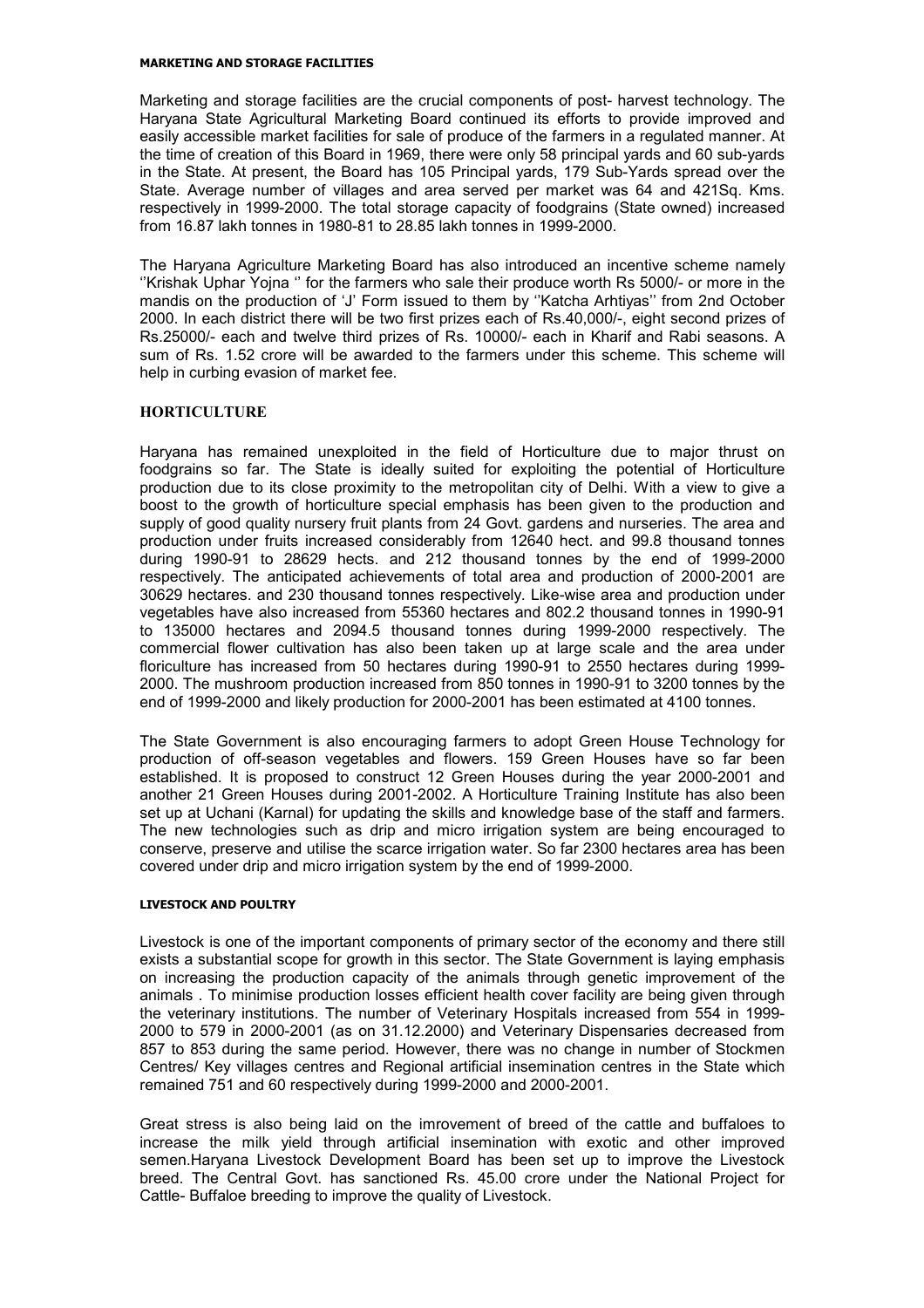## MARKETING AND STORAGE FACILITIES

Marketing and storage facilities are the crucial components of post- harvest technology. The Haryana State Agricultural Marketing Board continued its efforts to provide improved and easily accessible market facilities for sale of produce of the farmers in a regulated manner. At the time of creation of this Board in 1969, there were only 58 principal yards and 60 sub-yards in the State. At present, the Board has 105 Principal yards, 179 Sub-Yards spread over the State. Average number of villages and area served per market was 64 and 421Sq. Kms. respectively in 1999-2000. The total storage capacity of foodgrains (State owned) increased from 16.87 lakh tonnes in 1980-81 to 28.85 lakh tonnes in 1999-2000.

The Haryana Agriculture Marketing Board has also introduced an incentive scheme namely ''Krishak Uphar Yojna '' for the farmers who sale their produce worth Rs 5000/- or more in the mandis on the production of 'J' Form issued to them by ''Katcha Arhtiyas'' from 2nd October 2000. In each district there will be two first prizes each of Rs.40,000/-, eight second prizes of Rs.25000/- each and twelve third prizes of Rs. 10000/- each in Kharif and Rabi seasons. A sum of Rs. 1.52 crore will be awarded to the farmers under this scheme. This scheme will help in curbing evasion of market fee.

## HORTICULTURE

Haryana has remained unexploited in the field of Horticulture due to major thrust on foodgrains so far. The State is ideally suited for exploiting the potential of Horticulture production due to its close proximity to the metropolitan city of Delhi. With a view to give a boost to the growth of horticulture special emphasis has been given to the production and supply of good quality nursery fruit plants from 24 Govt. gardens and nurseries. The area and production under fruits increased considerably from 12640 hect. and 99.8 thousand tonnes during 1990-91 to 28629 hects. and 212 thousand tonnes by the end of 1999-2000 respectively. The anticipated achievements of total area and production of 2000-2001 are 30629 hectares. and 230 thousand tonnes respectively. Like-wise area and production under vegetables have also increased from 55360 hectares and 802.2 thousand tonnes in 1990-91 to 135000 hectares and 2094.5 thousand tonnes during 1999-2000 respectively. The commercial flower cultivation has also been taken up at large scale and the area under floriculture has increased from 50 hectares during 1990-91 to 2550 hectares during 1999-2000. The mushroom production increased from 850 tonnes in 1990-91 to 3200 tonnes by the end of 1999-2000 and likely production for 2000-2001 has been estimated at 4100 tonnes.

The State Government is also encouraging farmers to adopt Green House Technology for production of off-season vegetables and flowers. 159 Green Houses have so far been established. It is proposed to construct 12 Green Houses during the year 2000-2001 and another 21 Green Houses during 2001-2002. A Horticulture Training Institute has also been set up at Uchani (Karnal) for updating the skills and knowledge base of the staff and farmers. The new technologies such as drip and micro irrigation system are being encouraged to conserve, preserve and utilise the scarce irrigation water. So far 2300 hectares area has been covered under drip and micro irrigation system by the end of 1999-2000.

## LIVESTOCK AND POULTRY

Livestock is one of the important components of primary sector of the economy and there still exists a substantial scope for growth in this sector. The State Government is laying emphasis on increasing the production capacity of the animals through genetic improvement of the animals . To minimise production losses efficient health cover facility are being given through the veterinary institutions. The number of Veterinary Hospitals increased from 554 in 1999-2000 to 579 in 2000-2001 (as on 31.12.2000) and Veterinary Dispensaries decreased from 857 to 853 during the same period. However, there was no change in number of Stockmen Centres/ Key villages centres and Regional artificial insemination centres in the State which remained 751 and 60 respectively during 1999-2000 and 2000-2001.

Great stress is also being laid on the imrovement of breed of the cattle and buffaloes to increase the milk yield through artificial insemination with exotic and other improved semen.Haryana Livestock Development Board has been set up to improve the Livestock breed. The Central Govt. has sanctioned Rs. 45.00 crore under the National Project for Cattle- Buffaloe breeding to improve the quality of Livestock.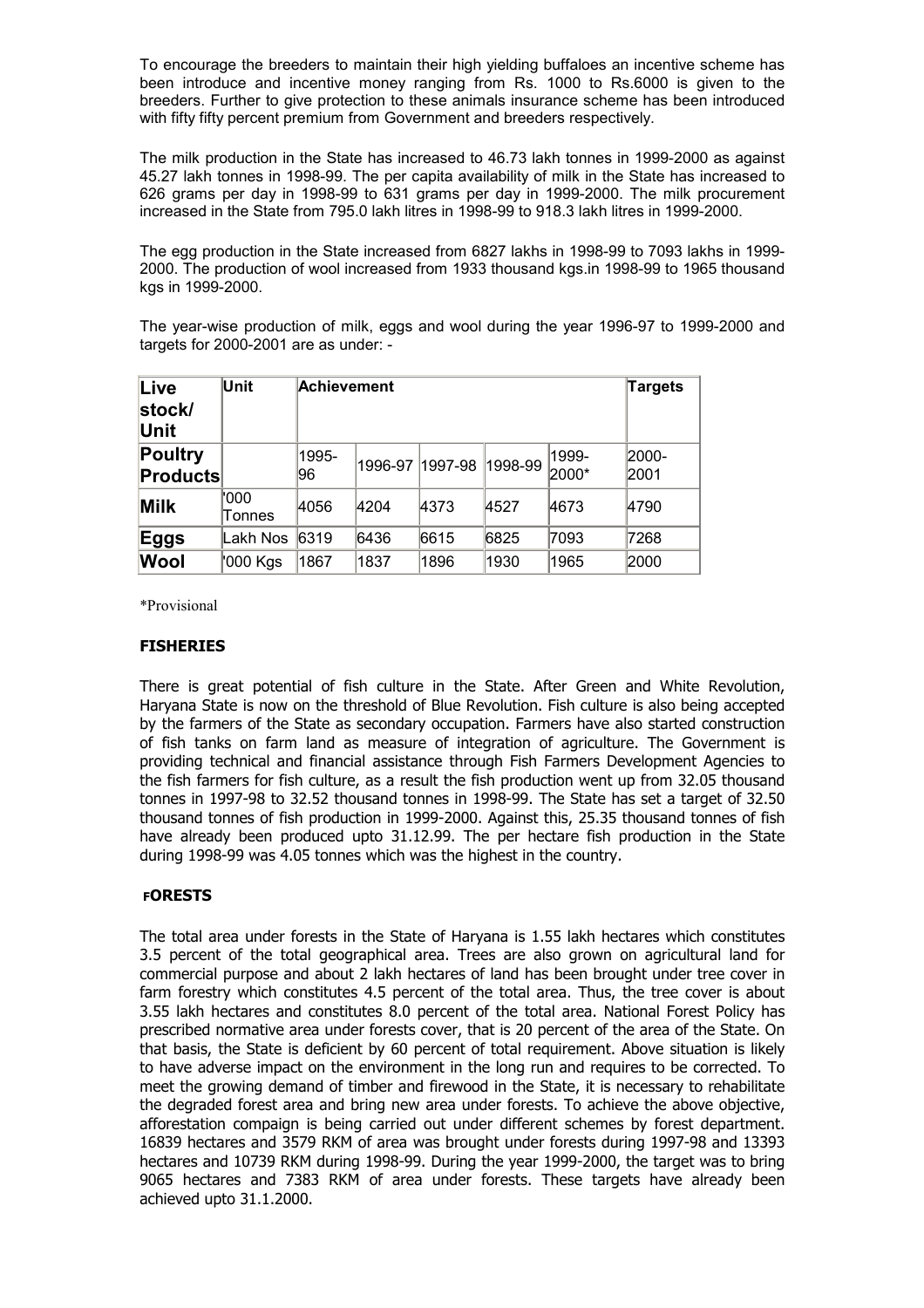To encourage the breeders to maintain their high yielding buffaloes an incentive scheme has been introduce and incentive money ranging from Rs. 1000 to Rs.6000 is given to the breeders. Further to give protection to these animals insurance scheme has been introduced with fifty fifty percent premium from Government and breeders respectively.

The milk production in the State has increased to 46.73 lakh tonnes in 1999-2000 as against 45.27 lakh tonnes in 1998-99. The per capita availability of milk in the State has increased to 626 grams per day in 1998-99 to 631 grams per day in 1999-2000. The milk procurement increased in the State from 795.0 lakh litres in 1998-99 to 918.3 lakh litres in 1999-2000.

The egg production in the State increased from 6827 lakhs in 1998-99 to 7093 lakhs in 1999-2000. The production of wool increased from 1933 thousand kgs.in 1998-99 to 1965 thousand kgs in 1999-2000.

The year-wise production of milk, eggs and wool during the year 1996-97 to 1999-2000 and targets for 2000-2001 are as under: -

| Live stock/ Unit | Unit | Achievement | | | | | Targets |
|---|---|---|---|---|---|---|---|
| Poultry Products | | 1995-96 | 1996-97 | 1997-98 | 1998-99 | 1999-2000* | 2000-2001 |
| Milk | '000 Tonnes | 4056 | 4204 | 4373 | 4527 | 4673 | 4790 |
| Eggs | Lakh Nos | 6319 | 6436 | 6615 | 6825 | 7093 | 7268 |
| Wool | '000 Kgs | 1867 | 1837 | 1896 | 1930 | 1965 | 2000 |

*Provisional

## FISHERIES

There is great potential of fish culture in the State. After Green and White Revolution, Haryana State is now on the threshold of Blue Revolution. Fish culture is also being accepted by the farmers of the State as secondary occupation. Farmers have also started construction of fish tanks on farm land as measure of integration of agriculture. The Government is providing technical and financial assistance through Fish Farmers Development Agencies to the fish farmers for fish culture, as a result the fish production went up from 32.05 thousand tonnes in 1997-98 to 32.52 thousand tonnes in 1998-99. The State has set a target of 32.50 thousand tonnes of fish production in 1999-2000. Against this, 25.35 thousand tonnes of fish have already been produced upto 31.12.99. The per hectare fish production in the State during 1998-99 was 4.05 tonnes which was the highest in the country.

## FORESTS

The total area under forests in the State of Haryana is 1.55 lakh hectares which constitutes 3.5 percent of the total geographical area. Trees are also grown on agricultural land for commercial purpose and about 2 lakh hectares of land has been brought under tree cover in farm forestry which constitutes 4.5 percent of the total area. Thus, the tree cover is about 3.55 lakh hectares and constitutes 8.0 percent of the total area. National Forest Policy has prescribed normative area under forests cover, that is 20 percent of the area of the State. On that basis, the State is deficient by 60 percent of total requirement. Above situation is likely to have adverse impact on the environment in the long run and requires to be corrected. To meet the growing demand of timber and firewood in the State, it is necessary to rehabilitate the degraded forest area and bring new area under forests. To achieve the above objective, afforestation compaign is being carried out under different schemes by forest department. 16839 hectares and 3579 RKM of area was brought under forests during 1997-98 and 13393 hectares and 10739 RKM during 1998-99. During the year 1999-2000, the target was to bring 9065 hectares and 7383 RKM of area under forests. These targets have already been achieved upto 31.1.2000.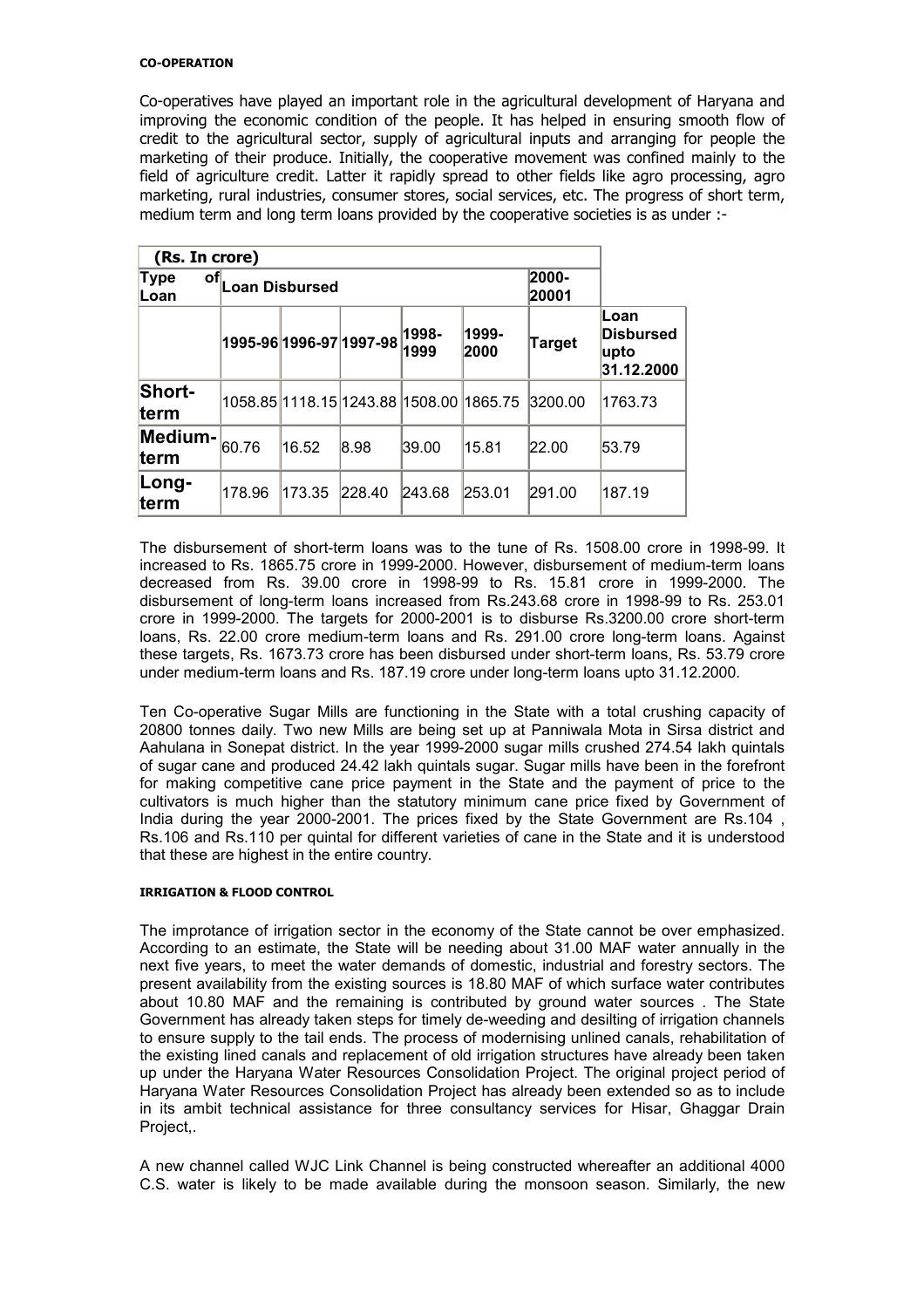**CO-OPERATION**

Co-operatives have played an important role in the agricultural development of Haryana and improving the economic condition of the people. It has helped in ensuring smooth flow of credit to the agricultural sector, supply of agricultural inputs and arranging for people the marketing of their produce. Initially, the cooperative movement was confined mainly to the field of agriculture credit. Latter it rapidly spread to other fields like agro processing, agro marketing, rural industries, consumer stores, social services, etc. The progress of short term, medium term and long term loans provided by the cooperative societies is as under :-

| (Rs. In crore) | | | | | | | |
|---|---|---|---|---|---|---|---|
| Type of Loan | Loan Disbursed | | | | | 2000-20001 | |
| | 1995-96 | 1996-97 | 1997-98 | 1998-1999 | 1999-2000 | Target | Loan Disbursed upto 31.12.2000 |
| Short-term | 1058.85 | 1118.15 | 1243.88 | 1508.00 | 1865.75 | 3200.00 | 1763.73 |
| Medium-term | 60.76 | 16.52 | 8.98 | 39.00 | 15.81 | 22.00 | 53.79 |
| Long-term | 178.96 | 173.35 | 228.40 | 243.68 | 253.01 | 291.00 | 187.19 |

The disbursement of short-term loans was to the tune of Rs. 1508.00 crore in 1998-99. It increased to Rs. 1865.75 crore in 1999-2000. However, disbursement of medium-term loans decreased from Rs. 39.00 crore in 1998-99 to Rs. 15.81 crore in 1999-2000. The disbursement of long-term loans increased from Rs.243.68 crore in 1998-99 to Rs. 253.01 crore in 1999-2000. The targets for 2000-2001 is to disburse Rs.3200.00 crore short-term loans, Rs. 22.00 crore medium-term loans and Rs. 291.00 crore long-term loans. Against these targets, Rs. 1673.73 crore has been disbursed under short-term loans, Rs. 53.79 crore under medium-term loans and Rs. 187.19 crore under long-term loans upto 31.12.2000.

Ten Co-operative Sugar Mills are functioning in the State with a total crushing capacity of 20800 tonnes daily. Two new Mills are being set up at Panniwala Mota in Sirsa district and Aahulana in Sonepat district. In the year 1999-2000 sugar mills crushed 274.54 lakh quintals of sugar cane and produced 24.42 lakh quintals sugar. Sugar mills have been in the forefront for making competitive cane price payment in the State and the payment of price to the cultivators is much higher than the statutory minimum cane price fixed by Government of India during the year 2000-2001. The prices fixed by the State Government are Rs.104 , Rs.106 and Rs.110 per quintal for different varieties of cane in the State and it is understood that these are highest in the entire country.

**IRRIGATION & FLOOD CONTROL**

The improtance of irrigation sector in the economy of the State cannot be over emphasized. According to an estimate, the State will be needing about 31.00 MAF water annually in the next five years, to meet the water demands of domestic, industrial and forestry sectors. The present availability from the existing sources is 18.80 MAF of which surface water contributes about 10.80 MAF and the remaining is contributed by ground water sources . The State Government has already taken steps for timely de-weeding and desilting of irrigation channels to ensure supply to the tail ends. The process of modernising unlined canals, rehabilitation of the existing lined canals and replacement of old irrigation structures have already been taken up under the Haryana Water Resources Consolidation Project. The original project period of Haryana Water Resources Consolidation Project has already been extended so as to include in its ambit technical assistance for three consultancy services for Hisar, Ghaggar Drain Project,.

A new channel called WJC Link Channel is being constructed whereafter an additional 4000 C.S. water is likely to be made available during the monsoon season. Similarly, the new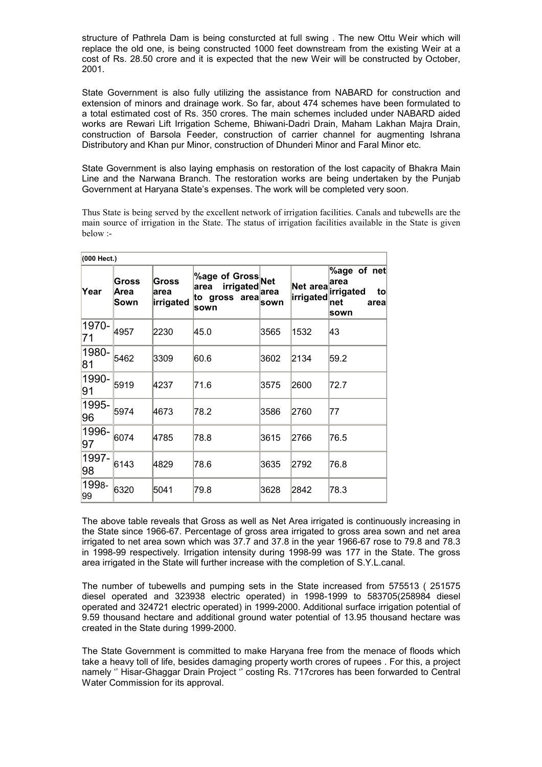structure of Pathrela Dam is being consturcted at full swing . The new Ottu Weir which will replace the old one, is being constructed 1000 feet downstream from the existing Weir at a cost of Rs. 28.50 crore and it is expected that the new Weir will be constructed by October, 2001.

State Government is also fully utilizing the assistance from NABARD for construction and extension of minors and drainage work. So far, about 474 schemes have been formulated to a total estimated cost of Rs. 350 crores. The main schemes included under NABARD aided works are Rewari Lift Irrigation Scheme, Bhiwani-Dadri Drain, Maham Lakhan Majra Drain, construction of Barsola Feeder, construction of carrier channel for augmenting Ishrana Distributory and Khan pur Minor, construction of Dhunderi Minor and Faral Minor etc.

State Government is also laying emphasis on restoration of the lost capacity of Bhakra Main Line and the Narwana Branch. The restoration works are being undertaken by the Punjab Government at Haryana State's expenses. The work will be completed very soon.

Thus State is being served by the excellent network of irrigation facilities. Canals and tubewells are the main source of irrigation in the State. The status of irrigation facilities available in the State is given below :-

**(000 Hect.)**

| Year | Gross Area Sown | Gross area irrigated | %age of Gross area irrigated to gross area sown | Net area sown | Net area irrigated | %age of net area irrigated to net area sown |
|---|---|---|---|---|---|---|
| 1970-71 | 4957 | 2230 | 45.0 | 3565 | 1532 | 43 |
| 1980-81 | 5462 | 3309 | 60.6 | 3602 | 2134 | 59.2 |
| 1990-91 | 5919 | 4237 | 71.6 | 3575 | 2600 | 72.7 |
| 1995-96 | 5974 | 4673 | 78.2 | 3586 | 2760 | 77 |
| 1996-97 | 6074 | 4785 | 78.8 | 3615 | 2766 | 76.5 |
| 1997-98 | 6143 | 4829 | 78.6 | 3635 | 2792 | 76.8 |
| 1998-99 | 6320 | 5041 | 79.8 | 3628 | 2842 | 78.3 |

The above table reveals that Gross as well as Net Area irrigated is continuously increasing in the State since 1966-67. Percentage of gross area irrigated to gross area sown and net area irrigated to net area sown which was 37.7 and 37.8 in the year 1966-67 rose to 79.8 and 78.3 in 1998-99 respectively. Irrigation intensity during 1998-99 was 177 in the State. The gross area irrigated in the State will further increase with the completion of S.Y.L.canal.

The number of tubewells and pumping sets in the State increased from 575513 ( 251575 diesel operated and 323938 electric operated) in 1998-1999 to 583705(258984 diesel operated and 324721 electric operated) in 1999-2000. Additional surface irrigation potential of 9.59 thousand hectare and additional ground water potential of 13.95 thousand hectare was created in the State during 1999-2000.

The State Government is committed to make Haryana free from the menace of floods which take a heavy toll of life, besides damaging property worth crores of rupees . For this, a project namely '' Hisar-Ghaggar Drain Project '' costing Rs. 717crores has been forwarded to Central Water Commission for its approval.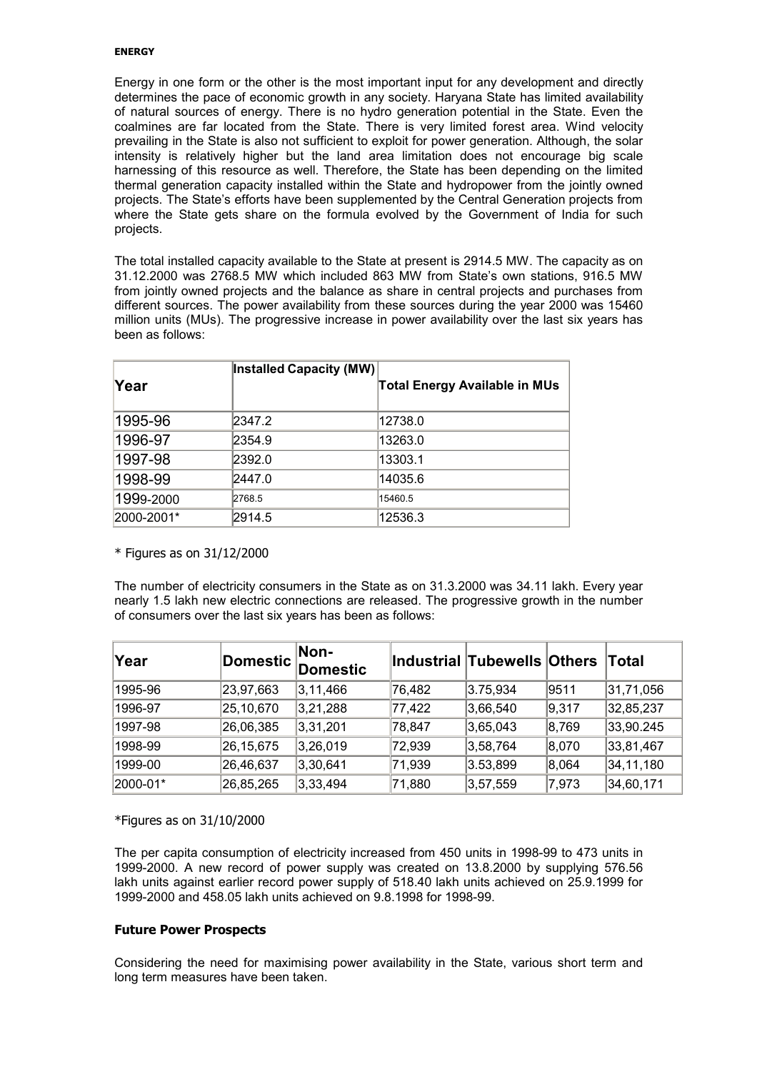**ENERGY**

Energy in one form or the other is the most important input for any development and directly determines the pace of economic growth in any society. Haryana State has limited availability of natural sources of energy. There is no hydro generation potential in the State. Even the coalmines are far located from the State. There is very limited forest area. Wind velocity prevailing in the State is also not sufficient to exploit for power generation. Although, the solar intensity is relatively higher but the land area limitation does not encourage big scale harnessing of this resource as well. Therefore, the State has been depending on the limited thermal generation capacity installed within the State and hydropower from the jointly owned projects. The State's efforts have been supplemented by the Central Generation projects from where the State gets share on the formula evolved by the Government of India for such projects.

The total installed capacity available to the State at present is 2914.5 MW. The capacity as on 31.12.2000 was 2768.5 MW which included 863 MW from State's own stations, 916.5 MW from jointly owned projects and the balance as share in central projects and purchases from different sources. The power availability from these sources during the year 2000 was 15460 million units (MUs). The progressive increase in power availability over the last six years has been as follows:

| Year | Installed Capacity (MW) | Total Energy Available in MUs |
|---|---|---|
| 1995-96 | 2347.2 | 12738.0 |
| 1996-97 | 2354.9 | 13263.0 |
| 1997-98 | 2392.0 | 13303.1 |
| 1998-99 | 2447.0 | 14035.6 |
| 1999-2000 | 2768.5 | 15460.5 |
| 2000-2001* | 2914.5 | 12536.3 |

\* Figures as on 31/12/2000

The number of electricity consumers in the State as on 31.3.2000 was 34.11 lakh. Every year nearly 1.5 lakh new electric connections are released. The progressive growth in the number of consumers over the last six years has been as follows:

| Year | Domestic | Non-Domestic | Industrial | Tubewells | Others | Total |
|---|---|---|---|---|---|---|
| 1995-96 | 23,97,663 | 3,11,466 | 76,482 | 3.75,934 | 9511 | 31,71,056 |
| 1996-97 | 25,10,670 | 3,21,288 | 77,422 | 3,66,540 | 9,317 | 32,85,237 |
| 1997-98 | 26,06,385 | 3,31,201 | 78,847 | 3,65,043 | 8,769 | 33,90.245 |
| 1998-99 | 26,15,675 | 3,26,019 | 72,939 | 3,58,764 | 8,070 | 33,81,467 |
| 1999-00 | 26,46,637 | 3,30,641 | 71,939 | 3.53,899 | 8,064 | 34,11,180 |
| 2000-01* | 26,85,265 | 3,33,494 | 71,880 | 3,57,559 | 7,973 | 34,60,171 |

*Figures as on 31/10/2000

The per capita consumption of electricity increased from 450 units in 1998-99 to 473 units in 1999-2000. A new record of power supply was created on 13.8.2000 by supplying 576.56 lakh units against earlier record power supply of 518.40 lakh units achieved on 25.9.1999 for 1999-2000 and 458.05 lakh units achieved on 9.8.1998 for 1998-99.

**Future Power Prospects**

Considering the need for maximising power availability in the State, various short term and long term measures have been taken.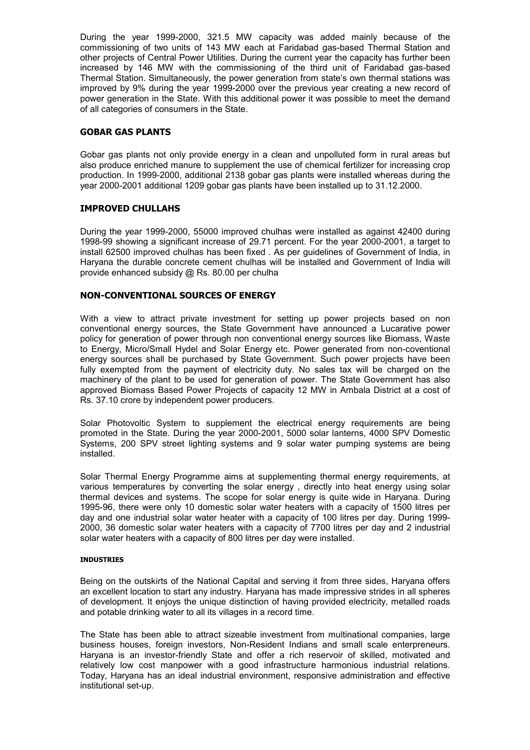During the year 1999-2000, 321.5 MW capacity was added mainly because of the commissioning of two units of 143 MW each at Faridabad gas-based Thermal Station and other projects of Central Power Utilities. During the current year the capacity has further been increased by 146 MW with the commissioning of the third unit of Faridabad gas-based Thermal Station. Simultaneously, the power generation from state's own thermal stations was improved by 9% during the year 1999-2000 over the previous year creating a new record of power generation in the State. With this additional power it was possible to meet the demand of all categories of consumers in the State.

## GOBAR GAS PLANTS

Gobar gas plants not only provide energy in a clean and unpolluted form in rural areas but also produce enriched manure to supplement the use of chemical fertilizer for increasing crop production. In 1999-2000, additional 2138 gobar gas plants were installed whereas during the year 2000-2001 additional 1209 gobar gas plants have been installed up to 31.12.2000.

## IMPROVED CHULLAHS

During the year 1999-2000, 55000 improved chulhas were installed as against 42400 during 1998-99 showing a significant increase of 29.71 percent. For the year 2000-2001, a target to install 62500 improved chulhas has been fixed . As per guidelines of Government of India, in Haryana the durable concrete cement chulhas will be installed and Government of India will provide enhanced subsidy @ Rs. 80.00 per chulha

## NON-CONVENTIONAL SOURCES OF ENERGY

With a view to attract private investment for setting up power projects based on non conventional energy sources, the State Government have announced a Lucarative power policy for generation of power through non conventional energy sources like Biomass, Waste to Energy, Micro/Small Hydel and Solar Energy etc. Power generated from non-coventional energy sources shall be purchased by State Government. Such power projects have been fully exempted from the payment of electricity duty. No sales tax will be charged on the machinery of the plant to be used for generation of power. The State Government has also approved Biomass Based Power Projects of capacity 12 MW in Ambala District at a cost of Rs. 37.10 crore by independent power producers.

Solar Photovoltic System to supplement the electrical energy requirements are being promoted in the State. During the year 2000-2001, 5000 solar lanterns, 4000 SPV Domestic Systems, 200 SPV street lighting systems and 9 solar water pumping systems are being installed.

Solar Thermal Energy Programme aims at supplementing thermal energy requirements, at various temperatures by converting the solar energy , directly into heat energy using solar thermal devices and systems. The scope for solar energy is quite wide in Haryana. During 1995-96, there were only 10 domestic solar water heaters with a capacity of 1500 litres per day and one industrial solar water heater with a capacity of 100 litres per day. During 1999-2000, 36 domestic solar water heaters with a capacity of 7700 litres per day and 2 industrial solar water heaters with a capacity of 800 litres per day were installed.

#### INDUSTRIES

Being on the outskirts of the National Capital and serving it from three sides, Haryana offers an excellent location to start any industry. Haryana has made impressive strides in all spheres of development. It enjoys the unique distinction of having provided electricity, metalled roads and potable drinking water to all its villages in a record time.

The State has been able to attract sizeable investment from multinational companies, large business houses, foreign investors, Non-Resident Indians and small scale enterpreneurs. Haryana is an investor-friendly State and offer a rich reservoir of skilled, motivated and relatively low cost manpower with a good infrastructure harmonious industrial relations. Today, Haryana has an ideal industrial environment, responsive administration and effective institutional set-up.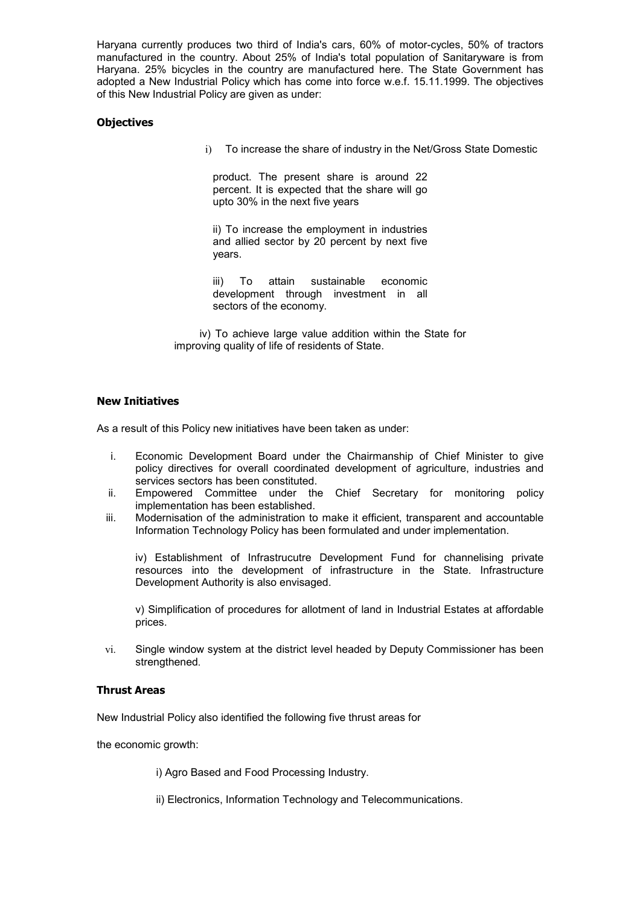Haryana currently produces two third of India's cars, 60% of motor-cycles, 50% of tractors manufactured in the country. About 25% of India's total population of Sanitaryware is from Haryana. 25% bicycles in the country are manufactured here. The State Government has adopted a New Industrial Policy which has come into force w.e.f. 15.11.1999. The objectives of this New Industrial Policy are given as under:

### Objectives

i) To increase the share of industry in the Net/Gross State Domestic product. The present share is around 22 percent. It is expected that the share will go upto 30% in the next five years

ii) To increase the employment in industries and allied sector by 20 percent by next five years.

iii) To attain sustainable economic development through investment in all sectors of the economy.

iv) To achieve large value addition within the State for improving quality of life of residents of State.

### New Initiatives

As a result of this Policy new initiatives have been taken as under:

i. Economic Development Board under the Chairmanship of Chief Minister to give policy directives for overall coordinated development of agriculture, industries and services sectors has been constituted.
ii. Empowered Committee under the Chief Secretary for monitoring policy implementation has been established.
iii. Modernisation of the administration to make it efficient, transparent and accountable Information Technology Policy has been formulated and under implementation.

iv) Establishment of Infrastrucutre Development Fund for channelising private resources into the development of infrastructure in the State. Infrastructure Development Authority is also envisaged.

v) Simplification of procedures for allotment of land in Industrial Estates at affordable prices.

vi. Single window system at the district level headed by Deputy Commissioner has been strengthened.

### Thrust Areas

New Industrial Policy also identified the following five thrust areas for

the economic growth:

i) Agro Based and Food Processing Industry.

ii) Electronics, Information Technology and Telecommunications.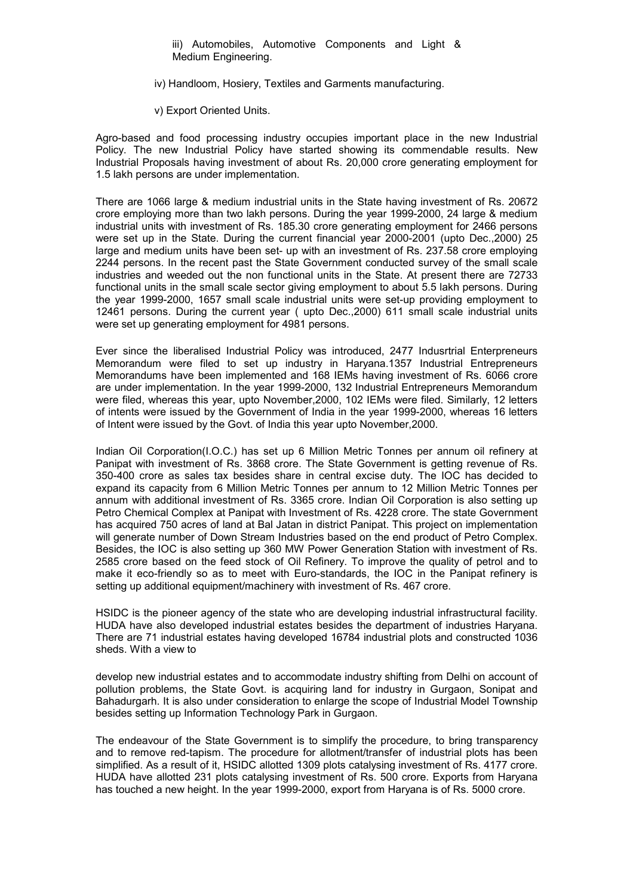iii) Automobiles, Automotive Components and Light & Medium Engineering.

iv) Handloom, Hosiery, Textiles and Garments manufacturing.

v) Export Oriented Units.

Agro-based and food processing industry occupies important place in the new Industrial Policy. The new Industrial Policy have started showing its commendable results. New Industrial Proposals having investment of about Rs. 20,000 crore generating employment for 1.5 lakh persons are under implementation.

There are 1066 large & medium industrial units in the State having investment of Rs. 20672 crore employing more than two lakh persons. During the year 1999-2000, 24 large & medium industrial units with investment of Rs. 185.30 crore generating employment for 2466 persons were set up in the State. During the current financial year 2000-2001 (upto Dec.,2000) 25 large and medium units have been set- up with an investment of Rs. 237.58 crore employing 2244 persons. In the recent past the State Government conducted survey of the small scale industries and weeded out the non functional units in the State. At present there are 72733 functional units in the small scale sector giving employment to about 5.5 lakh persons. During the year 1999-2000, 1657 small scale industrial units were set-up providing employment to 12461 persons. During the current year ( upto Dec.,2000) 611 small scale industrial units were set up generating employment for 4981 persons.

Ever since the liberalised Industrial Policy was introduced, 2477 Indusrtrial Enterpreneurs Memorandum were filed to set up industry in Haryana.1357 Industrial Entrepreneurs Memorandums have been implemented and 168 IEMs having investment of Rs. 6066 crore are under implementation. In the year 1999-2000, 132 Industrial Entrepreneurs Memorandum were filed, whereas this year, upto November,2000, 102 IEMs were filed. Similarly, 12 letters of intents were issued by the Government of India in the year 1999-2000, whereas 16 letters of Intent were issued by the Govt. of India this year upto November,2000.

Indian Oil Corporation(I.O.C.) has set up 6 Million Metric Tonnes per annum oil refinery at Panipat with investment of Rs. 3868 crore. The State Government is getting revenue of Rs. 350-400 crore as sales tax besides share in central excise duty. The IOC has decided to expand its capacity from 6 Million Metric Tonnes per annum to 12 Million Metric Tonnes per annum with additional investment of Rs. 3365 crore. Indian Oil Corporation is also setting up Petro Chemical Complex at Panipat with Investment of Rs. 4228 crore. The state Government has acquired 750 acres of land at Bal Jatan in district Panipat. This project on implementation will generate number of Down Stream Industries based on the end product of Petro Complex. Besides, the IOC is also setting up 360 MW Power Generation Station with investment of Rs. 2585 crore based on the feed stock of Oil Refinery. To improve the quality of petrol and to make it eco-friendly so as to meet with Euro-standards, the IOC in the Panipat refinery is setting up additional equipment/machinery with investment of Rs. 467 crore.

HSIDC is the pioneer agency of the state who are developing industrial infrastructural facility. HUDA have also developed industrial estates besides the department of industries Haryana. There are 71 industrial estates having developed 16784 industrial plots and constructed 1036 sheds. With a view to develop new industrial estates and to accommodate industry shifting from Delhi on account of pollution problems, the State Govt. is acquiring land for industry in Gurgaon, Sonipat and Bahadurgarh. It is also under consideration to enlarge the scope of Industrial Model Township besides setting up Information Technology Park in Gurgaon.

The endeavour of the State Government is to simplify the procedure, to bring transparency and to remove red-tapism. The procedure for allotment/transfer of industrial plots has been simplified. As a result of it, HSIDC allotted 1309 plots catalysing investment of Rs. 4177 crore. HUDA have allotted 231 plots catalysing investment of Rs. 500 crore. Exports from Haryana has touched a new height. In the year 1999-2000, export from Haryana is of Rs. 5000 crore.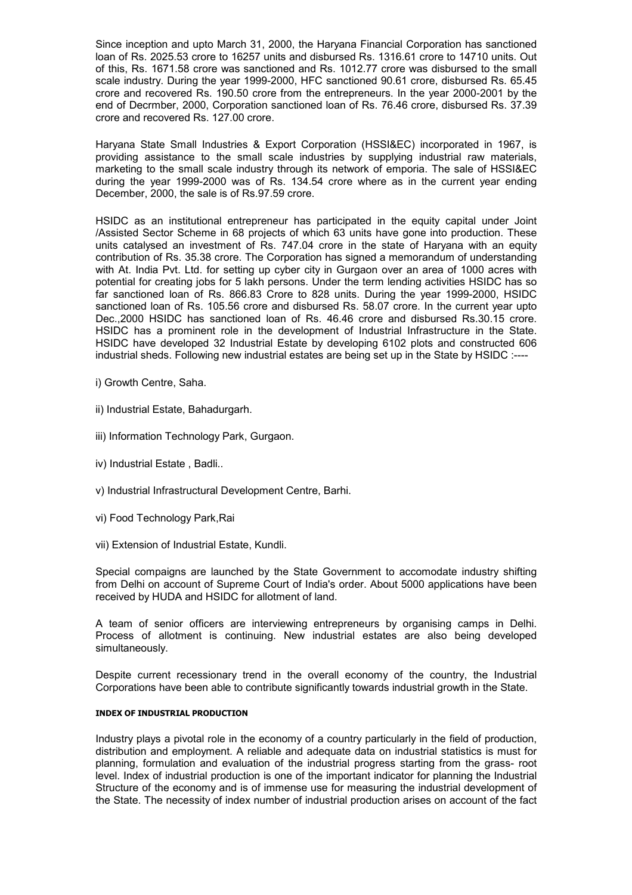Since inception and upto March 31, 2000, the Haryana Financial Corporation has sanctioned loan of Rs. 2025.53 crore to 16257 units and disbursed Rs. 1316.61 crore to 14710 units. Out of this, Rs. 1671.58 crore was sanctioned and Rs. 1012.77 crore was disbursed to the small scale industry. During the year 1999-2000, HFC sanctioned 90.61 crore, disbursed Rs. 65.45 crore and recovered Rs. 190.50 crore from the entrepreneurs. In the year 2000-2001 by the end of Decrmber, 2000, Corporation sanctioned loan of Rs. 76.46 crore, disbursed Rs. 37.39 crore and recovered Rs. 127.00 crore.

Haryana State Small Industries & Export Corporation (HSSI&EC) incorporated in 1967, is providing assistance to the small scale industries by supplying industrial raw materials, marketing to the small scale industry through its network of emporia. The sale of HSSI&EC during the year 1999-2000 was of Rs. 134.54 crore where as in the current year ending December, 2000, the sale is of Rs.97.59 crore.

HSIDC as an institutional entrepreneur has participated in the equity capital under Joint /Assisted Sector Scheme in 68 projects of which 63 units have gone into production. These units catalysed an investment of Rs. 747.04 crore in the state of Haryana with an equity contribution of Rs. 35.38 crore. The Corporation has signed a memorandum of understanding with At. India Pvt. Ltd. for setting up cyber city in Gurgaon over an area of 1000 acres with potential for creating jobs for 5 lakh persons. Under the term lending activities HSIDC has so far sanctioned loan of Rs. 866.83 Crore to 828 units. During the year 1999-2000, HSIDC sanctioned loan of Rs. 105.56 crore and disbursed Rs. 58.07 crore. In the current year upto Dec.,2000 HSIDC has sanctioned loan of Rs. 46.46 crore and disbursed Rs.30.15 crore. HSIDC has a prominent role in the development of Industrial Infrastructure in the State. HSIDC have developed 32 Industrial Estate by developing 6102 plots and constructed 606 industrial sheds. Following new industrial estates are being set up in the State by HSIDC :----

i) Growth Centre, Saha.

ii) Industrial Estate, Bahadurgarh.

iii) Information Technology Park, Gurgaon.

iv) Industrial Estate , Badli..

v) Industrial Infrastructural Development Centre, Barhi.

vi) Food Technology Park,Rai

vii) Extension of Industrial Estate, Kundli.

Special compaigns are launched by the State Government to accomodate industry shifting from Delhi on account of Supreme Court of India's order. About 5000 applications have been received by HUDA and HSIDC for allotment of land.

A team of senior officers are interviewing entrepreneurs by organising camps in Delhi. Process of allotment is continuing. New industrial estates are also being developed simultaneously.

Despite current recessionary trend in the overall economy of the country, the Industrial Corporations have been able to contribute significantly towards industrial growth in the State.

#### INDEX OF INDUSTRIAL PRODUCTION

Industry plays a pivotal role in the economy of a country particularly in the field of production, distribution and employment. A reliable and adequate data on industrial statistics is must for planning, formulation and evaluation of the industrial progress starting from the grass- root level. Index of industrial production is one of the important indicator for planning the Industrial Structure of the economy and is of immense use for measuring the industrial development of the State. The necessity of index number of industrial production arises on account of the fact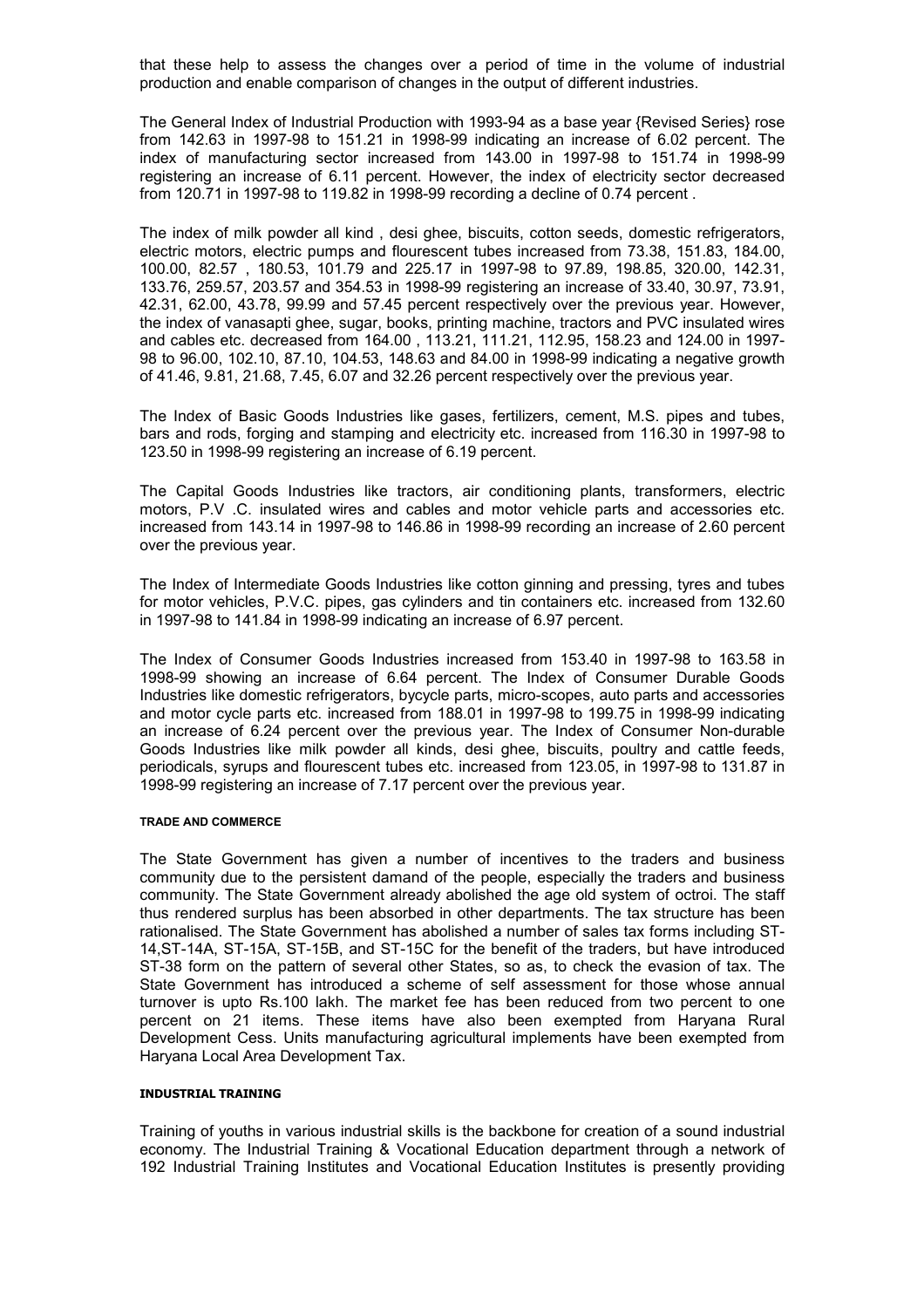that these help to assess the changes over a period of time in the volume of industrial production and enable comparison of changes in the output of different industries.

The General Index of Industrial Production with 1993-94 as a base year {Revised Series} rose from 142.63 in 1997-98 to 151.21 in 1998-99 indicating an increase of 6.02 percent. The index of manufacturing sector increased from 143.00 in 1997-98 to 151.74 in 1998-99 registering an increase of 6.11 percent. However, the index of electricity sector decreased from 120.71 in 1997-98 to 119.82 in 1998-99 recording a decline of 0.74 percent .

The index of milk powder all kind , desi ghee, biscuits, cotton seeds, domestic refrigerators, electric motors, electric pumps and flourescent tubes increased from 73.38, 151.83, 184.00, 100.00, 82.57 , 180.53, 101.79 and 225.17 in 1997-98 to 97.89, 198.85, 320.00, 142.31, 133.76, 259.57, 203.57 and 354.53 in 1998-99 registering an increase of 33.40, 30.97, 73.91, 42.31, 62.00, 43.78, 99.99 and 57.45 percent respectively over the previous year. However, the index of vanasapti ghee, sugar, books, printing machine, tractors and PVC insulated wires and cables etc. decreased from 164.00 , 113.21, 111.21, 112.95, 158.23 and 124.00 in 1997-98 to 96.00, 102.10, 87.10, 104.53, 148.63 and 84.00 in 1998-99 indicating a negative growth of 41.46, 9.81, 21.68, 7.45, 6.07 and 32.26 percent respectively over the previous year.

The Index of Basic Goods Industries like gases, fertilizers, cement, M.S. pipes and tubes, bars and rods, forging and stamping and electricity etc. increased from 116.30 in 1997-98 to 123.50 in 1998-99 registering an increase of 6.19 percent.

The Capital Goods Industries like tractors, air conditioning plants, transformers, electric motors, P.V .C. insulated wires and cables and motor vehicle parts and accessories etc. increased from 143.14 in 1997-98 to 146.86 in 1998-99 recording an increase of 2.60 percent over the previous year.

The Index of Intermediate Goods Industries like cotton ginning and pressing, tyres and tubes for motor vehicles, P.V.C. pipes, gas cylinders and tin containers etc. increased from 132.60 in 1997-98 to 141.84 in 1998-99 indicating an increase of 6.97 percent.

The Index of Consumer Goods Industries increased from 153.40 in 1997-98 to 163.58 in 1998-99 showing an increase of 6.64 percent. The Index of Consumer Durable Goods Industries like domestic refrigerators, bycycle parts, micro-scopes, auto parts and accessories and motor cycle parts etc. increased from 188.01 in 1997-98 to 199.75 in 1998-99 indicating an increase of 6.24 percent over the previous year. The Index of Consumer Non-durable Goods Industries like milk powder all kinds, desi ghee, biscuits, poultry and cattle feeds, periodicals, syrups and flourescent tubes etc. increased from 123.05, in 1997-98 to 131.87 in 1998-99 registering an increase of 7.17 percent over the previous year.

#### TRADE AND COMMERCE

The State Government has given a number of incentives to the traders and business community due to the persistent damand of the people, especially the traders and business community. The State Government already abolished the age old system of octroi. The staff thus rendered surplus has been absorbed in other departments. The tax structure has been rationalised. The State Government has abolished a number of sales tax forms including ST-14,ST-14A, ST-15A, ST-15B, and ST-15C for the benefit of the traders, but have introduced ST-38 form on the pattern of several other States, so as, to check the evasion of tax. The State Government has introduced a scheme of self assessment for those whose annual turnover is upto Rs.100 lakh. The market fee has been reduced from two percent to one percent on 21 items. These items have also been exempted from Haryana Rural Development Cess. Units manufacturing agricultural implements have been exempted from Haryana Local Area Development Tax.

#### INDUSTRIAL TRAINING

Training of youths in various industrial skills is the backbone for creation of a sound industrial economy. The Industrial Training & Vocational Education department through a network of 192 Industrial Training Institutes and Vocational Education Institutes is presently providing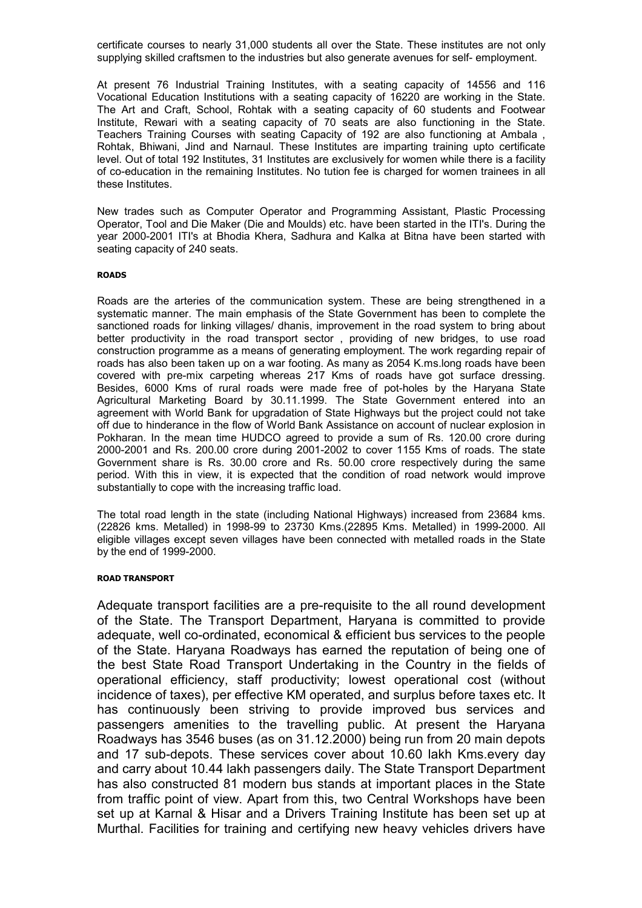certificate courses to nearly 31,000 students all over the State. These institutes are not only supplying skilled craftsmen to the industries but also generate avenues for self- employment.

At present 76 Industrial Training Institutes, with a seating capacity of 14556 and 116 Vocational Education Institutions with a seating capacity of 16220 are working in the State. The Art and Craft, School, Rohtak with a seating capacity of 60 students and Footwear Institute, Rewari with a seating capacity of 70 seats are also functioning in the State. Teachers Training Courses with seating Capacity of 192 are also functioning at Ambala , Rohtak, Bhiwani, Jind and Narnaul. These Institutes are imparting training upto certificate level. Out of total 192 Institutes, 31 Institutes are exclusively for women while there is a facility of co-education in the remaining Institutes. No tution fee is charged for women trainees in all these Institutes.

New trades such as Computer Operator and Programming Assistant, Plastic Processing Operator, Tool and Die Maker (Die and Moulds) etc. have been started in the ITI's. During the year 2000-2001 ITI's at Bhodia Khera, Sadhura and Kalka at Bitna have been started with seating capacity of 240 seats.

#### ROADS

Roads are the arteries of the communication system. These are being strengthened in a systematic manner. The main emphasis of the State Government has been to complete the sanctioned roads for linking villages/ dhanis, improvement in the road system to bring about better productivity in the road transport sector , providing of new bridges, to use road construction programme as a means of generating employment. The work regarding repair of roads has also been taken up on a war footing. As many as 2054 K.ms.long roads have been covered with pre-mix carpeting whereas 217 Kms of roads have got surface dressing. Besides, 6000 Kms of rural roads were made free of pot-holes by the Haryana State Agricultural Marketing Board by 30.11.1999. The State Government entered into an agreement with World Bank for upgradation of State Highways but the project could not take off due to hinderance in the flow of World Bank Assistance on account of nuclear explosion in Pokharan. In the mean time HUDCO agreed to provide a sum of Rs. 120.00 crore during 2000-2001 and Rs. 200.00 crore during 2001-2002 to cover 1155 Kms of roads. The state Government share is Rs. 30.00 crore and Rs. 50.00 crore respectively during the same period. With this in view, it is expected that the condition of road network would improve substantially to cope with the increasing traffic load.

The total road length in the state (including National Highways) increased from 23684 kms. (22826 kms. Metalled) in 1998-99 to 23730 Kms.(22895 Kms. Metalled) in 1999-2000. All eligible villages except seven villages have been connected with metalled roads in the State by the end of 1999-2000.

#### ROAD TRANSPORT

Adequate transport facilities are a pre-requisite to the all round development of the State. The Transport Department, Haryana is committed to provide adequate, well co-ordinated, economical & efficient bus services to the people of the State. Haryana Roadways has earned the reputation of being one of the best State Road Transport Undertaking in the Country in the fields of operational efficiency, staff productivity; lowest operational cost (without incidence of taxes), per effective KM operated, and surplus before taxes etc. It has continuously been striving to provide improved bus services and passengers amenities to the travelling public. At present the Haryana Roadways has 3546 buses (as on 31.12.2000) being run from 20 main depots and 17 sub-depots. These services cover about 10.60 lakh Kms.every day and carry about 10.44 lakh passengers daily. The State Transport Department has also constructed 81 modern bus stands at important places in the State from traffic point of view. Apart from this, two Central Workshops have been set up at Karnal & Hisar and a Drivers Training Institute has been set up at Murthal. Facilities for training and certifying new heavy vehicles drivers have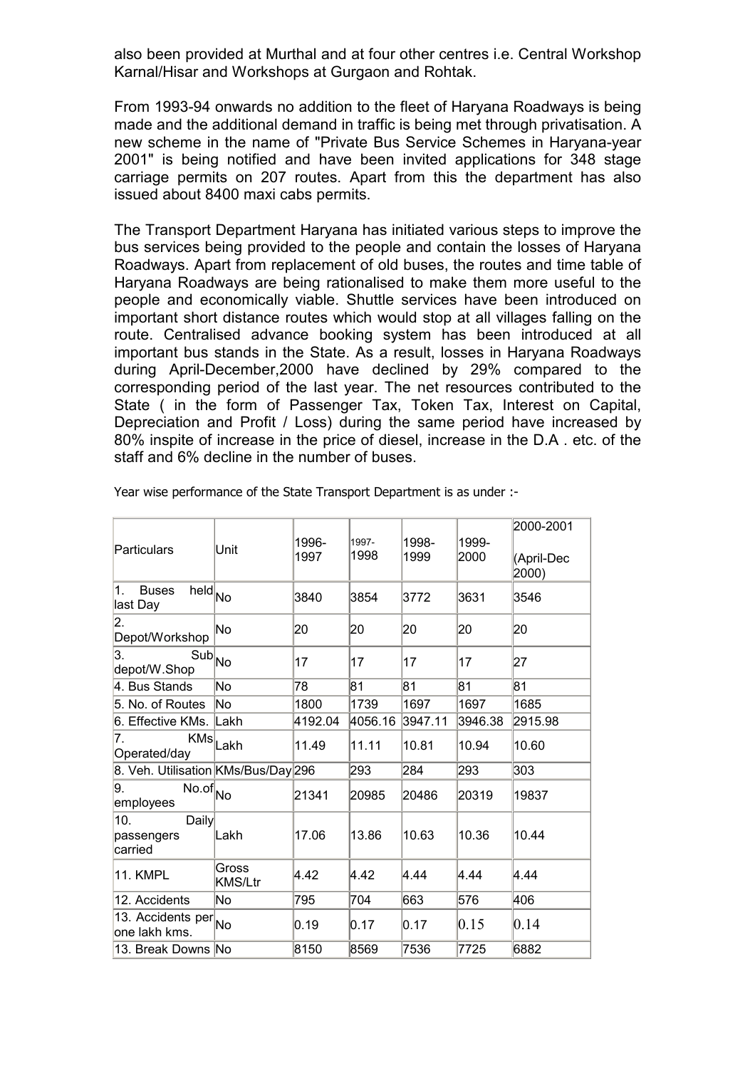also been provided at Murthal and at four other centres i.e. Central Workshop Karnal/Hisar and Workshops at Gurgaon and Rohtak.

From 1993-94 onwards no addition to the fleet of Haryana Roadways is being made and the additional demand in traffic is being met through privatisation. A new scheme in the name of "Private Bus Service Schemes in Haryana-year 2001" is being notified and have been invited applications for 348 stage carriage permits on 207 routes. Apart from this the department has also issued about 8400 maxi cabs permits.

The Transport Department Haryana has initiated various steps to improve the bus services being provided to the people and contain the losses of Haryana Roadways. Apart from replacement of old buses, the routes and time table of Haryana Roadways are being rationalised to make them more useful to the people and economically viable. Shuttle services have been introduced on important short distance routes which would stop at all villages falling on the route. Centralised advance booking system has been introduced at all important bus stands in the State. As a result, losses in Haryana Roadways during April-December,2000 have declined by 29% compared to the corresponding period of the last year. The net resources contributed to the State ( in the form of Passenger Tax, Token Tax, Interest on Capital, Depreciation and Profit / Loss) during the same period have increased by 80% inspite of increase in the price of diesel, increase in the D.A . etc. of the staff and 6% decline in the number of buses.

Year wise performance of the State Transport Department is as under :-

| Particulars | Unit | 1996-1997 | 1997-1998 | 1998-1999 | 1999-2000 | 2000-2001 (April-Dec 2000) |
|---|---|---|---|---|---|---|
| 1. Buses held last Day | No | 3840 | 3854 | 3772 | 3631 | 3546 |
| 2. Depot/Workshop | No | 20 | 20 | 20 | 20 | 20 |
| 3. Sub depot/W.Shop | No | 17 | 17 | 17 | 17 | 27 |
| 4. Bus Stands | No | 78 | 81 | 81 | 81 | 81 |
| 5. No. of Routes | No | 1800 | 1739 | 1697 | 1697 | 1685 |
| 6. Effective KMs. | Lakh | 4192.04 | 4056.16 | 3947.11 | 3946.38 | 2915.98 |
| 7. KMs Operated/day | Lakh | 11.49 | 11.11 | 10.81 | 10.94 | 10.60 |
| 8. Veh. Utilisation | KMs/Bus/Day | 296 | 293 | 284 | 293 | 303 |
| 9. No.of employees | No | 21341 | 20985 | 20486 | 20319 | 19837 |
| 10. Daily passengers carried | Lakh | 17.06 | 13.86 | 10.63 | 10.36 | 10.44 |
| 11. KMPL | Gross KMS/Ltr | 4.42 | 4.42 | 4.44 | 4.44 | 4.44 |
| 12. Accidents | No | 795 | 704 | 663 | 576 | 406 |
| 13. Accidents per one lakh kms. | No | 0.19 | 0.17 | 0.17 | 0.15 | 0.14 |
| 13. Break Downs | No | 8150 | 8569 | 7536 | 7725 | 6882 |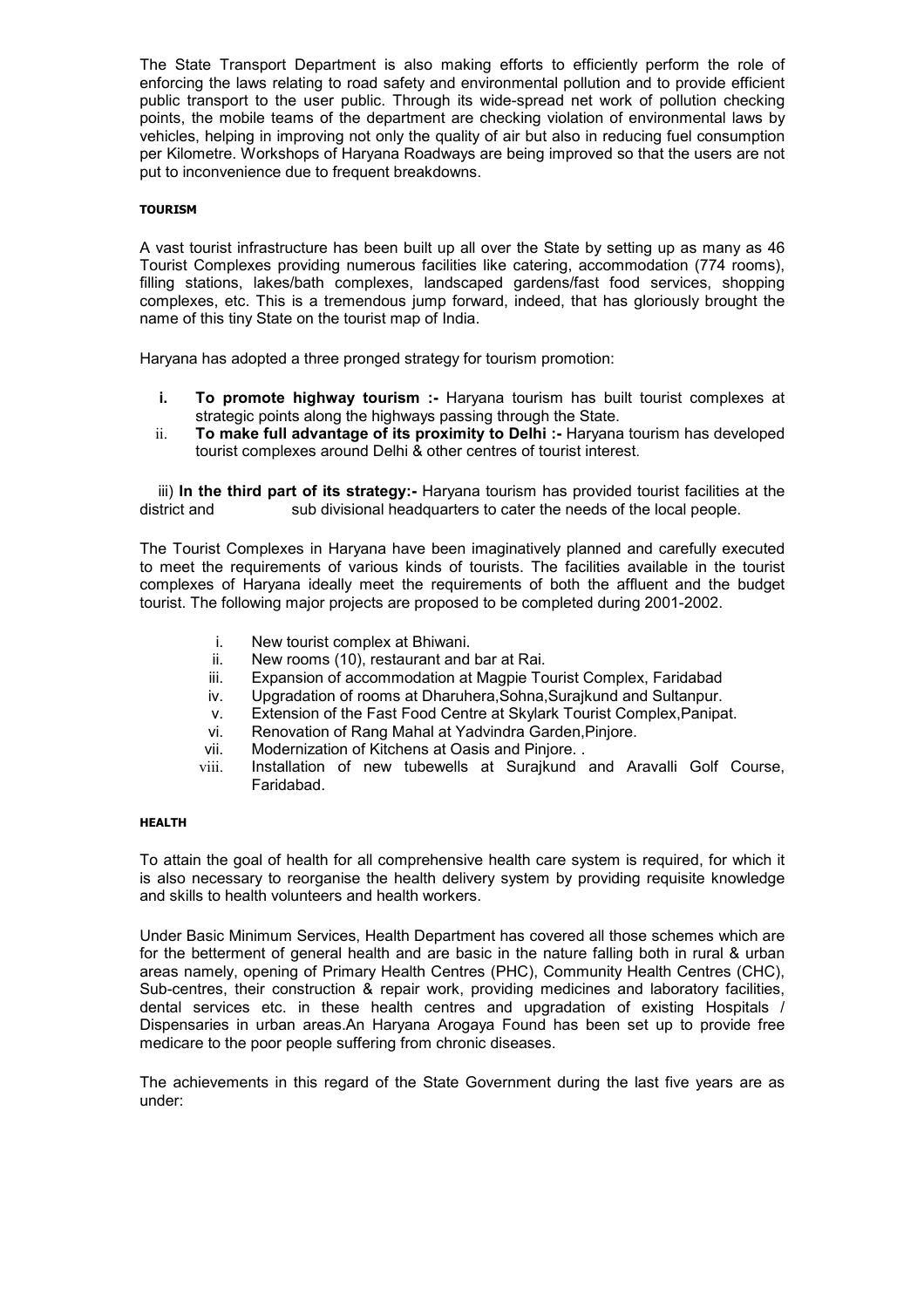The State Transport Department is also making efforts to efficiently perform the role of enforcing the laws relating to road safety and environmental pollution and to provide efficient public transport to the user public. Through its wide-spread net work of pollution checking points, the mobile teams of the department are checking violation of environmental laws by vehicles, helping in improving not only the quality of air but also in reducing fuel consumption per Kilometre. Workshops of Haryana Roadways are being improved so that the users are not put to inconvenience due to frequent breakdowns.

#### TOURISM

A vast tourist infrastructure has been built up all over the State by setting up as many as 46 Tourist Complexes providing numerous facilities like catering, accommodation (774 rooms), filling stations, lakes/bath complexes, landscaped gardens/fast food services, shopping complexes, etc. This is a tremendous jump forward, indeed, that has gloriously brought the name of this tiny State on the tourist map of India.

Haryana has adopted a three pronged strategy for tourism promotion:

i. **To promote highway tourism :-** Haryana tourism has built tourist complexes at strategic points along the highways passing through the State.
ii. **To make full advantage of its proximity to Delhi :-** Haryana tourism has developed tourist complexes around Delhi & other centres of tourist interest.

iii) **In the third part of its strategy:-** Haryana tourism has provided tourist facilities at the district and sub divisional headquarters to cater the needs of the local people.

The Tourist Complexes in Haryana have been imaginatively planned and carefully executed to meet the requirements of various kinds of tourists. The facilities available in the tourist complexes of Haryana ideally meet the requirements of both the affluent and the budget tourist. The following major projects are proposed to be completed during 2001-2002.

i. New tourist complex at Bhiwani.
ii. New rooms (10), restaurant and bar at Rai.
iii. Expansion of accommodation at Magpie Tourist Complex, Faridabad
iv. Upgradation of rooms at Dharuhera,Sohna,Surajkund and Sultanpur.
v. Extension of the Fast Food Centre at Skylark Tourist Complex,Panipat.
vi. Renovation of Rang Mahal at Yadvindra Garden,Pinjore.
vii. Modernization of Kitchens at Oasis and Pinjore. .
viii. Installation of new tubewells at Surajkund and Aravalli Golf Course, Faridabad.

#### HEALTH

To attain the goal of health for all comprehensive health care system is required, for which it is also necessary to reorganise the health delivery system by providing requisite knowledge and skills to health volunteers and health workers.

Under Basic Minimum Services, Health Department has covered all those schemes which are for the betterment of general health and are basic in the nature falling both in rural & urban areas namely, opening of Primary Health Centres (PHC), Community Health Centres (CHC), Sub-centres, their construction & repair work, providing medicines and laboratory facilities, dental services etc. in these health centres and upgradation of existing Hospitals / Dispensaries in urban areas.An Haryana Arogaya Found has been set up to provide free medicare to the poor people suffering from chronic diseases.

The achievements in this regard of the State Government during the last five years are as under: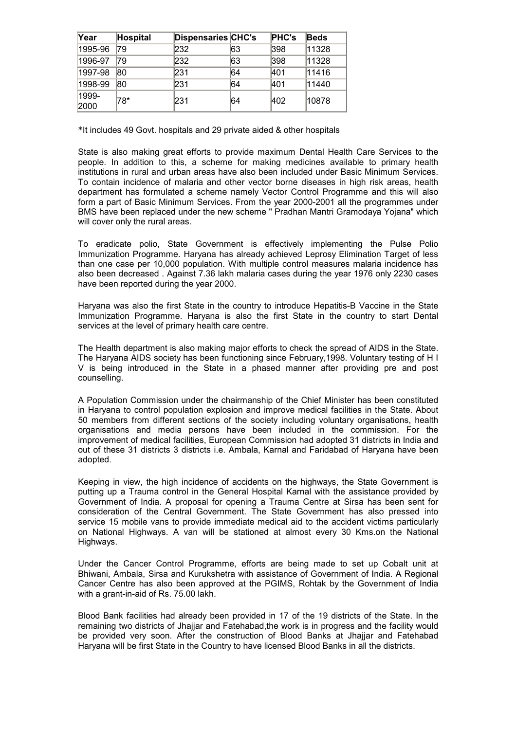| Year | Hospital | Dispensaries | CHC's | PHC's | Beds |
|---|---|---|---|---|---|
| 1995-96 | 79 | 232 | 63 | 398 | 11328 |
| 1996-97 | 79 | 232 | 63 | 398 | 11328 |
| 1997-98 | 80 | 231 | 64 | 401 | 11416 |
| 1998-99 | 80 | 231 | 64 | 401 | 11440 |
| 1999-2000 | 78* | 231 | 64 | 402 | 10878 |

*It includes 49 Govt. hospitals and 29 private aided & other hospitals

State is also making great efforts to provide maximum Dental Health Care Services to the people. In addition to this, a scheme for making medicines available to primary health institutions in rural and urban areas have also been included under Basic Minimum Services. To contain incidence of malaria and other vector borne diseases in high risk areas, health department has formulated a scheme namely Vector Control Programme and this will also form a part of Basic Minimum Services. From the year 2000-2001 all the programmes under BMS have been replaced under the new scheme " Pradhan Mantri Gramodaya Yojana" which will cover only the rural areas.

To eradicate polio, State Government is effectively implementing the Pulse Polio Immunization Programme. Haryana has already achieved Leprosy Elimination Target of less than one case per 10,000 population. With multiple control measures malaria incidence has also been decreased . Against 7.36 lakh malaria cases during the year 1976 only 2230 cases have been reported during the year 2000.

Haryana was also the first State in the country to introduce Hepatitis-B Vaccine in the State Immunization Programme. Haryana is also the first State in the country to start Dental services at the level of primary health care centre.

The Health department is also making major efforts to check the spread of AIDS in the State. The Haryana AIDS society has been functioning since February,1998. Voluntary testing of H I V is being introduced in the State in a phased manner after providing pre and post counselling.

A Population Commission under the chairmanship of the Chief Minister has been constituted in Haryana to control population explosion and improve medical facilities in the State. About 50 members from different sections of the society including voluntary organisations, health organisations and media persons have been included in the commission. For the improvement of medical facilities, European Commission had adopted 31 districts in India and out of these 31 districts 3 districts i.e. Ambala, Karnal and Faridabad of Haryana have been adopted.

Keeping in view, the high incidence of accidents on the highways, the State Government is putting up a Trauma control in the General Hospital Karnal with the assistance provided by Government of India. A proposal for opening a Trauma Centre at Sirsa has been sent for consideration of the Central Government. The State Government has also pressed into service 15 mobile vans to provide immediate medical aid to the accident victims particularly on National Highways. A van will be stationed at almost every 30 Kms.on the National Highways.

Under the Cancer Control Programme, efforts are being made to set up Cobalt unit at Bhiwani, Ambala, Sirsa and Kurukshetra with assistance of Government of India. A Regional Cancer Centre has also been approved at the PGIMS, Rohtak by the Government of India with a grant-in-aid of Rs. 75.00 lakh.

Blood Bank facilities had already been provided in 17 of the 19 districts of the State. In the remaining two districts of Jhajjar and Fatehabad,the work is in progress and the facility would be provided very soon. After the construction of Blood Banks at Jhajjar and Fatehabad Haryana will be first State in the Country to have licensed Blood Banks in all the districts.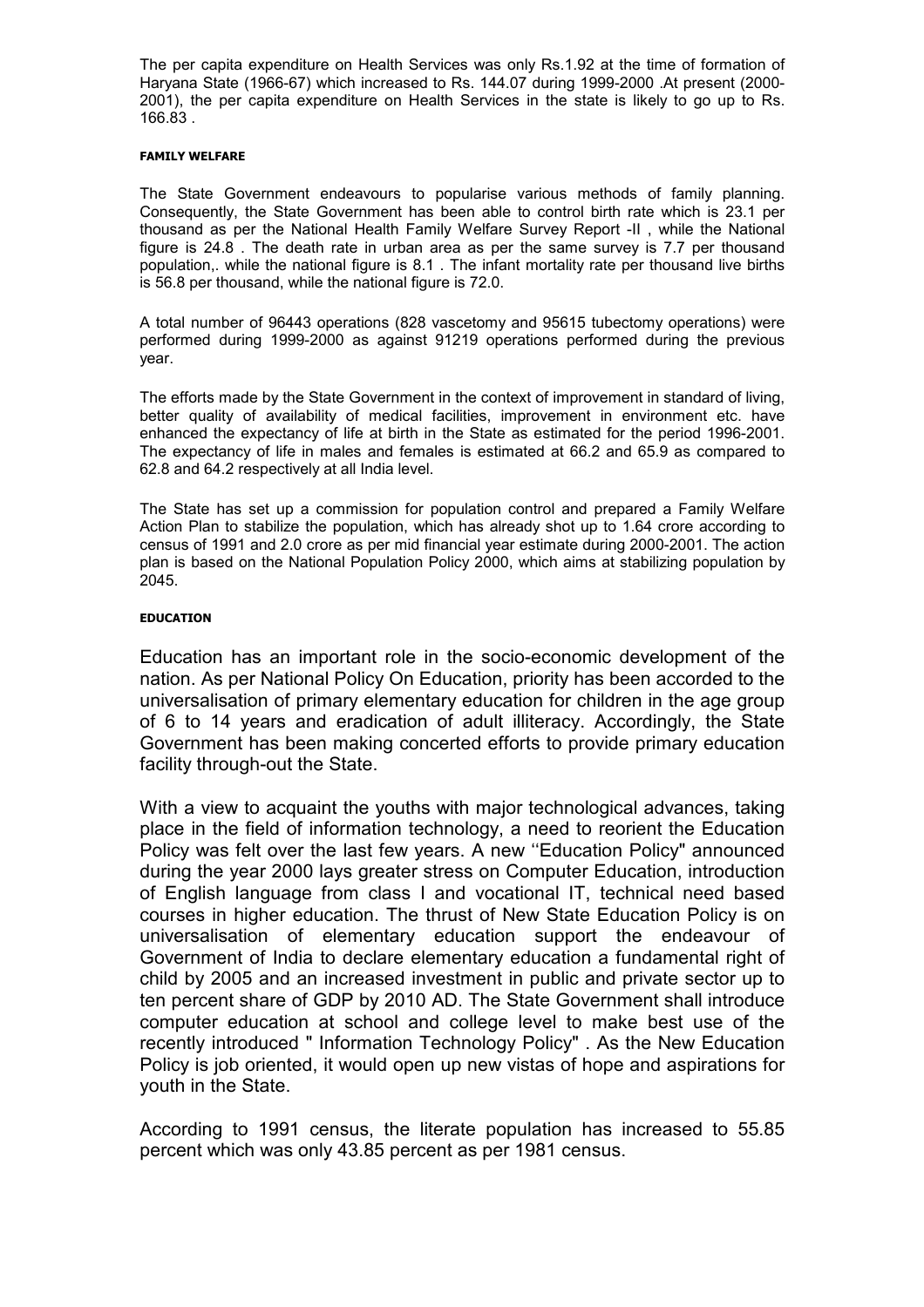The per capita expenditure on Health Services was only Rs.1.92 at the time of formation of Haryana State (1966-67) which increased to Rs. 144.07 during 1999-2000 .At present (2000-2001), the per capita expenditure on Health Services in the state is likely to go up to Rs. 166.83 .

#### FAMILY WELFARE

The State Government endeavours to popularise various methods of family planning. Consequently, the State Government has been able to control birth rate which is 23.1 per thousand as per the National Health Family Welfare Survey Report -II , while the National figure is 24.8 . The death rate in urban area as per the same survey is 7.7 per thousand population,. while the national figure is 8.1 . The infant mortality rate per thousand live births is 56.8 per thousand, while the national figure is 72.0.

A total number of 96443 operations (828 vascetomy and 95615 tubectomy operations) were performed during 1999-2000 as against 91219 operations performed during the previous year.

The efforts made by the State Government in the context of improvement in standard of living, better quality of availability of medical facilities, improvement in environment etc. have enhanced the expectancy of life at birth in the State as estimated for the period 1996-2001. The expectancy of life in males and females is estimated at 66.2 and 65.9 as compared to 62.8 and 64.2 respectively at all India level.

The State has set up a commission for population control and prepared a Family Welfare Action Plan to stabilize the population, which has already shot up to 1.64 crore according to census of 1991 and 2.0 crore as per mid financial year estimate during 2000-2001. The action plan is based on the National Population Policy 2000, which aims at stabilizing population by 2045.

#### EDUCATION

Education has an important role in the socio-economic development of the nation. As per National Policy On Education, priority has been accorded to the universalisation of primary elementary education for children in the age group of 6 to 14 years and eradication of adult illiteracy. Accordingly, the State Government has been making concerted efforts to provide primary education facility through-out the State.

With a view to acquaint the youths with major technological advances, taking place in the field of information technology, a need to reorient the Education Policy was felt over the last few years. A new ''Education Policy" announced during the year 2000 lays greater stress on Computer Education, introduction of English language from class I and vocational IT, technical need based courses in higher education. The thrust of New State Education Policy is on universalisation of elementary education support the endeavour of Government of India to declare elementary education a fundamental right of child by 2005 and an increased investment in public and private sector up to ten percent share of GDP by 2010 AD. The State Government shall introduce computer education at school and college level to make best use of the recently introduced " Information Technology Policy" . As the New Education Policy is job oriented, it would open up new vistas of hope and aspirations for youth in the State.

According to 1991 census, the literate population has increased to 55.85 percent which was only 43.85 percent as per 1981 census.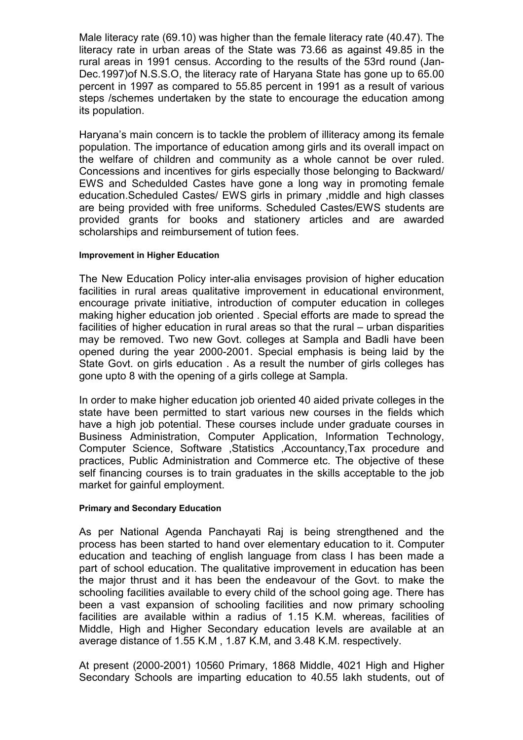Male literacy rate (69.10) was higher than the female literacy rate (40.47). The literacy rate in urban areas of the State was 73.66 as against 49.85 in the rural areas in 1991 census. According to the results of the 53rd round (Jan-Dec.1997)of N.S.S.O, the literacy rate of Haryana State has gone up to 65.00 percent in 1997 as compared to 55.85 percent in 1991 as a result of various steps /schemes undertaken by the state to encourage the education among its population.

Haryana's main concern is to tackle the problem of illiteracy among its female population. The importance of education among girls and its overall impact on the welfare of children and community as a whole cannot be over ruled. Concessions and incentives for girls especially those belonging to Backward/ EWS and Scheduled Castes have gone a long way in promoting female education.Scheduled Castes/ EWS girls in primary ,middle and high classes are being provided with free uniforms. Scheduled Castes/EWS students are provided grants for books and stationery articles and are awarded scholarships and reimbursement of tution fees.

#### Improvement in Higher Education

The New Education Policy inter-alia envisages provision of higher education facilities in rural areas qualitative improvement in educational environment, encourage private initiative, introduction of computer education in colleges making higher education job oriented . Special efforts are made to spread the facilities of higher education in rural areas so that the rural – urban disparities may be removed. Two new Govt. colleges at Sampla and Badli have been opened during the year 2000-2001. Special emphasis is being laid by the State Govt. on girls education . As a result the number of girls colleges has gone upto 8 with the opening of a girls college at Sampla.

In order to make higher education job oriented 40 aided private colleges in the state have been permitted to start various new courses in the fields which have a high job potential. These courses include under graduate courses in Business Administration, Computer Application, Information Technology, Computer Science, Software ,Statistics ,Accountancy,Tax procedure and practices, Public Administration and Commerce etc. The objective of these self financing courses is to train graduates in the skills acceptable to the job market for gainful employment.

#### Primary and Secondary Education

As per National Agenda Panchayati Raj is being strengthened and the process has been started to hand over elementary education to it. Computer education and teaching of english language from class I has been made a part of school education. The qualitative improvement in education has been the major thrust and it has been the endeavour of the Govt. to make the schooling facilities available to every child of the school going age. There has been a vast expansion of schooling facilities and now primary schooling facilities are available within a radius of 1.15 K.M. whereas, facilities of Middle, High and Higher Secondary education levels are available at an average distance of 1.55 K.M , 1.87 K.M, and 3.48 K.M. respectively.

At present (2000-2001) 10560 Primary, 1868 Middle, 4021 High and Higher Secondary Schools are imparting education to 40.55 lakh students, out of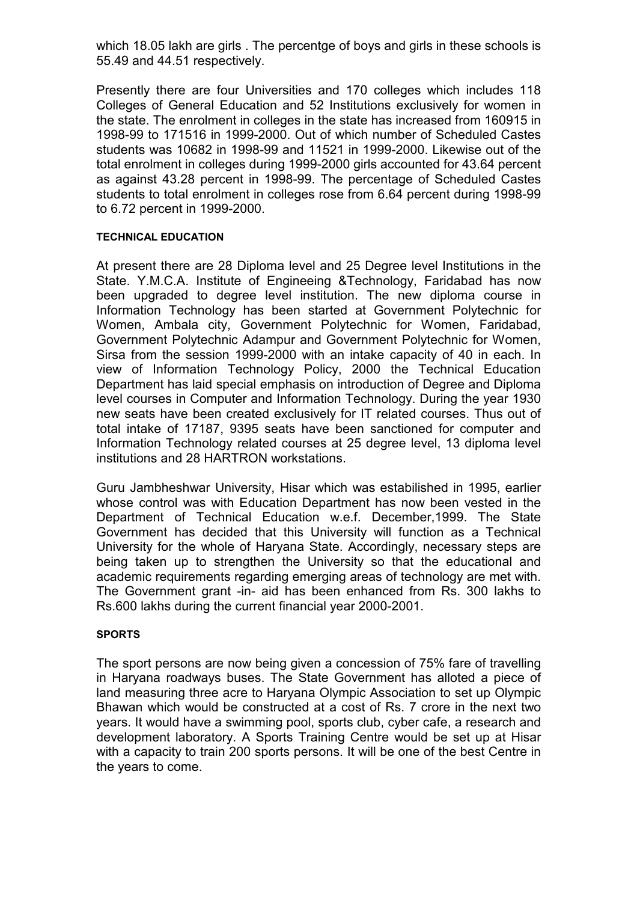which 18.05 lakh are girls . The percentge of boys and girls in these schools is 55.49 and 44.51 respectively.

Presently there are four Universities and 170 colleges which includes 118 Colleges of General Education and 52 Institutions exclusively for women in the state. The enrolment in colleges in the state has increased from 160915 in 1998-99 to 171516 in 1999-2000. Out of which number of Scheduled Castes students was 10682 in 1998-99 and 11521 in 1999-2000. Likewise out of the total enrolment in colleges during 1999-2000 girls accounted for 43.64 percent as against 43.28 percent in 1998-99. The percentage of Scheduled Castes students to total enrolment in colleges rose from 6.64 percent during 1998-99 to 6.72 percent in 1999-2000.

#### TECHNICAL EDUCATION

At present there are 28 Diploma level and 25 Degree level Institutions in the State. Y.M.C.A. Institute of Engineeing &Technology, Faridabad has now been upgraded to degree level institution. The new diploma course in Information Technology has been started at Government Polytechnic for Women, Ambala city, Government Polytechnic for Women, Faridabad, Government Polytechnic Adampur and Government Polytechnic for Women, Sirsa from the session 1999-2000 with an intake capacity of 40 in each. In view of Information Technology Policy, 2000 the Technical Education Department has laid special emphasis on introduction of Degree and Diploma level courses in Computer and Information Technology. During the year 1930 new seats have been created exclusively for IT related courses. Thus out of total intake of 17187, 9395 seats have been sanctioned for computer and Information Technology related courses at 25 degree level, 13 diploma level institutions and 28 HARTRON workstations.

Guru Jambheshwar University, Hisar which was estabilished in 1995, earlier whose control was with Education Department has now been vested in the Department of Technical Education w.e.f. December,1999. The State Government has decided that this University will function as a Technical University for the whole of Haryana State. Accordingly, necessary steps are being taken up to strengthen the University so that the educational and academic requirements regarding emerging areas of technology are met with. The Government grant -in- aid has been enhanced from Rs. 300 lakhs to Rs.600 lakhs during the current financial year 2000-2001.

#### SPORTS

The sport persons are now being given a concession of 75% fare of travelling in Haryana roadways buses. The State Government has alloted a piece of land measuring three acre to Haryana Olympic Association to set up Olympic Bhawan which would be constructed at a cost of Rs. 7 crore in the next two years. It would have a swimming pool, sports club, cyber cafe, a research and development laboratory. A Sports Training Centre would be set up at Hisar with a capacity to train 200 sports persons. It will be one of the best Centre in the years to come.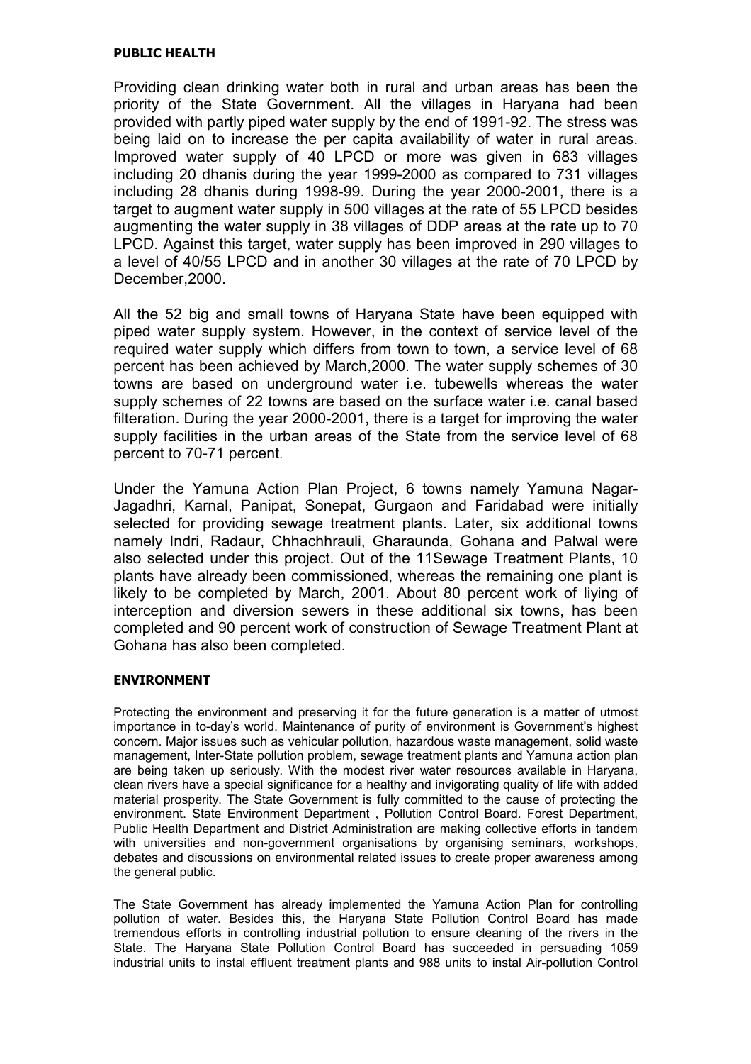## PUBLIC HEALTH

Providing clean drinking water both in rural and urban areas has been the priority of the State Government. All the villages in Haryana had been provided with partly piped water supply by the end of 1991-92. The stress was being laid on to increase the per capita availability of water in rural areas. Improved water supply of 40 LPCD or more was given in 683 villages including 20 dhanis during the year 1999-2000 as compared to 731 villages including 28 dhanis during 1998-99. During the year 2000-2001, there is a target to augment water supply in 500 villages at the rate of 55 LPCD besides augmenting the water supply in 38 villages of DDP areas at the rate up to 70 LPCD. Against this target, water supply has been improved in 290 villages to a level of 40/55 LPCD and in another 30 villages at the rate of 70 LPCD by December,2000.

All the 52 big and small towns of Haryana State have been equipped with piped water supply system. However, in the context of service level of the required water supply which differs from town to town, a service level of 68 percent has been achieved by March,2000. The water supply schemes of 30 towns are based on underground water i.e. tubewells whereas the water supply schemes of 22 towns are based on the surface water i.e. canal based filteration. During the year 2000-2001, there is a target for improving the water supply facilities in the urban areas of the State from the service level of 68 percent to 70-71 percent.

Under the Yamuna Action Plan Project, 6 towns namely Yamuna Nagar-Jagadhri, Karnal, Panipat, Sonepat, Gurgaon and Faridabad were initially selected for providing sewage treatment plants. Later, six additional towns namely Indri, Radaur, Chhachhrauli, Gharaunda, Gohana and Palwal were also selected under this project. Out of the 11Sewage Treatment Plants, 10 plants have already been commissioned, whereas the remaining one plant is likely to be completed by March, 2001. About 80 percent work of liying of interception and diversion sewers in these additional six towns, has been completed and 90 percent work of construction of Sewage Treatment Plant at Gohana has also been completed.

## ENVIRONMENT

Protecting the environment and preserving it for the future generation is a matter of utmost importance in to-day's world. Maintenance of purity of environment is Government's highest concern. Major issues such as vehicular pollution, hazardous waste management, solid waste management, Inter-State pollution problem, sewage treatment plants and Yamuna action plan are being taken up seriously. With the modest river water resources available in Haryana, clean rivers have a special significance for a healthy and invigorating quality of life with added material prosperity. The State Government is fully committed to the cause of protecting the environment. State Environment Department , Pollution Control Board. Forest Department, Public Health Department and District Administration are making collective efforts in tandem with universities and non-government organisations by organising seminars, workshops, debates and discussions on environmental related issues to create proper awareness among the general public.

The State Government has already implemented the Yamuna Action Plan for controlling pollution of water. Besides this, the Haryana State Pollution Control Board has made tremendous efforts in controlling industrial pollution to ensure cleaning of the rivers in the State. The Haryana State Pollution Control Board has succeeded in persuading 1059 industrial units to instal effluent treatment plants and 988 units to instal Air-pollution Control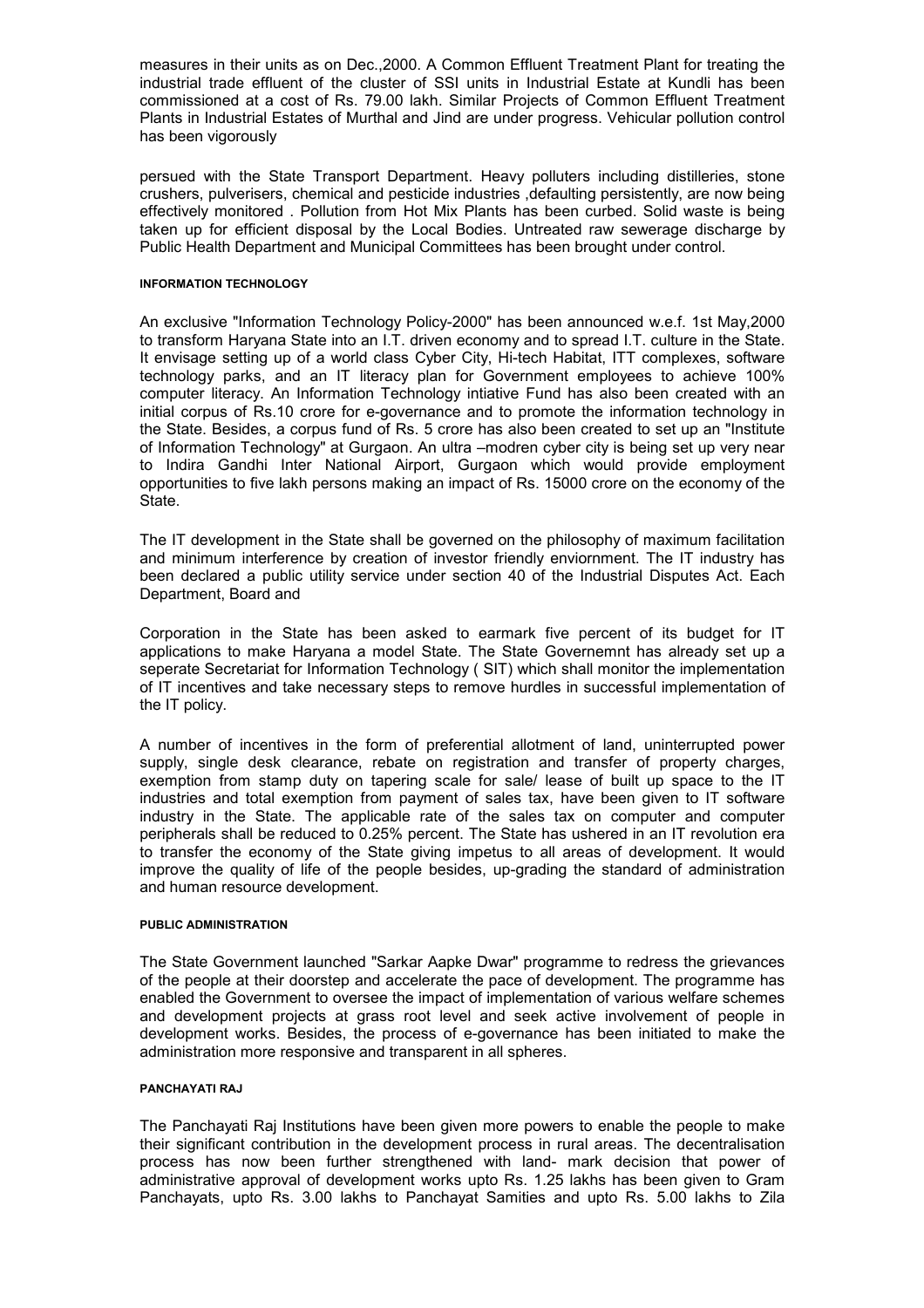measures in their units as on Dec.,2000. A Common Effluent Treatment Plant for treating the industrial trade effluent of the cluster of SSI units in Industrial Estate at Kundli has been commissioned at a cost of Rs. 79.00 lakh. Similar Projects of Common Effluent Treatment Plants in Industrial Estates of Murthal and Jind are under progress. Vehicular pollution control has been vigorously

persued with the State Transport Department. Heavy polluters including distilleries, stone crushers, pulverisers, chemical and pesticide industries ,defaulting persistently, are now being effectively monitored . Pollution from Hot Mix Plants has been curbed. Solid waste is being taken up for efficient disposal by the Local Bodies. Untreated raw sewerage discharge by Public Health Department and Municipal Committees has been brought under control.

#### INFORMATION TECHNOLOGY

An exclusive "Information Technology Policy-2000" has been announced w.e.f. 1st May,2000 to transform Haryana State into an I.T. driven economy and to spread I.T. culture in the State. It envisage setting up of a world class Cyber City, Hi-tech Habitat, ITT complexes, software technology parks, and an IT literacy plan for Government employees to achieve 100% computer literacy. An Information Technology intiative Fund has also been created with an initial corpus of Rs.10 crore for e-governance and to promote the information technology in the State. Besides, a corpus fund of Rs. 5 crore has also been created to set up an "Institute of Information Technology" at Gurgaon. An ultra –modren cyber city is being set up very near to Indira Gandhi Inter National Airport, Gurgaon which would provide employment opportunities to five lakh persons making an impact of Rs. 15000 crore on the economy of the State.

The IT development in the State shall be governed on the philosophy of maximum facilitation and minimum interference by creation of investor friendly enviornment. The IT industry has been declared a public utility service under section 40 of the Industrial Disputes Act. Each Department, Board and

Corporation in the State has been asked to earmark five percent of its budget for IT applications to make Haryana a model State. The State Governemnt has already set up a seperate Secretariat for Information Technology ( SIT) which shall monitor the implementation of IT incentives and take necessary steps to remove hurdles in successful implementation of the IT policy.

A number of incentives in the form of preferential allotment of land, uninterrupted power supply, single desk clearance, rebate on registration and transfer of property charges, exemption from stamp duty on tapering scale for sale/ lease of built up space to the IT industries and total exemption from payment of sales tax, have been given to IT software industry in the State. The applicable rate of the sales tax on computer and computer peripherals shall be reduced to 0.25% percent. The State has ushered in an IT revolution era to transfer the economy of the State giving impetus to all areas of development. It would improve the quality of life of the people besides, up-grading the standard of administration and human resource development.

#### PUBLIC ADMINISTRATION

The State Government launched "Sarkar Aapke Dwar" programme to redress the grievances of the people at their doorstep and accelerate the pace of development. The programme has enabled the Government to oversee the impact of implementation of various welfare schemes and development projects at grass root level and seek active involvement of people in development works. Besides, the process of e-governance has been initiated to make the administration more responsive and transparent in all spheres.

#### PANCHAYATI RAJ

The Panchayati Raj Institutions have been given more powers to enable the people to make their significant contribution in the development process in rural areas. The decentralisation process has now been further strengthened with land- mark decision that power of administrative approval of development works upto Rs. 1.25 lakhs has been given to Gram Panchayats, upto Rs. 3.00 lakhs to Panchayat Samities and upto Rs. 5.00 lakhs to Zila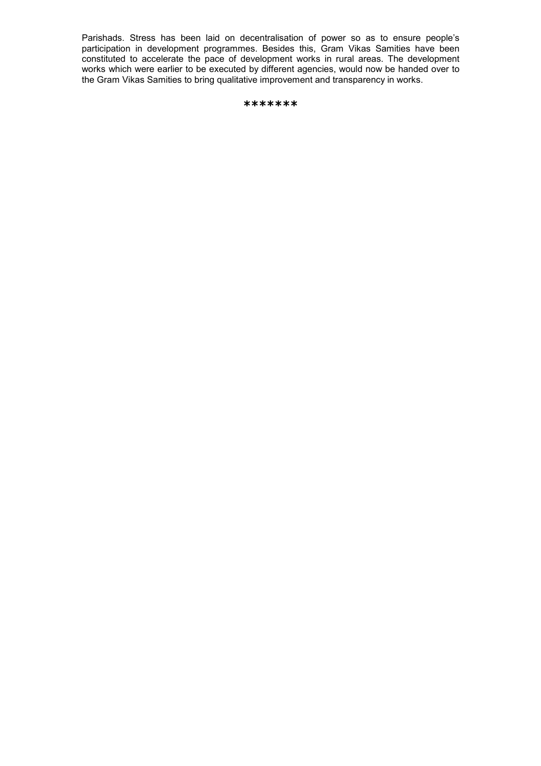Parishads. Stress has been laid on decentralisation of power so as to ensure people's participation in development programmes. Besides this, Gram Vikas Samities have been constituted to accelerate the pace of development works in rural areas. The development works which were earlier to be executed by different agencies, would now be handed over to the Gram Vikas Samities to bring qualitative improvement and transparency in works.

*******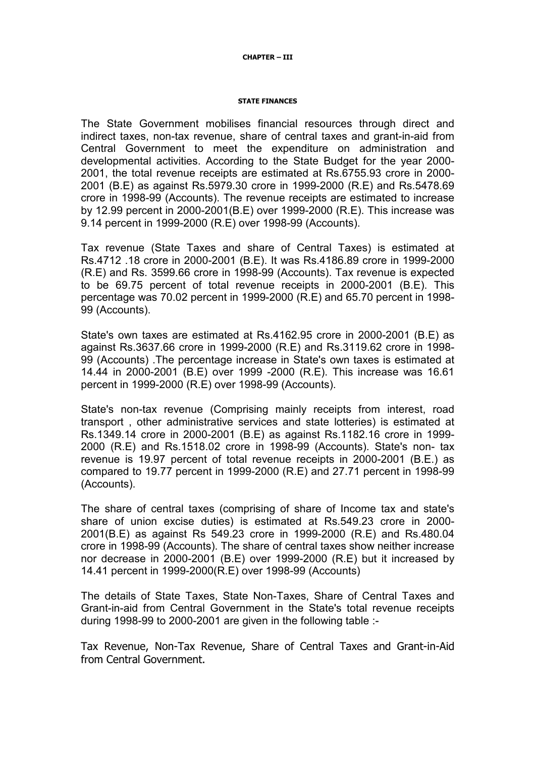# CHAPTER – III

## STATE FINANCES

The State Government mobilises financial resources through direct and indirect taxes, non-tax revenue, share of central taxes and grant-in-aid from Central Government to meet the expenditure on administration and developmental activities. According to the State Budget for the year 2000-2001, the total revenue receipts are estimated at Rs.6755.93 crore in 2000-2001 (B.E) as against Rs.5979.30 crore in 1999-2000 (R.E) and Rs.5478.69 crore in 1998-99 (Accounts). The revenue receipts are estimated to increase by 12.99 percent in 2000-2001(B.E) over 1999-2000 (R.E). This increase was 9.14 percent in 1999-2000 (R.E) over 1998-99 (Accounts).

Tax revenue (State Taxes and share of Central Taxes) is estimated at Rs.4712 .18 crore in 2000-2001 (B.E). It was Rs.4186.89 crore in 1999-2000 (R.E) and Rs. 3599.66 crore in 1998-99 (Accounts). Tax revenue is expected to be 69.75 percent of total revenue receipts in 2000-2001 (B.E). This percentage was 70.02 percent in 1999-2000 (R.E) and 65.70 percent in 1998-99 (Accounts).

State's own taxes are estimated at Rs.4162.95 crore in 2000-2001 (B.E) as against Rs.3637.66 crore in 1999-2000 (R.E) and Rs.3119.62 crore in 1998-99 (Accounts) .The percentage increase in State's own taxes is estimated at 14.44 in 2000-2001 (B.E) over 1999 -2000 (R.E). This increase was 16.61 percent in 1999-2000 (R.E) over 1998-99 (Accounts).

State's non-tax revenue (Comprising mainly receipts from interest, road transport , other administrative services and state lotteries) is estimated at Rs.1349.14 crore in 2000-2001 (B.E) as against Rs.1182.16 crore in 1999-2000 (R.E) and Rs.1518.02 crore in 1998-99 (Accounts). State's non- tax revenue is 19.97 percent of total revenue receipts in 2000-2001 (B.E.) as compared to 19.77 percent in 1999-2000 (R.E) and 27.71 percent in 1998-99 (Accounts).

The share of central taxes (comprising of share of Income tax and state's share of union excise duties) is estimated at Rs.549.23 crore in 2000-2001(B.E) as against Rs 549.23 crore in 1999-2000 (R.E) and Rs.480.04 crore in 1998-99 (Accounts). The share of central taxes show neither increase nor decrease in 2000-2001 (B.E) over 1999-2000 (R.E) but it increased by 14.41 percent in 1999-2000(R.E) over 1998-99 (Accounts)

The details of State Taxes, State Non-Taxes, Share of Central Taxes and Grant-in-aid from Central Government in the State's total revenue receipts during 1998-99 to 2000-2001 are given in the following table :-

Tax Revenue, Non-Tax Revenue, Share of Central Taxes and Grant-in-Aid from Central Government.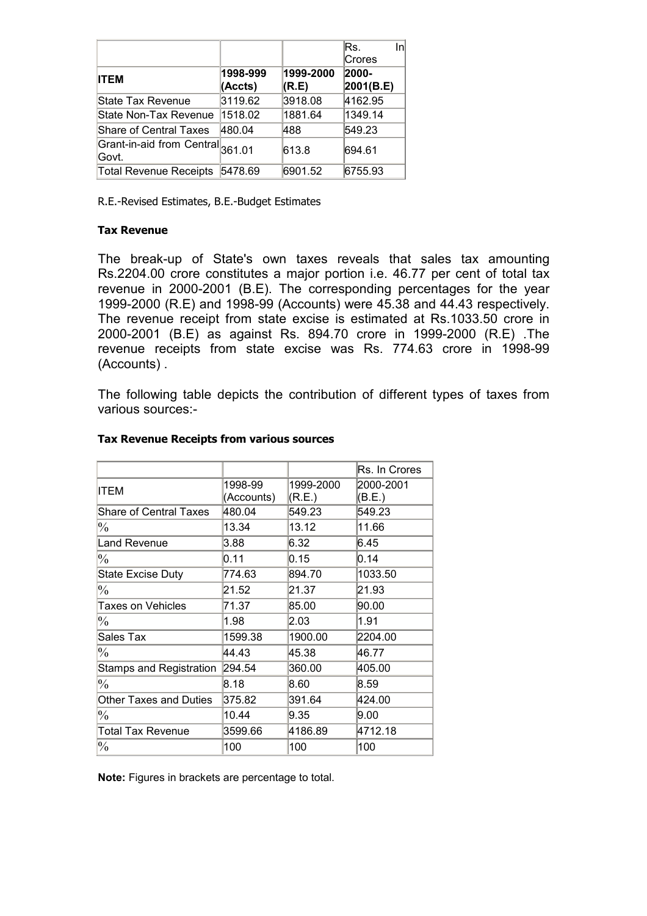| | | | Rs. In Crores |
|---|---|---|---|
| **ITEM** | **1998-999 (Accts)** | **1999-2000 (R.E)** | **2000-2001(B.E)** |
| State Tax Revenue | 3119.62 | 3918.08 | 4162.95 |
| State Non-Tax Revenue | 1518.02 | 1881.64 | 1349.14 |
| Share of Central Taxes | 480.04 | 488 | 549.23 |
| Grant-in-aid from Central Govt. | 361.01 | 613.8 | 694.61 |
| Total Revenue Receipts | 5478.69 | 6901.52 | 6755.93 |

R.E.-Revised Estimates, B.E.-Budget Estimates

**Tax Revenue**

The break-up of State's own taxes reveals that sales tax amounting Rs.2204.00 crore constitutes a major portion i.e. 46.77 per cent of total tax revenue in 2000-2001 (B.E). The corresponding percentages for the year 1999-2000 (R.E) and 1998-99 (Accounts) were 45.38 and 44.43 respectively. The revenue receipt from state excise is estimated at Rs.1033.50 crore in 2000-2001 (B.E) as against Rs. 894.70 crore in 1999-2000 (R.E) .The revenue receipts from state excise was Rs. 774.63 crore in 1998-99 (Accounts) .

The following table depicts the contribution of different types of taxes from various sources:-

**Tax Revenue Receipts from various sources**

| | | | Rs. In Crores |
|---|---|---|---|
| ITEM | 1998-99 (Accounts) | 1999-2000 (R.E.) | 2000-2001 (B.E.) |
| Share of Central Taxes | 480.04 | 549.23 | 549.23 |
| % | 13.34 | 13.12 | 11.66 |
| Land Revenue | 3.88 | 6.32 | 6.45 |
| % | 0.11 | 0.15 | 0.14 |
| State Excise Duty | 774.63 | 894.70 | 1033.50 |
| % | 21.52 | 21.37 | 21.93 |
| Taxes on Vehicles | 71.37 | 85.00 | 90.00 |
| % | 1.98 | 2.03 | 1.91 |
| Sales Tax | 1599.38 | 1900.00 | 2204.00 |
| % | 44.43 | 45.38 | 46.77 |
| Stamps and Registration | 294.54 | 360.00 | 405.00 |
| % | 8.18 | 8.60 | 8.59 |
| Other Taxes and Duties | 375.82 | 391.64 | 424.00 |
| % | 10.44 | 9.35 | 9.00 |
| Total Tax Revenue | 3599.66 | 4186.89 | 4712.18 |
| % | 100 | 100 | 100 |

**Note:** Figures in brackets are percentage to total.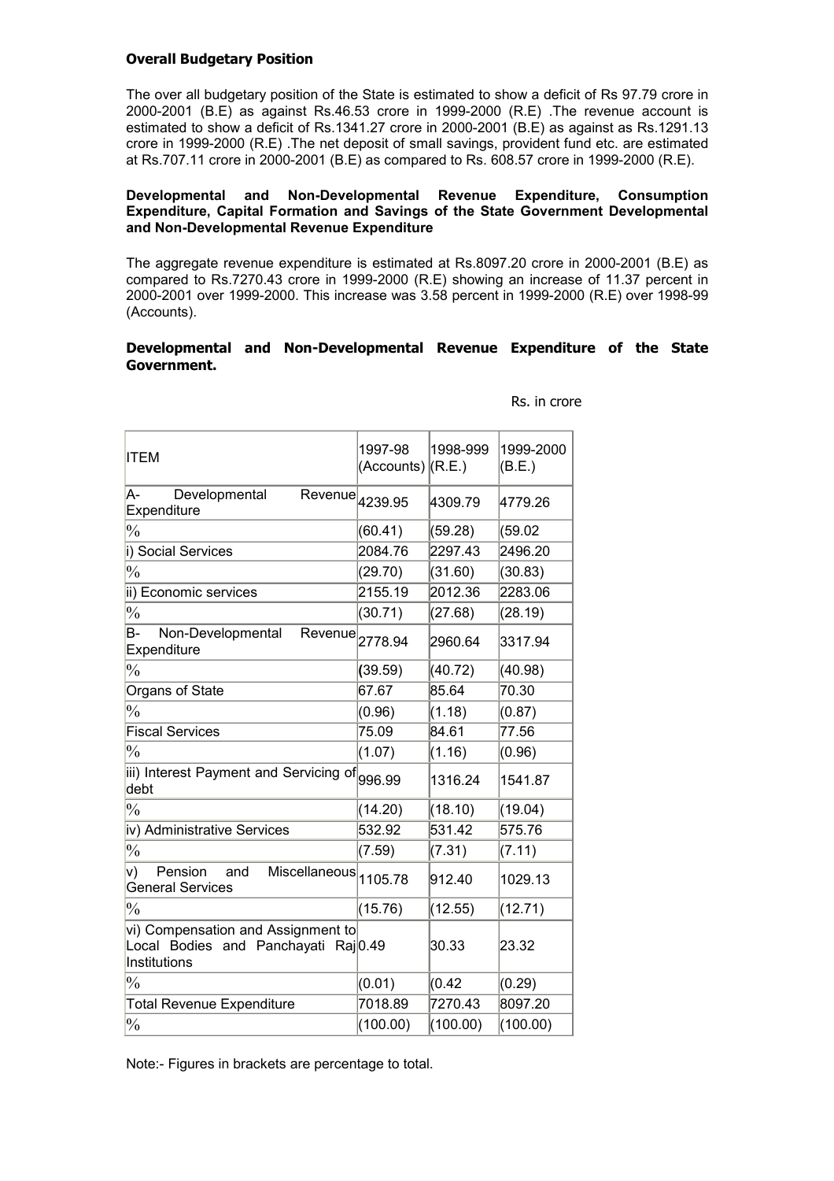**Overall Budgetary Position**

The over all budgetary position of the State is estimated to show a deficit of Rs 97.79 crore in 2000-2001 (B.E) as against Rs.46.53 crore in 1999-2000 (R.E) .The revenue account is estimated to show a deficit of Rs.1341.27 crore in 2000-2001 (B.E) as against as Rs.1291.13 crore in 1999-2000 (R.E) .The net deposit of small savings, provident fund etc. are estimated at Rs.707.11 crore in 2000-2001 (B.E) as compared to Rs. 608.57 crore in 1999-2000 (R.E).

**Developmental and Non-Developmental Revenue Expenditure, Consumption Expenditure, Capital Formation and Savings of the State Government Developmental and Non-Developmental Revenue Expenditure**

The aggregate revenue expenditure is estimated at Rs.8097.20 crore in 2000-2001 (B.E) as compared to Rs.7270.43 crore in 1999-2000 (R.E) showing an increase of 11.37 percent in 2000-2001 over 1999-2000. This increase was 3.58 percent in 1999-2000 (R.E) over 1998-99 (Accounts).

**Developmental and Non-Developmental Revenue Expenditure of the State Government.**

Rs. in crore

| ITEM | 1997-98 (Accounts) | 1998-999 (R.E.) | 1999-2000 (B.E.) |
|---|---|---|---|
| A- Developmental Revenue Expenditure | 4239.95 | 4309.79 | 4779.26 |
| % | (60.41) | (59.28) | (59.02 |
| i) Social Services | 2084.76 | 2297.43 | 2496.20 |
| % | (29.70) | (31.60) | (30.83) |
| ii) Economic services | 2155.19 | 2012.36 | 2283.06 |
| % | (30.71) | (27.68) | (28.19) |
| B- Non-Developmental Revenue Expenditure | 2778.94 | 2960.64 | 3317.94 |
| % | (39.59) | (40.72) | (40.98) |
| Organs of State | 67.67 | 85.64 | 70.30 |
| % | (0.96) | (1.18) | (0.87) |
| Fiscal Services | 75.09 | 84.61 | 77.56 |
| % | (1.07) | (1.16) | (0.96) |
| iii) Interest Payment and Servicing of debt | 996.99 | 1316.24 | 1541.87 |
| % | (14.20) | (18.10) | (19.04) |
| iv) Administrative Services | 532.92 | 531.42 | 575.76 |
| % | (7.59) | (7.31) | (7.11) |
| v) Pension and Miscellaneous General Services | 1105.78 | 912.40 | 1029.13 |
| % | (15.76) | (12.55) | (12.71) |
| vi) Compensation and Assignment to Local Bodies and Panchayati Raj Institutions | 0.49 | 30.33 | 23.32 |
| % | (0.01) | (0.42 | (0.29) |
| Total Revenue Expenditure | 7018.89 | 7270.43 | 8097.20 |
| % | (100.00) | (100.00) | (100.00) |

Note:- Figures in brackets are percentage to total.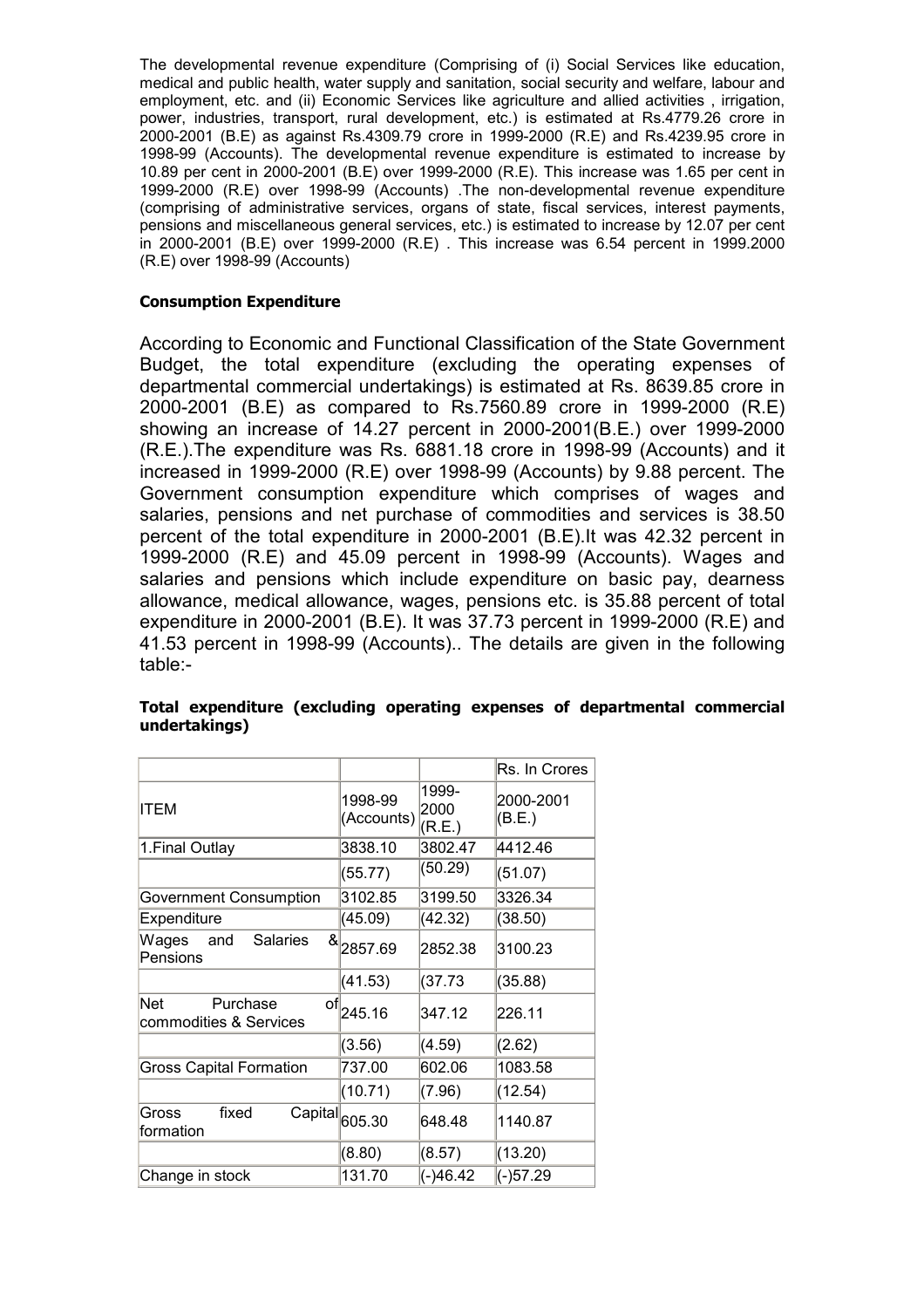The developmental revenue expenditure (Comprising of (i) Social Services like education, medical and public health, water supply and sanitation, social security and welfare, labour and employment, etc. and (ii) Economic Services like agriculture and allied activities , irrigation, power, industries, transport, rural development, etc.) is estimated at Rs.4779.26 crore in 2000-2001 (B.E) as against Rs.4309.79 crore in 1999-2000 (R.E) and Rs.4239.95 crore in 1998-99 (Accounts). The developmental revenue expenditure is estimated to increase by 10.89 per cent in 2000-2001 (B.E) over 1999-2000 (R.E). This increase was 1.65 per cent in 1999-2000 (R.E) over 1998-99 (Accounts) .The non-developmental revenue expenditure (comprising of administrative services, organs of state, fiscal services, interest payments, pensions and miscellaneous general services, etc.) is estimated to increase by 12.07 per cent in 2000-2001 (B.E) over 1999-2000 (R.E) . This increase was 6.54 percent in 1999.2000 (R.E) over 1998-99 (Accounts)

**Consumption Expenditure**

According to Economic and Functional Classification of the State Government Budget, the total expenditure (excluding the operating expenses of departmental commercial undertakings) is estimated at Rs. 8639.85 crore in 2000-2001 (B.E) as compared to Rs.7560.89 crore in 1999-2000 (R.E) showing an increase of 14.27 percent in 2000-2001(B.E.) over 1999-2000 (R.E.).The expenditure was Rs. 6881.18 crore in 1998-99 (Accounts) and it increased in 1999-2000 (R.E) over 1998-99 (Accounts) by 9.88 percent. The Government consumption expenditure which comprises of wages and salaries, pensions and net purchase of commodities and services is 38.50 percent of the total expenditure in 2000-2001 (B.E).It was 42.32 percent in 1999-2000 (R.E) and 45.09 percent in 1998-99 (Accounts). Wages and salaries and pensions which include expenditure on basic pay, dearness allowance, medical allowance, wages, pensions etc. is 35.88 percent of total expenditure in 2000-2001 (B.E). It was 37.73 percent in 1999-2000 (R.E) and 41.53 percent in 1998-99 (Accounts).. The details are given in the following table:-

**Total expenditure (excluding operating expenses of departmental commercial undertakings)**

| | | | Rs. In Crores |
|---|---|---|---|
| ITEM | 1998-99 (Accounts) | 1999-2000 (R.E.) | 2000-2001 (B.E.) |
| 1.Final Outlay | 3838.10 | 3802.47 | 4412.46 |
| | (55.77) | (50.29) | (51.07) |
| Government Consumption | 3102.85 | 3199.50 | 3326.34 |
| Expenditure | (45.09) | (42.32) | (38.50) |
| Wages and Salaries & Pensions | 2857.69 | 2852.38 | 3100.23 |
| | (41.53) | (37.73 | (35.88) |
| Net Purchase of commodities & Services | 245.16 | 347.12 | 226.11 |
| | (3.56) | (4.59) | (2.62) |
| Gross Capital Formation | 737.00 | 602.06 | 1083.58 |
| | (10.71) | (7.96) | (12.54) |
| Gross fixed Capital formation | 605.30 | 648.48 | 1140.87 |
| | (8.80) | (8.57) | (13.20) |
| Change in stock | 131.70 | (-)46.42 | (-)57.29 |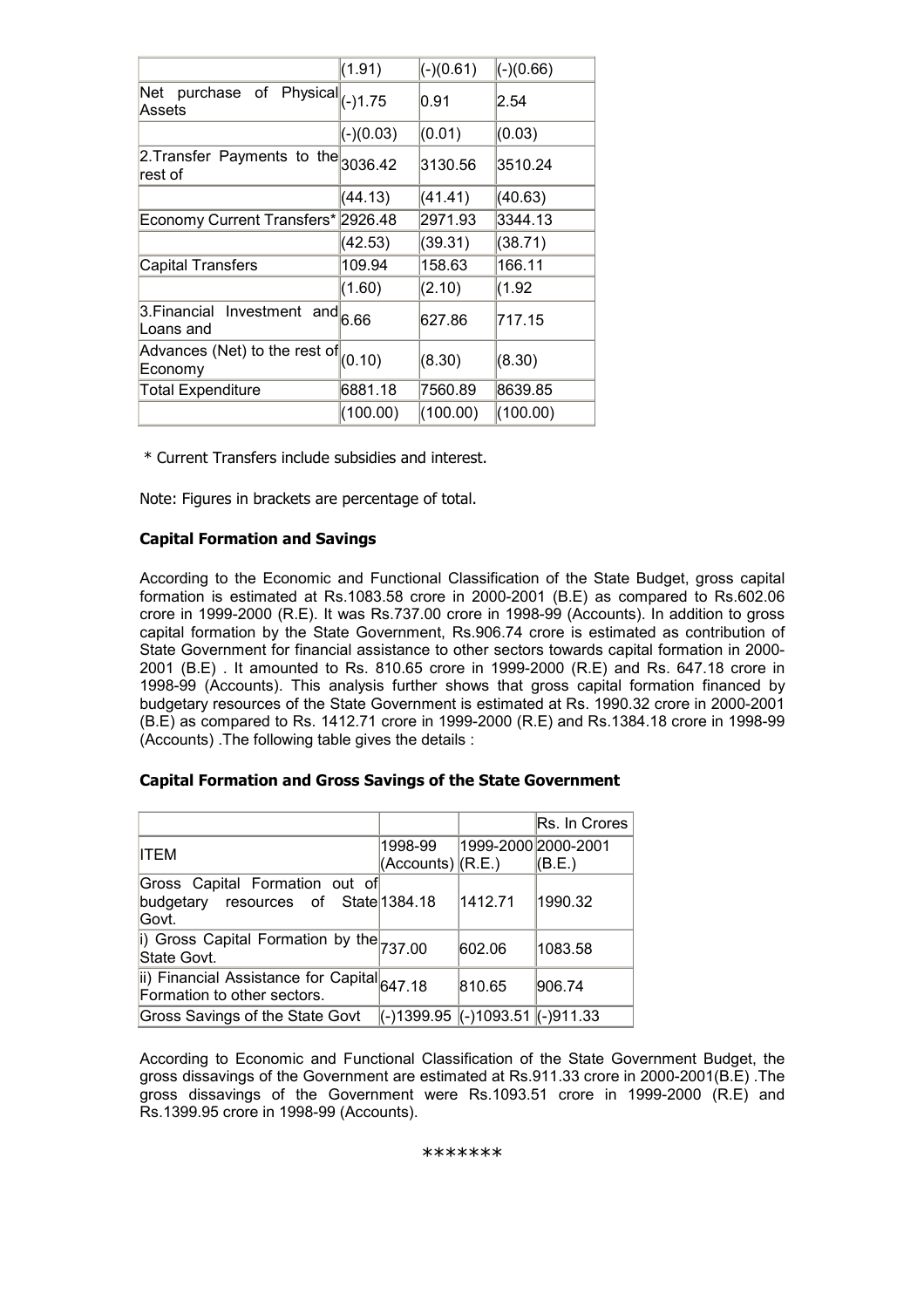| | | | |
|---|---|---|---|
| | (1.91) | (-)(0.61) | (-)(0.66) |
| Net purchase of Physical Assets | (-)1.75 | 0.91 | 2.54 |
| | (-)(0.03) | (0.01) | (0.03) |
| 2.Transfer Payments to the rest of | 3036.42 | 3130.56 | 3510.24 |
| | (44.13) | (41.41) | (40.63) |
| Economy Current Transfers* | 2926.48 | 2971.93 | 3344.13 |
| | (42.53) | (39.31) | (38.71) |
| Capital Transfers | 109.94 | 158.63 | 166.11 |
| | (1.60) | (2.10) | (1.92 |
| 3.Financial Investment and Loans and | 6.66 | 627.86 | 717.15 |
| Advances (Net) to the rest of Economy | (0.10) | (8.30) | (8.30) |
| Total Expenditure | 6881.18 | 7560.89 | 8639.85 |
| | (100.00) | (100.00) | (100.00) |

\* Current Transfers include subsidies and interest.

Note: Figures in brackets are percentage of total.

**Capital Formation and Savings**

According to the Economic and Functional Classification of the State Budget, gross capital formation is estimated at Rs.1083.58 crore in 2000-2001 (B.E) as compared to Rs.602.06 crore in 1999-2000 (R.E). It was Rs.737.00 crore in 1998-99 (Accounts). In addition to gross capital formation by the State Government, Rs.906.74 crore is estimated as contribution of State Government for financial assistance to other sectors towards capital formation in 2000-2001 (B.E) . It amounted to Rs. 810.65 crore in 1999-2000 (R.E) and Rs. 647.18 crore in 1998-99 (Accounts). This analysis further shows that gross capital formation financed by budgetary resources of the State Government is estimated at Rs. 1990.32 crore in 2000-2001 (B.E) as compared to Rs. 1412.71 crore in 1999-2000 (R.E) and Rs.1384.18 crore in 1998-99 (Accounts) .The following table gives the details :

**Capital Formation and Gross Savings of the State Government**

| | | | Rs. In Crores |
|---|---|---|---|
| ITEM | 1998-99 (Accounts) | 1999-2000 (R.E.) | 2000-2001 (B.E.) |
| Gross Capital Formation out of budgetary resources of State Govt. | 1384.18 | 1412.71 | 1990.32 |
| i) Gross Capital Formation by the State Govt. | 737.00 | 602.06 | 1083.58 |
| ii) Financial Assistance for Capital Formation to other sectors. | 647.18 | 810.65 | 906.74 |
| Gross Savings of the State Govt | (-)1399.95 | (-)1093.51 | (-)911.33 |

According to Economic and Functional Classification of the State Government Budget, the gross dissavings of the Government are estimated at Rs.911.33 crore in 2000-2001(B.E) .The gross dissavings of the Government were Rs.1093.51 crore in 1999-2000 (R.E) and Rs.1399.95 crore in 1998-99 (Accounts).

\*\*\*\*\*\*\*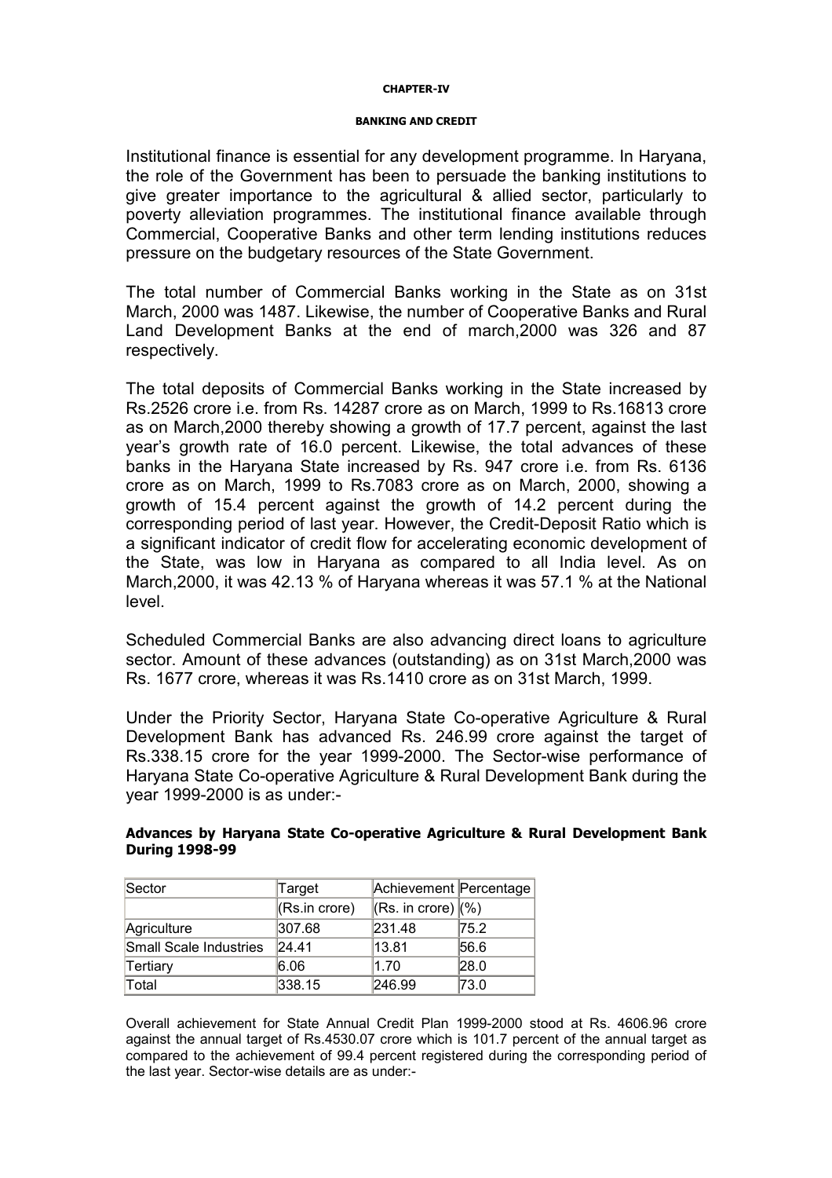# CHAPTER-IV

## BANKING AND CREDIT

Institutional finance is essential for any development programme. In Haryana, the role of the Government has been to persuade the banking institutions to give greater importance to the agricultural & allied sector, particularly to poverty alleviation programmes. The institutional finance available through Commercial, Cooperative Banks and other term lending institutions reduces pressure on the budgetary resources of the State Government.

The total number of Commercial Banks working in the State as on 31st March, 2000 was 1487. Likewise, the number of Cooperative Banks and Rural Land Development Banks at the end of march,2000 was 326 and 87 respectively.

The total deposits of Commercial Banks working in the State increased by Rs.2526 crore i.e. from Rs. 14287 crore as on March, 1999 to Rs.16813 crore as on March,2000 thereby showing a growth of 17.7 percent, against the last year's growth rate of 16.0 percent. Likewise, the total advances of these banks in the Haryana State increased by Rs. 947 crore i.e. from Rs. 6136 crore as on March, 1999 to Rs.7083 crore as on March, 2000, showing a growth of 15.4 percent against the growth of 14.2 percent during the corresponding period of last year. However, the Credit-Deposit Ratio which is a significant indicator of credit flow for accelerating economic development of the State, was low in Haryana as compared to all India level. As on March,2000, it was 42.13 % of Haryana whereas it was 57.1 % at the National level.

Scheduled Commercial Banks are also advancing direct loans to agriculture sector. Amount of these advances (outstanding) as on 31st March,2000 was Rs. 1677 crore, whereas it was Rs.1410 crore as on 31st March, 1999.

Under the Priority Sector, Haryana State Co-operative Agriculture & Rural Development Bank has advanced Rs. 246.99 crore against the target of Rs.338.15 crore for the year 1999-2000. The Sector-wise performance of Haryana State Co-operative Agriculture & Rural Development Bank during the year 1999-2000 is as under:-

**Advances by Haryana State Co-operative Agriculture & Rural Development Bank During 1998-99**

| Sector | Target | Achievement | Percentage |
|---|---|---|---|
| | (Rs.in crore) | (Rs. in crore) | (%) |
| Agriculture | 307.68 | 231.48 | 75.2 |
| Small Scale Industries | 24.41 | 13.81 | 56.6 |
| Tertiary | 6.06 | 1.70 | 28.0 |
| Total | 338.15 | 246.99 | 73.0 |

Overall achievement for State Annual Credit Plan 1999-2000 stood at Rs. 4606.96 crore against the annual target of Rs.4530.07 crore which is 101.7 percent of the annual target as compared to the achievement of 99.4 percent registered during the corresponding period of the last year. Sector-wise details are as under:-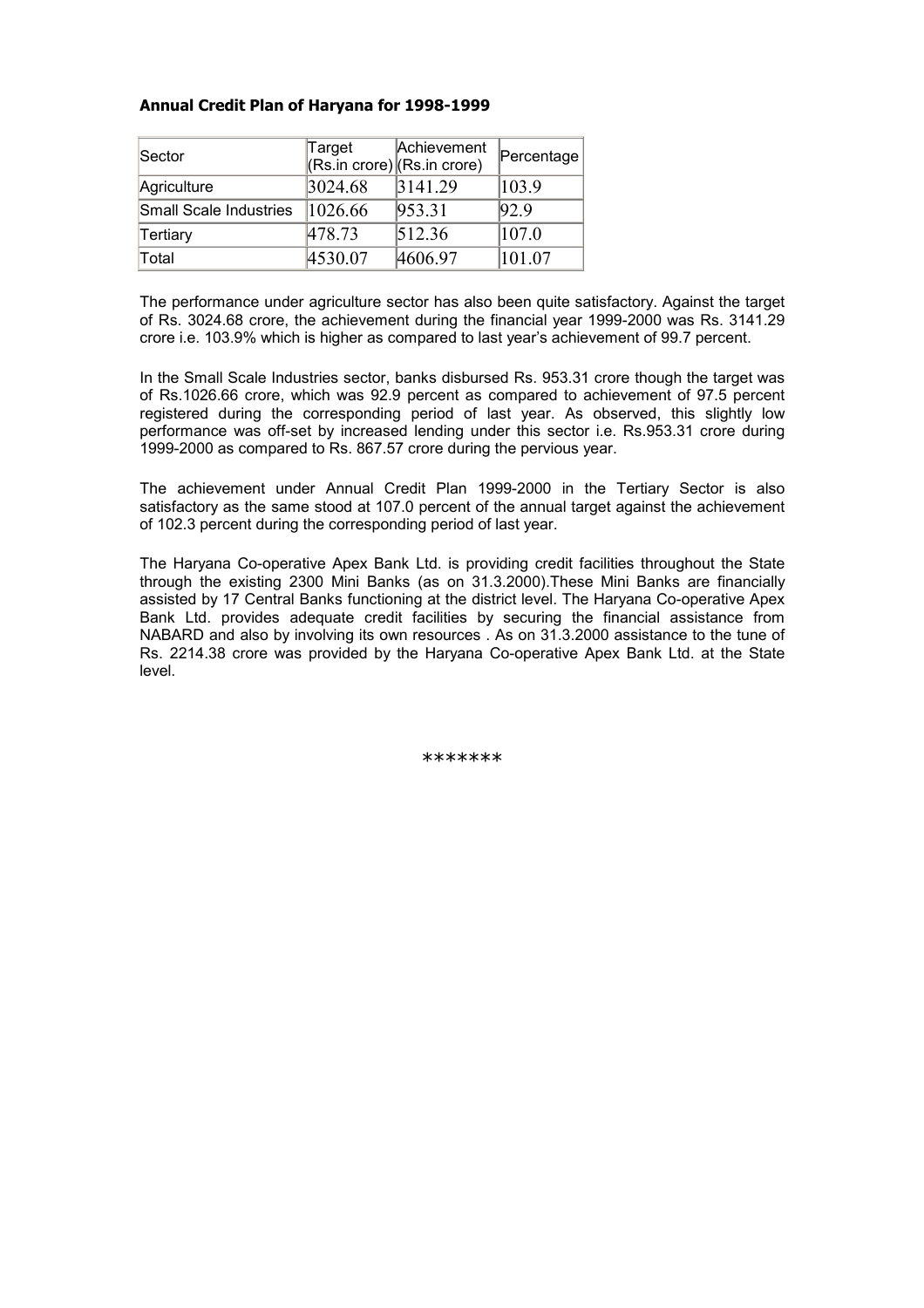**Annual Credit Plan of Haryana for 1998-1999**

| Sector | Target (Rs.in crore) | Achievement (Rs.in crore) | Percentage |
|---|---|---|---|
| Agriculture | 3024.68 | 3141.29 | 103.9 |
| Small Scale Industries | 1026.66 | 953.31 | 92.9 |
| Tertiary | 478.73 | 512.36 | 107.0 |
| Total | 4530.07 | 4606.97 | 101.07 |

The performance under agriculture sector has also been quite satisfactory. Against the target of Rs. 3024.68 crore, the achievement during the financial year 1999-2000 was Rs. 3141.29 crore i.e. 103.9% which is higher as compared to last year's achievement of 99.7 percent.

In the Small Scale Industries sector, banks disbursed Rs. 953.31 crore though the target was of Rs.1026.66 crore, which was 92.9 percent as compared to achievement of 97.5 percent registered during the corresponding period of last year. As observed, this slightly low performance was off-set by increased lending under this sector i.e. Rs.953.31 crore during 1999-2000 as compared to Rs. 867.57 crore during the pervious year.

The achievement under Annual Credit Plan 1999-2000 in the Tertiary Sector is also satisfactory as the same stood at 107.0 percent of the annual target against the achievement of 102.3 percent during the corresponding period of last year.

The Haryana Co-operative Apex Bank Ltd. is providing credit facilities throughout the State through the existing 2300 Mini Banks (as on 31.3.2000).These Mini Banks are financially assisted by 17 Central Banks functioning at the district level. The Haryana Co-operative Apex Bank Ltd. provides adequate credit facilities by securing the financial assistance from NABARD and also by involving its own resources . As on 31.3.2000 assistance to the tune of Rs. 2214.38 crore was provided by the Haryana Co-operative Apex Bank Ltd. at the State level.

*******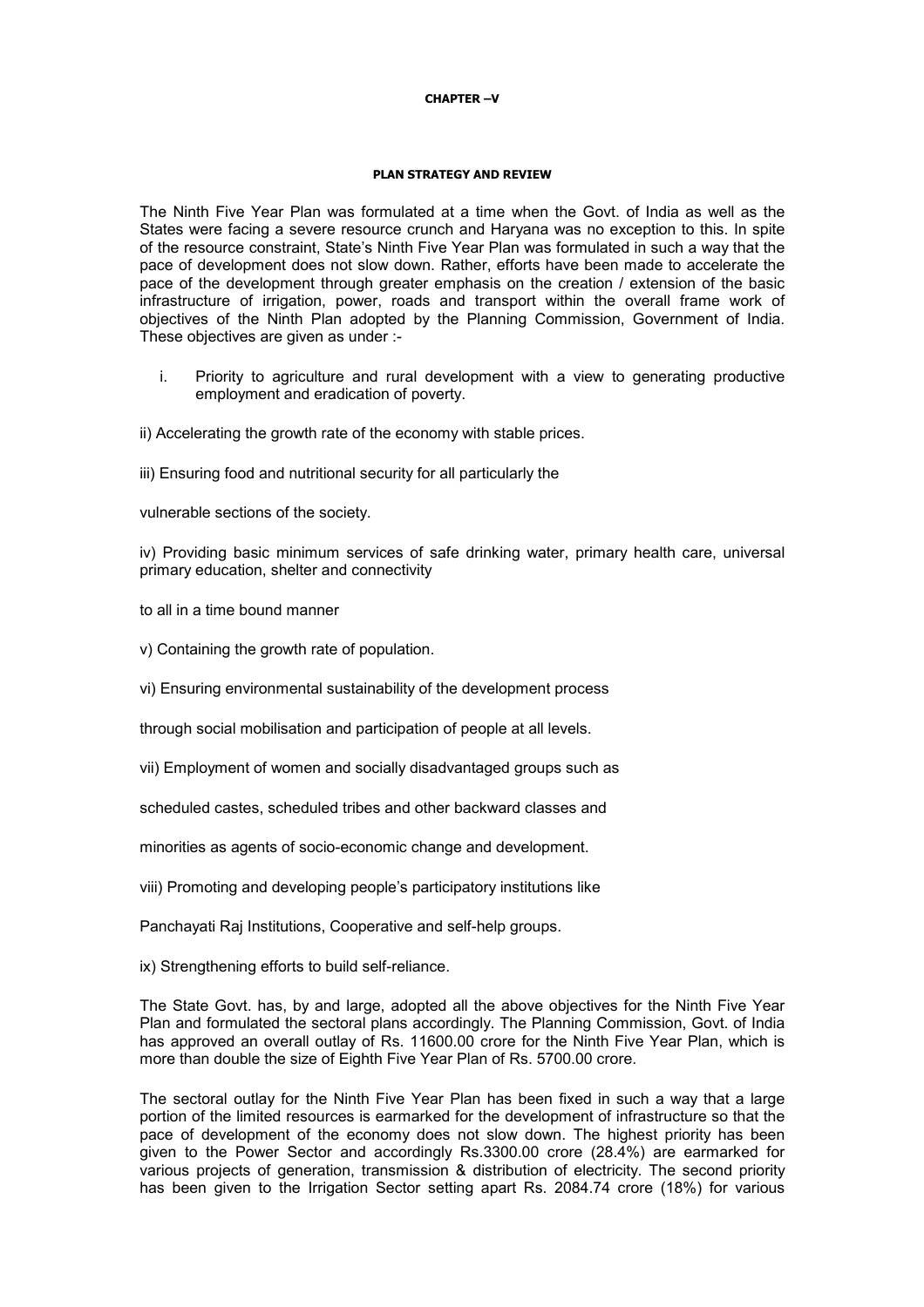# CHAPTER –V

## PLAN STRATEGY AND REVIEW

The Ninth Five Year Plan was formulated at a time when the Govt. of India as well as the States were facing a severe resource crunch and Haryana was no exception to this. In spite of the resource constraint, State's Ninth Five Year Plan was formulated in such a way that the pace of development does not slow down. Rather, efforts have been made to accelerate the pace of the development through greater emphasis on the creation / extension of the basic infrastructure of irrigation, power, roads and transport within the overall frame work of objectives of the Ninth Plan adopted by the Planning Commission, Government of India. These objectives are given as under :-

i. Priority to agriculture and rural development with a view to generating productive employment and eradication of poverty.

ii) Accelerating the growth rate of the economy with stable prices.

iii) Ensuring food and nutritional security for all particularly the vulnerable sections of the society.

iv) Providing basic minimum services of safe drinking water, primary health care, universal primary education, shelter and connectivity to all in a time bound manner

v) Containing the growth rate of population.

vi) Ensuring environmental sustainability of the development process through social mobilisation and participation of people at all levels.

vii) Employment of women and socially disadvantaged groups such as scheduled castes, scheduled tribes and other backward classes and minorities as agents of socio-economic change and development.

viii) Promoting and developing people's participatory institutions like Panchayati Raj Institutions, Cooperative and self-help groups.

ix) Strengthening efforts to build self-reliance.

The State Govt. has, by and large, adopted all the above objectives for the Ninth Five Year Plan and formulated the sectoral plans accordingly. The Planning Commission, Govt. of India has approved an overall outlay of Rs. 11600.00 crore for the Ninth Five Year Plan, which is more than double the size of Eighth Five Year Plan of Rs. 5700.00 crore.

The sectoral outlay for the Ninth Five Year Plan has been fixed in such a way that a large portion of the limited resources is earmarked for the development of infrastructure so that the pace of development of the economy does not slow down. The highest priority has been given to the Power Sector and accordingly Rs.3300.00 crore (28.4%) are earmarked for various projects of generation, transmission & distribution of electricity. The second priority has been given to the Irrigation Sector setting apart Rs. 2084.74 crore (18%) for various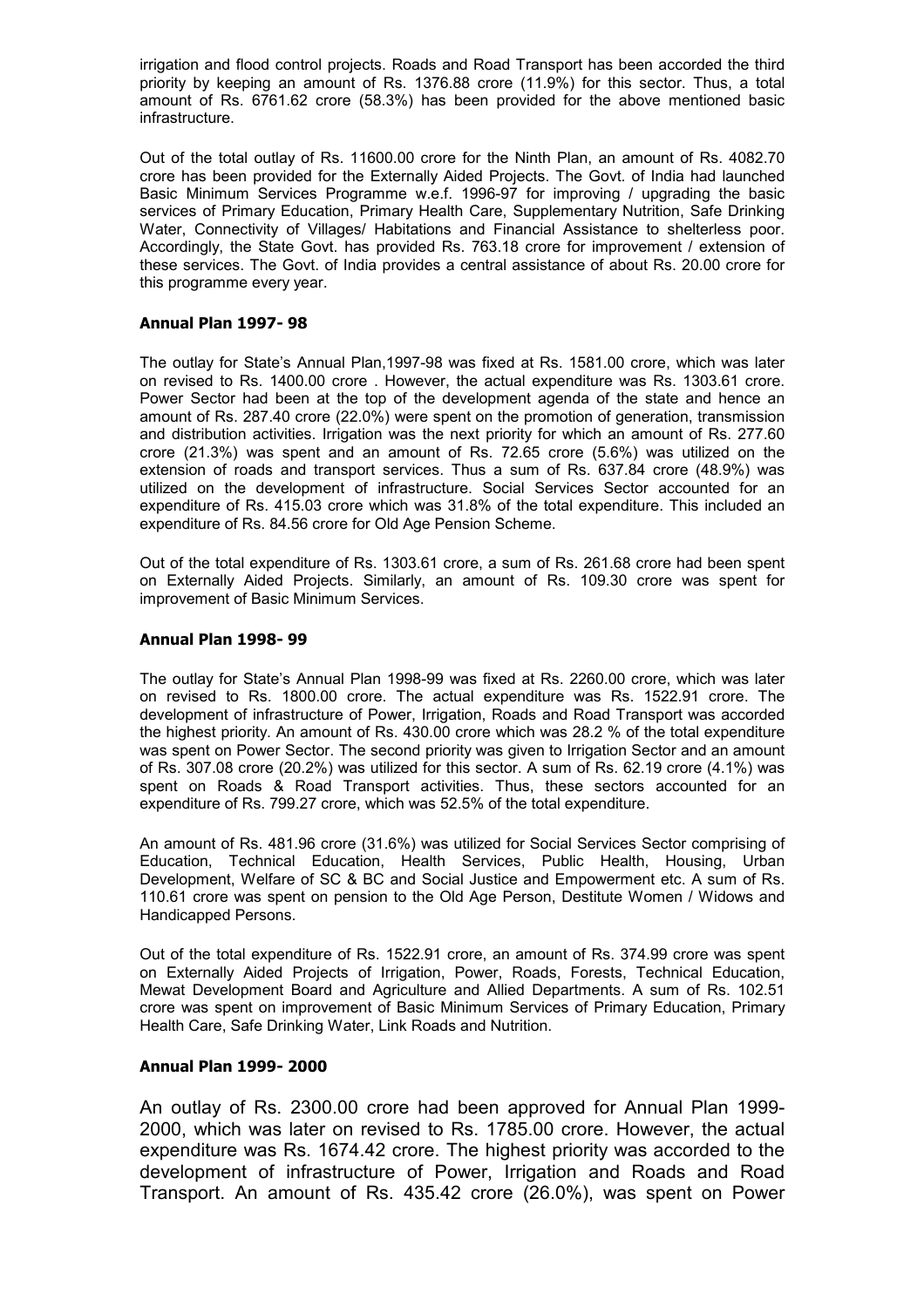irrigation and flood control projects. Roads and Road Transport has been accorded the third priority by keeping an amount of Rs. 1376.88 crore (11.9%) for this sector. Thus, a total amount of Rs. 6761.62 crore (58.3%) has been provided for the above mentioned basic infrastructure.

Out of the total outlay of Rs. 11600.00 crore for the Ninth Plan, an amount of Rs. 4082.70 crore has been provided for the Externally Aided Projects. The Govt. of India had launched Basic Minimum Services Programme w.e.f. 1996-97 for improving / upgrading the basic services of Primary Education, Primary Health Care, Supplementary Nutrition, Safe Drinking Water, Connectivity of Villages/ Habitations and Financial Assistance to shelterless poor. Accordingly, the State Govt. has provided Rs. 763.18 crore for improvement / extension of these services. The Govt. of India provides a central assistance of about Rs. 20.00 crore for this programme every year.

### Annual Plan 1997- 98

The outlay for State's Annual Plan,1997-98 was fixed at Rs. 1581.00 crore, which was later on revised to Rs. 1400.00 crore . However, the actual expenditure was Rs. 1303.61 crore. Power Sector had been at the top of the development agenda of the state and hence an amount of Rs. 287.40 crore (22.0%) were spent on the promotion of generation, transmission and distribution activities. Irrigation was the next priority for which an amount of Rs. 277.60 crore (21.3%) was spent and an amount of Rs. 72.65 crore (5.6%) was utilized on the extension of roads and transport services. Thus a sum of Rs. 637.84 crore (48.9%) was utilized on the development of infrastructure. Social Services Sector accounted for an expenditure of Rs. 415.03 crore which was 31.8% of the total expenditure. This included an expenditure of Rs. 84.56 crore for Old Age Pension Scheme.

Out of the total expenditure of Rs. 1303.61 crore, a sum of Rs. 261.68 crore had been spent on Externally Aided Projects. Similarly, an amount of Rs. 109.30 crore was spent for improvement of Basic Minimum Services.

### Annual Plan 1998- 99

The outlay for State's Annual Plan 1998-99 was fixed at Rs. 2260.00 crore, which was later on revised to Rs. 1800.00 crore. The actual expenditure was Rs. 1522.91 crore. The development of infrastructure of Power, Irrigation, Roads and Road Transport was accorded the highest priority. An amount of Rs. 430.00 crore which was 28.2 % of the total expenditure was spent on Power Sector. The second priority was given to Irrigation Sector and an amount of Rs. 307.08 crore (20.2%) was utilized for this sector. A sum of Rs. 62.19 crore (4.1%) was spent on Roads & Road Transport activities. Thus, these sectors accounted for an expenditure of Rs. 799.27 crore, which was 52.5% of the total expenditure.

An amount of Rs. 481.96 crore (31.6%) was utilized for Social Services Sector comprising of Education, Technical Education, Health Services, Public Health, Housing, Urban Development, Welfare of SC & BC and Social Justice and Empowerment etc. A sum of Rs. 110.61 crore was spent on pension to the Old Age Person, Destitute Women / Widows and Handicapped Persons.

Out of the total expenditure of Rs. 1522.91 crore, an amount of Rs. 374.99 crore was spent on Externally Aided Projects of Irrigation, Power, Roads, Forests, Technical Education, Mewat Development Board and Agriculture and Allied Departments. A sum of Rs. 102.51 crore was spent on improvement of Basic Minimum Services of Primary Education, Primary Health Care, Safe Drinking Water, Link Roads and Nutrition.

### Annual Plan 1999- 2000

An outlay of Rs. 2300.00 crore had been approved for Annual Plan 1999-2000, which was later on revised to Rs. 1785.00 crore. However, the actual expenditure was Rs. 1674.42 crore. The highest priority was accorded to the development of infrastructure of Power, Irrigation and Roads and Road Transport. An amount of Rs. 435.42 crore (26.0%), was spent on Power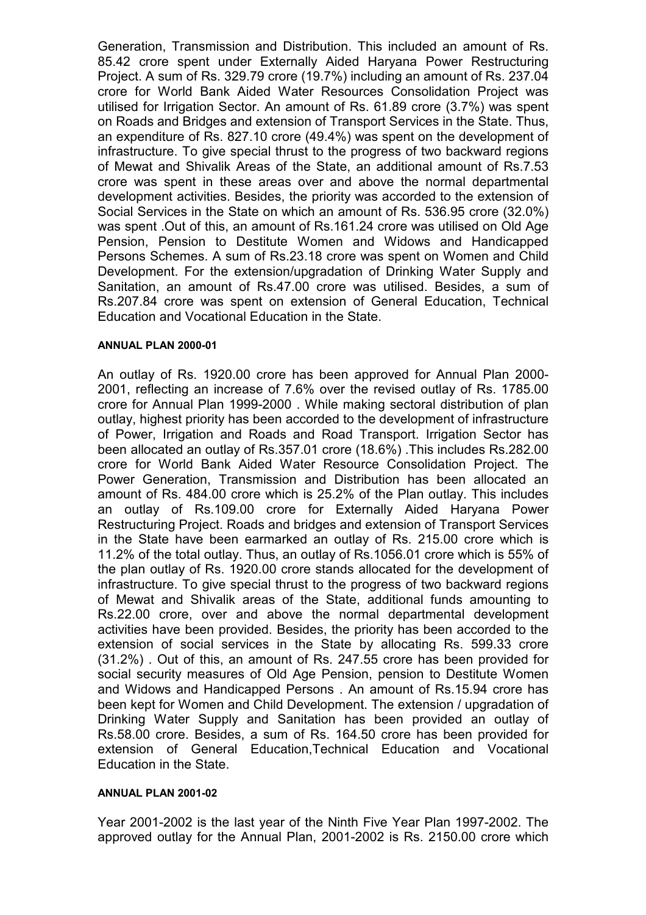Generation, Transmission and Distribution. This included an amount of Rs. 85.42 crore spent under Externally Aided Haryana Power Restructuring Project. A sum of Rs. 329.79 crore (19.7%) including an amount of Rs. 237.04 crore for World Bank Aided Water Resources Consolidation Project was utilised for Irrigation Sector. An amount of Rs. 61.89 crore (3.7%) was spent on Roads and Bridges and extension of Transport Services in the State. Thus, an expenditure of Rs. 827.10 crore (49.4%) was spent on the development of infrastructure. To give special thrust to the progress of two backward regions of Mewat and Shivalik Areas of the State, an additional amount of Rs.7.53 crore was spent in these areas over and above the normal departmental development activities. Besides, the priority was accorded to the extension of Social Services in the State on which an amount of Rs. 536.95 crore (32.0%) was spent .Out of this, an amount of Rs.161.24 crore was utilised on Old Age Pension, Pension to Destitute Women and Widows and Handicapped Persons Schemes. A sum of Rs.23.18 crore was spent on Women and Child Development. For the extension/upgradation of Drinking Water Supply and Sanitation, an amount of Rs.47.00 crore was utilised. Besides, a sum of Rs.207.84 crore was spent on extension of General Education, Technical Education and Vocational Education in the State.

#### ANNUAL PLAN 2000-01

An outlay of Rs. 1920.00 crore has been approved for Annual Plan 2000-2001, reflecting an increase of 7.6% over the revised outlay of Rs. 1785.00 crore for Annual Plan 1999-2000 . While making sectoral distribution of plan outlay, highest priority has been accorded to the development of infrastructure of Power, Irrigation and Roads and Road Transport. Irrigation Sector has been allocated an outlay of Rs.357.01 crore (18.6%) .This includes Rs.282.00 crore for World Bank Aided Water Resource Consolidation Project. The Power Generation, Transmission and Distribution has been allocated an amount of Rs. 484.00 crore which is 25.2% of the Plan outlay. This includes an outlay of Rs.109.00 crore for Externally Aided Haryana Power Restructuring Project. Roads and bridges and extension of Transport Services in the State have been earmarked an outlay of Rs. 215.00 crore which is 11.2% of the total outlay. Thus, an outlay of Rs.1056.01 crore which is 55% of the plan outlay of Rs. 1920.00 crore stands allocated for the development of infrastructure. To give special thrust to the progress of two backward regions of Mewat and Shivalik areas of the State, additional funds amounting to Rs.22.00 crore, over and above the normal departmental development activities have been provided. Besides, the priority has been accorded to the extension of social services in the State by allocating Rs. 599.33 crore (31.2%) . Out of this, an amount of Rs. 247.55 crore has been provided for social security measures of Old Age Pension, pension to Destitute Women and Widows and Handicapped Persons . An amount of Rs.15.94 crore has been kept for Women and Child Development. The extension / upgradation of Drinking Water Supply and Sanitation has been provided an outlay of Rs.58.00 crore. Besides, a sum of Rs. 164.50 crore has been provided for extension of General Education,Technical Education and Vocational Education in the State.

#### ANNUAL PLAN 2001-02

Year 2001-2002 is the last year of the Ninth Five Year Plan 1997-2002. The approved outlay for the Annual Plan, 2001-2002 is Rs. 2150.00 crore which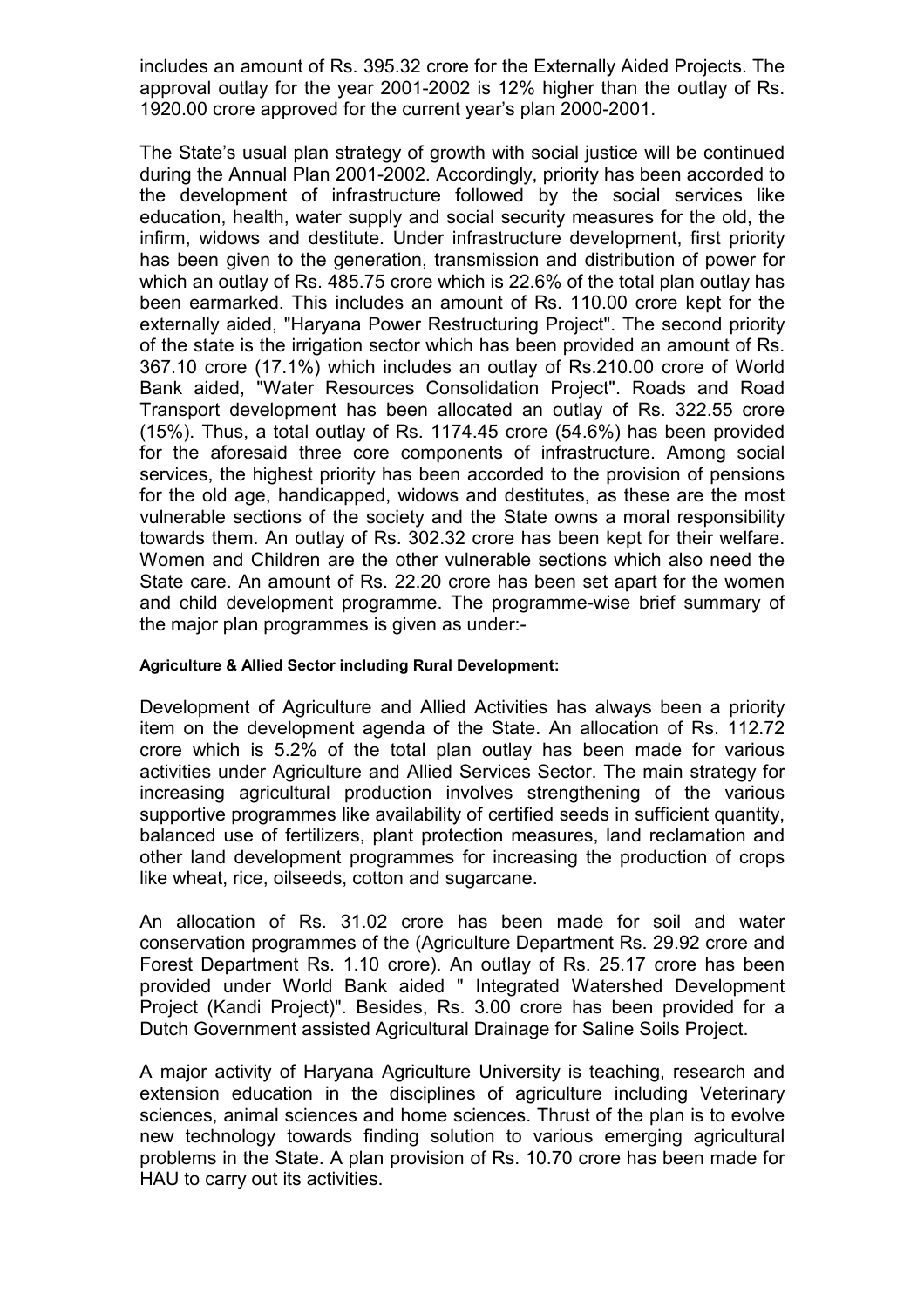includes an amount of Rs. 395.32 crore for the Externally Aided Projects. The approval outlay for the year 2001-2002 is 12% higher than the outlay of Rs. 1920.00 crore approved for the current year's plan 2000-2001.

The State's usual plan strategy of growth with social justice will be continued during the Annual Plan 2001-2002. Accordingly, priority has been accorded to the development of infrastructure followed by the social services like education, health, water supply and social security measures for the old, the infirm, widows and destitute. Under infrastructure development, first priority has been given to the generation, transmission and distribution of power for which an outlay of Rs. 485.75 crore which is 22.6% of the total plan outlay has been earmarked. This includes an amount of Rs. 110.00 crore kept for the externally aided, "Haryana Power Restructuring Project". The second priority of the state is the irrigation sector which has been provided an amount of Rs. 367.10 crore (17.1%) which includes an outlay of Rs.210.00 crore of World Bank aided, "Water Resources Consolidation Project". Roads and Road Transport development has been allocated an outlay of Rs. 322.55 crore (15%). Thus, a total outlay of Rs. 1174.45 crore (54.6%) has been provided for the aforesaid three core components of infrastructure. Among social services, the highest priority has been accorded to the provision of pensions for the old age, handicapped, widows and destitutes, as these are the most vulnerable sections of the society and the State owns a moral responsibility towards them. An outlay of Rs. 302.32 crore has been kept for their welfare. Women and Children are the other vulnerable sections which also need the State care. An amount of Rs. 22.20 crore has been set apart for the women and child development programme. The programme-wise brief summary of the major plan programmes is given as under:-

#### Agriculture & Allied Sector including Rural Development:

Development of Agriculture and Allied Activities has always been a priority item on the development agenda of the State. An allocation of Rs. 112.72 crore which is 5.2% of the total plan outlay has been made for various activities under Agriculture and Allied Services Sector. The main strategy for increasing agricultural production involves strengthening of the various supportive programmes like availability of certified seeds in sufficient quantity, balanced use of fertilizers, plant protection measures, land reclamation and other land development programmes for increasing the production of crops like wheat, rice, oilseeds, cotton and sugarcane.

An allocation of Rs. 31.02 crore has been made for soil and water conservation programmes of the (Agriculture Department Rs. 29.92 crore and Forest Department Rs. 1.10 crore). An outlay of Rs. 25.17 crore has been provided under World Bank aided " Integrated Watershed Development Project (Kandi Project)". Besides, Rs. 3.00 crore has been provided for a Dutch Government assisted Agricultural Drainage for Saline Soils Project.

A major activity of Haryana Agriculture University is teaching, research and extension education in the disciplines of agriculture including Veterinary sciences, animal sciences and home sciences. Thrust of the plan is to evolve new technology towards finding solution to various emerging agricultural problems in the State. A plan provision of Rs. 10.70 crore has been made for HAU to carry out its activities.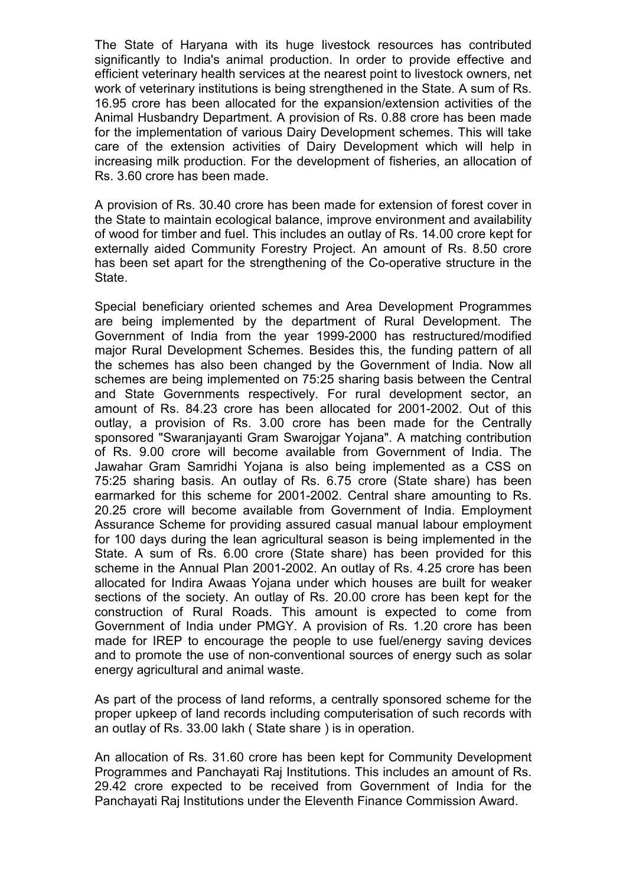The State of Haryana with its huge livestock resources has contributed significantly to India's animal production. In order to provide effective and efficient veterinary health services at the nearest point to livestock owners, net work of veterinary institutions is being strengthened in the State. A sum of Rs. 16.95 crore has been allocated for the expansion/extension activities of the Animal Husbandry Department. A provision of Rs. 0.88 crore has been made for the implementation of various Dairy Development schemes. This will take care of the extension activities of Dairy Development which will help in increasing milk production. For the development of fisheries, an allocation of Rs. 3.60 crore has been made.

A provision of Rs. 30.40 crore has been made for extension of forest cover in the State to maintain ecological balance, improve environment and availability of wood for timber and fuel. This includes an outlay of Rs. 14.00 crore kept for externally aided Community Forestry Project. An amount of Rs. 8.50 crore has been set apart for the strengthening of the Co-operative structure in the State.

Special beneficiary oriented schemes and Area Development Programmes are being implemented by the department of Rural Development. The Government of India from the year 1999-2000 has restructured/modified major Rural Development Schemes. Besides this, the funding pattern of all the schemes has also been changed by the Government of India. Now all schemes are being implemented on 75:25 sharing basis between the Central and State Governments respectively. For rural development sector, an amount of Rs. 84.23 crore has been allocated for 2001-2002. Out of this outlay, a provision of Rs. 3.00 crore has been made for the Centrally sponsored "Swaranjayanti Gram Swarojgar Yojana". A matching contribution of Rs. 9.00 crore will become available from Government of India. The Jawahar Gram Samridhi Yojana is also being implemented as a CSS on 75:25 sharing basis. An outlay of Rs. 6.75 crore (State share) has been earmarked for this scheme for 2001-2002. Central share amounting to Rs. 20.25 crore will become available from Government of India. Employment Assurance Scheme for providing assured casual manual labour employment for 100 days during the lean agricultural season is being implemented in the State. A sum of Rs. 6.00 crore (State share) has been provided for this scheme in the Annual Plan 2001-2002. An outlay of Rs. 4.25 crore has been allocated for Indira Awaas Yojana under which houses are built for weaker sections of the society. An outlay of Rs. 20.00 crore has been kept for the construction of Rural Roads. This amount is expected to come from Government of India under PMGY. A provision of Rs. 1.20 crore has been made for IREP to encourage the people to use fuel/energy saving devices and to promote the use of non-conventional sources of energy such as solar energy agricultural and animal waste.

As part of the process of land reforms, a centrally sponsored scheme for the proper upkeep of land records including computerisation of such records with an outlay of Rs. 33.00 lakh ( State share ) is in operation.

An allocation of Rs. 31.60 crore has been kept for Community Development Programmes and Panchayati Raj Institutions. This includes an amount of Rs. 29.42 crore expected to be received from Government of India for the Panchayati Raj Institutions under the Eleventh Finance Commission Award.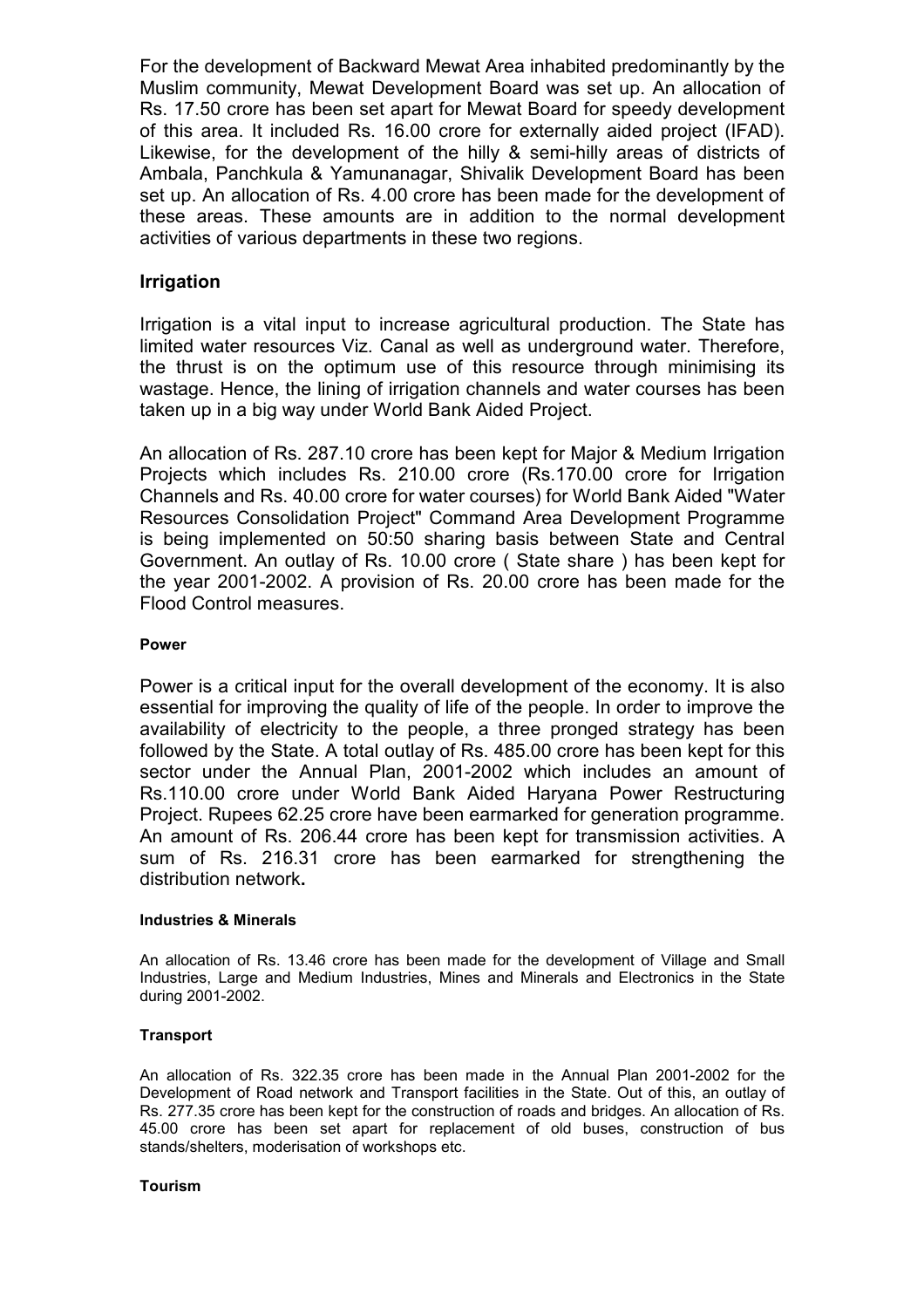For the development of Backward Mewat Area inhabited predominantly by the Muslim community, Mewat Development Board was set up. An allocation of Rs. 17.50 crore has been set apart for Mewat Board for speedy development of this area. It included Rs. 16.00 crore for externally aided project (IFAD). Likewise, for the development of the hilly & semi-hilly areas of districts of Ambala, Panchkula & Yamunanagar, Shivalik Development Board has been set up. An allocation of Rs. 4.00 crore has been made for the development of these areas. These amounts are in addition to the normal development activities of various departments in these two regions.

## Irrigation

Irrigation is a vital input to increase agricultural production. The State has limited water resources Viz. Canal as well as underground water. Therefore, the thrust is on the optimum use of this resource through minimising its wastage. Hence, the lining of irrigation channels and water courses has been taken up in a big way under World Bank Aided Project.

An allocation of Rs. 287.10 crore has been kept for Major & Medium Irrigation Projects which includes Rs. 210.00 crore (Rs.170.00 crore for Irrigation Channels and Rs. 40.00 crore for water courses) for World Bank Aided "Water Resources Consolidation Project" Command Area Development Programme is being implemented on 50:50 sharing basis between State and Central Government. An outlay of Rs. 10.00 crore ( State share ) has been kept for the year 2001-2002. A provision of Rs. 20.00 crore has been made for the Flood Control measures.

#### Power

Power is a critical input for the overall development of the economy. It is also essential for improving the quality of life of the people. In order to improve the availability of electricity to the people, a three pronged strategy has been followed by the State. A total outlay of Rs. 485.00 crore has been kept for this sector under the Annual Plan, 2001-2002 which includes an amount of Rs.110.00 crore under World Bank Aided Haryana Power Restructuring Project. Rupees 62.25 crore have been earmarked for generation programme. An amount of Rs. 206.44 crore has been kept for transmission activities. A sum of Rs. 216.31 crore has been earmarked for strengthening the distribution network**.**

#### Industries & Minerals

An allocation of Rs. 13.46 crore has been made for the development of Village and Small Industries, Large and Medium Industries, Mines and Minerals and Electronics in the State during 2001-2002.

#### Transport

An allocation of Rs. 322.35 crore has been made in the Annual Plan 2001-2002 for the Development of Road network and Transport facilities in the State. Out of this, an outlay of Rs. 277.35 crore has been kept for the construction of roads and bridges. An allocation of Rs. 45.00 crore has been set apart for replacement of old buses, construction of bus stands/shelters, moderisation of workshops etc.

#### Tourism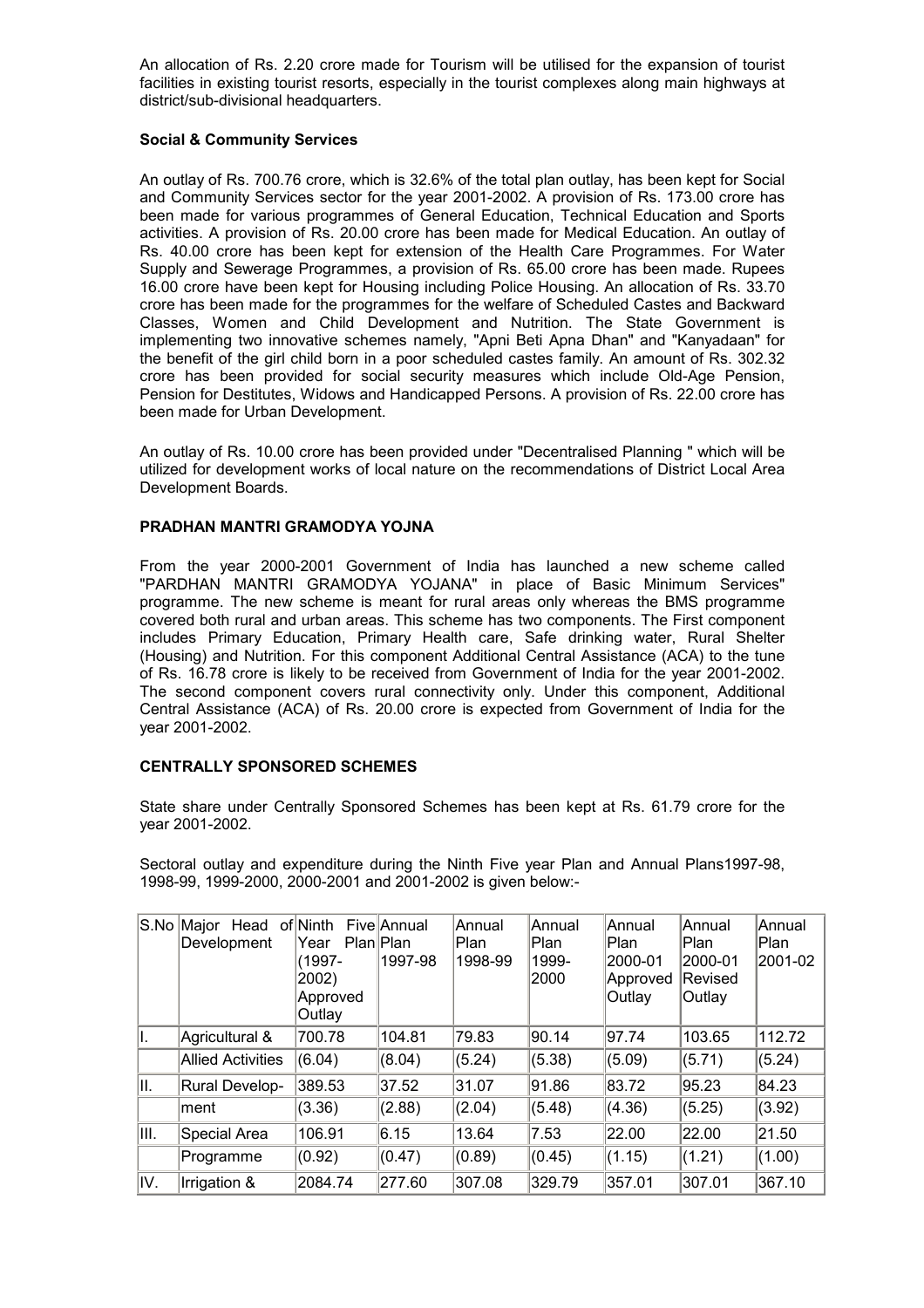An allocation of Rs. 2.20 crore made for Tourism will be utilised for the expansion of tourist facilities in existing tourist resorts, especially in the tourist complexes along main highways at district/sub-divisional headquarters.

**Social & Community Services**

An outlay of Rs. 700.76 crore, which is 32.6% of the total plan outlay, has been kept for Social and Community Services sector for the year 2001-2002. A provision of Rs. 173.00 crore has been made for various programmes of General Education, Technical Education and Sports activities. A provision of Rs. 20.00 crore has been made for Medical Education. An outlay of Rs. 40.00 crore has been kept for extension of the Health Care Programmes. For Water Supply and Sewerage Programmes, a provision of Rs. 65.00 crore has been made. Rupees 16.00 crore have been kept for Housing including Police Housing. An allocation of Rs. 33.70 crore has been made for the programmes for the welfare of Scheduled Castes and Backward Classes, Women and Child Development and Nutrition. The State Government is implementing two innovative schemes namely, "Apni Beti Apna Dhan" and "Kanyadaan" for the benefit of the girl child born in a poor scheduled castes family. An amount of Rs. 302.32 crore has been provided for social security measures which include Old-Age Pension, Pension for Destitutes, Widows and Handicapped Persons. A provision of Rs. 22.00 crore has been made for Urban Development.

An outlay of Rs. 10.00 crore has been provided under "Decentralised Planning " which will be utilized for development works of local nature on the recommendations of District Local Area Development Boards.

**PRADHAN MANTRI GRAMODYA YOJNA**

From the year 2000-2001 Government of India has launched a new scheme called "PARDHAN MANTRI GRAMODYA YOJANA" in place of Basic Minimum Services" programme. The new scheme is meant for rural areas only whereas the BMS programme covered both rural and urban areas. This scheme has two components. The First component includes Primary Education, Primary Health care, Safe drinking water, Rural Shelter (Housing) and Nutrition. For this component Additional Central Assistance (ACA) to the tune of Rs. 16.78 crore is likely to be received from Government of India for the year 2001-2002. The second component covers rural connectivity only. Under this component, Additional Central Assistance (ACA) of Rs. 20.00 crore is expected from Government of India for the year 2001-2002.

**CENTRALLY SPONSORED SCHEMES**

State share under Centrally Sponsored Schemes has been kept at Rs. 61.79 crore for the year 2001-2002.

Sectoral outlay and expenditure during the Ninth Five year Plan and Annual Plans1997-98, 1998-99, 1999-2000, 2000-2001 and 2001-2002 is given below:-

| S.No | Major Head of Development | Ninth Five Year Plan (1997-2002) Approved Outlay | Annual Plan 1997-98 | Annual Plan 1998-99 | Annual Plan 1999-2000 | Annual Plan 2000-01 Approved Outlay | Annual Plan 2000-01 Revised Outlay | Annual Plan 2001-02 |
|---|---|---|---|---|---|---|---|---|
| I. | Agricultural & | 700.78 | 104.81 | 79.83 | 90.14 | 97.74 | 103.65 | 112.72 |
| | Allied Activities | (6.04) | (8.04) | (5.24) | (5.38) | (5.09) | (5.71) | (5.24) |
| II. | Rural Develop- | 389.53 | 37.52 | 31.07 | 91.86 | 83.72 | 95.23 | 84.23 |
| | ment | (3.36) | (2.88) | (2.04) | (5.48) | (4.36) | (5.25) | (3.92) |
| III. | Special Area | 106.91 | 6.15 | 13.64 | 7.53 | 22.00 | 22.00 | 21.50 |
| | Programme | (0.92) | (0.47) | (0.89) | (0.45) | (1.15) | (1.21) | (1.00) |
| IV. | Irrigation & | 2084.74 | 277.60 | 307.08 | 329.79 | 357.01 | 307.01 | 367.10 |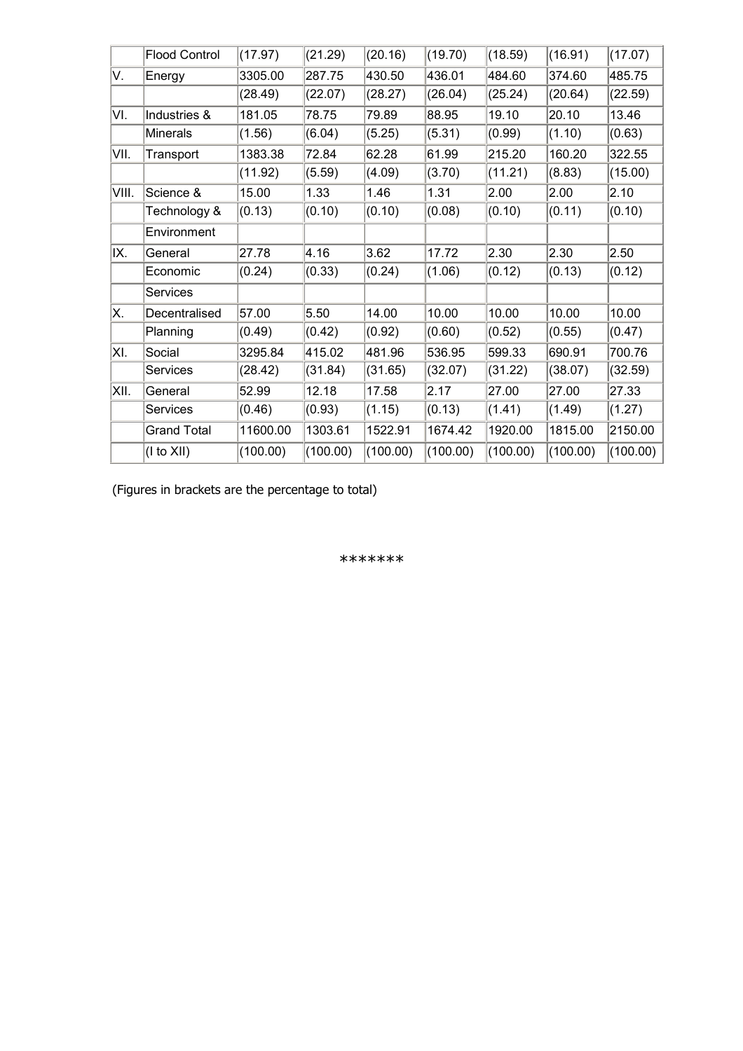|  |  |  |  |  |  |  |  |  |
|---|---|---|---|---|---|---|---|---|
|  | Flood Control | (17.97) | (21.29) | (20.16) | (19.70) | (18.59) | (16.91) | (17.07) |
| V. | Energy | 3305.00 | 287.75 | 430.50 | 436.01 | 484.60 | 374.60 | 485.75 |
|  |  | (28.49) | (22.07) | (28.27) | (26.04) | (25.24) | (20.64) | (22.59) |
| VI. | Industries & | 181.05 | 78.75 | 79.89 | 88.95 | 19.10 | 20.10 | 13.46 |
|  | Minerals | (1.56) | (6.04) | (5.25) | (5.31) | (0.99) | (1.10) | (0.63) |
| VII. | Transport | 1383.38 | 72.84 | 62.28 | 61.99 | 215.20 | 160.20 | 322.55 |
|  |  | (11.92) | (5.59) | (4.09) | (3.70) | (11.21) | (8.83) | (15.00) |
| VIII. | Science & | 15.00 | 1.33 | 1.46 | 1.31 | 2.00 | 2.00 | 2.10 |
|  | Technology & | (0.13) | (0.10) | (0.10) | (0.08) | (0.10) | (0.11) | (0.10) |
|  | Environment |  |  |  |  |  |  |  |
| IX. | General | 27.78 | 4.16 | 3.62 | 17.72 | 2.30 | 2.30 | 2.50 |
|  | Economic | (0.24) | (0.33) | (0.24) | (1.06) | (0.12) | (0.13) | (0.12) |
|  | Services |  |  |  |  |  |  |  |
| X. | Decentralised | 57.00 | 5.50 | 14.00 | 10.00 | 10.00 | 10.00 | 10.00 |
|  | Planning | (0.49) | (0.42) | (0.92) | (0.60) | (0.52) | (0.55) | (0.47) |
| XI. | Social | 3295.84 | 415.02 | 481.96 | 536.95 | 599.33 | 690.91 | 700.76 |
|  | Services | (28.42) | (31.84) | (31.65) | (32.07) | (31.22) | (38.07) | (32.59) |
| XII. | General | 52.99 | 12.18 | 17.58 | 2.17 | 27.00 | 27.00 | 27.33 |
|  | Services | (0.46) | (0.93) | (1.15) | (0.13) | (1.41) | (1.49) | (1.27) |
|  | Grand Total | 11600.00 | 1303.61 | 1522.91 | 1674.42 | 1920.00 | 1815.00 | 2150.00 |
|  | (I to XII) | (100.00) | (100.00) | (100.00) | (100.00) | (100.00) | (100.00) | (100.00) |

(Figures in brackets are the percentage to total)

*******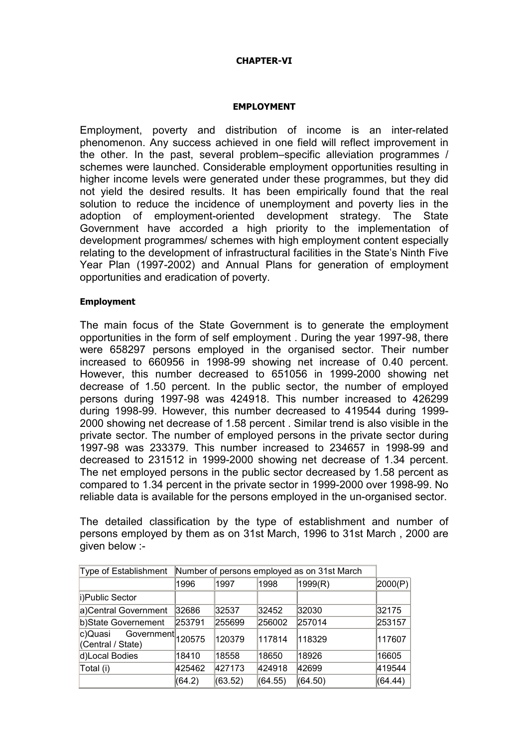**CHAPTER-VI**

**EMPLOYMENT**

Employment, poverty and distribution of income is an inter-related phenomenon. Any success achieved in one field will reflect improvement in the other. In the past, several problem–specific alleviation programmes / schemes were launched. Considerable employment opportunities resulting in higher income levels were generated under these programmes, but they did not yield the desired results. It has been empirically found that the real solution to reduce the incidence of unemployment and poverty lies in the adoption of employment-oriented development strategy. The State Government have accorded a high priority to the implementation of development programmes/ schemes with high employment content especially relating to the development of infrastructural facilities in the State's Ninth Five Year Plan (1997-2002) and Annual Plans for generation of employment opportunities and eradication of poverty.

**Employment**

The main focus of the State Government is to generate the employment opportunities in the form of self employment . During the year 1997-98, there were 658297 persons employed in the organised sector. Their number increased to 660956 in 1998-99 showing net increase of 0.40 percent. However, this number decreased to 651056 in 1999-2000 showing net decrease of 1.50 percent. In the public sector, the number of employed persons during 1997-98 was 424918. This number increased to 426299 during 1998-99. However, this number decreased to 419544 during 1999-2000 showing net decrease of 1.58 percent . Similar trend is also visible in the private sector. The number of employed persons in the private sector during 1997-98 was 233379. This number increased to 234657 in 1998-99 and decreased to 231512 in 1999-2000 showing net decrease of 1.34 percent. The net employed persons in the public sector decreased by 1.58 percent as compared to 1.34 percent in the private sector in 1999-2000 over 1998-99. No reliable data is available for the persons employed in the un-organised sector.

The detailed classification by the type of establishment and number of persons employed by them as on 31st March, 1996 to 31st March , 2000 are given below :-

| Type of Establishment | Number of persons employed as on 31st March | | | | |
|---|---|---|---|---|---|
| | 1996 | 1997 | 1998 | 1999(R) | 2000(P) |
| i)Public Sector | | | | | |
| a)Central Government | 32686 | 32537 | 32452 | 32030 | 32175 |
| b)State Governement | 253791 | 255699 | 256002 | 257014 | 253157 |
| c)Quasi Government (Central / State) | 120575 | 120379 | 117814 | 118329 | 117607 |
| d)Local Bodies | 18410 | 18558 | 18650 | 18926 | 16605 |
| Total (i) | 425462 | 427173 | 424918 | 42699 | 419544 |
| | (64.2) | (63.52) | (64.55) | (64.50) | (64.44) |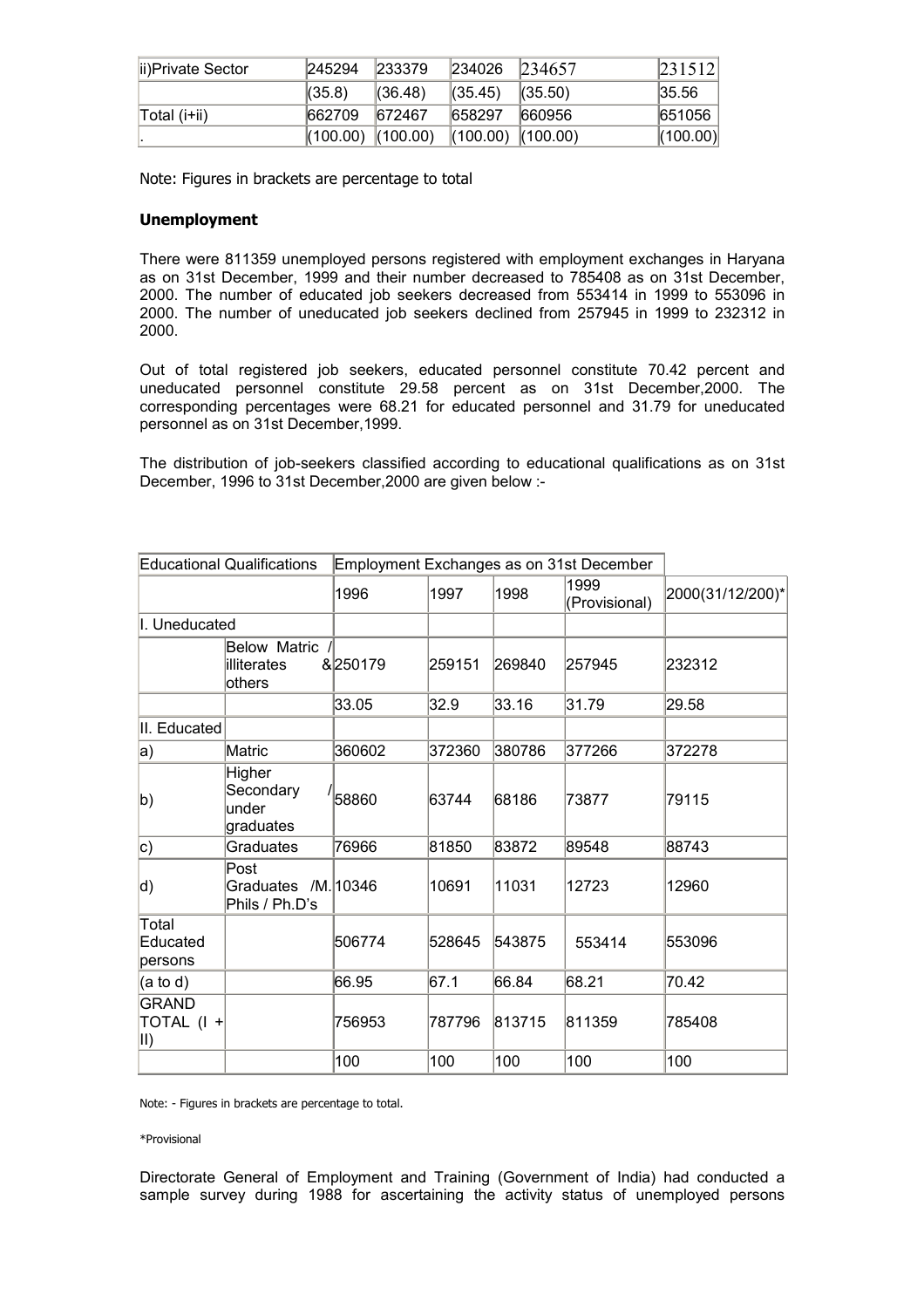| ii)Private Sector | 245294 | 233379 | 234026 | 234657 | 231512 |
|---|---|---|---|---|---|
| | (35.8) | (36.48) | (35.45) | (35.50) | 35.56 |
| Total (i+ii) | 662709 | 672467 | 658297 | 660956 | 651056 |
| . | (100.00) | (100.00) | (100.00) | (100.00) | (100.00) |

Note: Figures in brackets are percentage to total

**Unemployment**

There were 811359 unemployed persons registered with employment exchanges in Haryana as on 31st December, 1999 and their number decreased to 785408 as on 31st December, 2000. The number of educated job seekers decreased from 553414 in 1999 to 553096 in 2000. The number of uneducated job seekers declined from 257945 in 1999 to 232312 in 2000.

Out of total registered job seekers, educated personnel constitute 70.42 percent and uneducated personnel constitute 29.58 percent as on 31st December,2000. The corresponding percentages were 68.21 for educated personnel and 31.79 for uneducated personnel as on 31st December,1999.

The distribution of job-seekers classified according to educational qualifications as on 31st December, 1996 to 31st December,2000 are given below :-

| Educational Qualifications | | Employment Exchanges as on 31st December | | | | |
|---|---|---|---|---|---|---|
| | | 1996 | 1997 | 1998 | 1999 (Provisional) | 2000(31/12/200)* |
| I. Uneducated | | | | | | |
| | Below Matric / illiterates & others | 250179 | 259151 | 269840 | 257945 | 232312 |
| | | 33.05 | 32.9 | 33.16 | 31.79 | 29.58 |
| II. Educated | | | | | | |
| a) | Matric | 360602 | 372360 | 380786 | 377266 | 372278 |
| b) | Higher Secondary / under graduates | 58860 | 63744 | 68186 | 73877 | 79115 |
| c) | Graduates | 76966 | 81850 | 83872 | 89548 | 88743 |
| d) | Post Graduates /M. Phils / Ph.D's | 10346 | 10691 | 11031 | 12723 | 12960 |
| Total Educated persons | | 506774 | 528645 | 543875 | 553414 | 553096 |
| (a to d) | | 66.95 | 67.1 | 66.84 | 68.21 | 70.42 |
| GRAND TOTAL (I + II) | | 756953 | 787796 | 813715 | 811359 | 785408 |
| | | 100 | 100 | 100 | 100 | 100 |

Note: - Figures in brackets are percentage to total.

*Provisional

Directorate General of Employment and Training (Government of India) had conducted a sample survey during 1988 for ascertaining the activity status of unemployed persons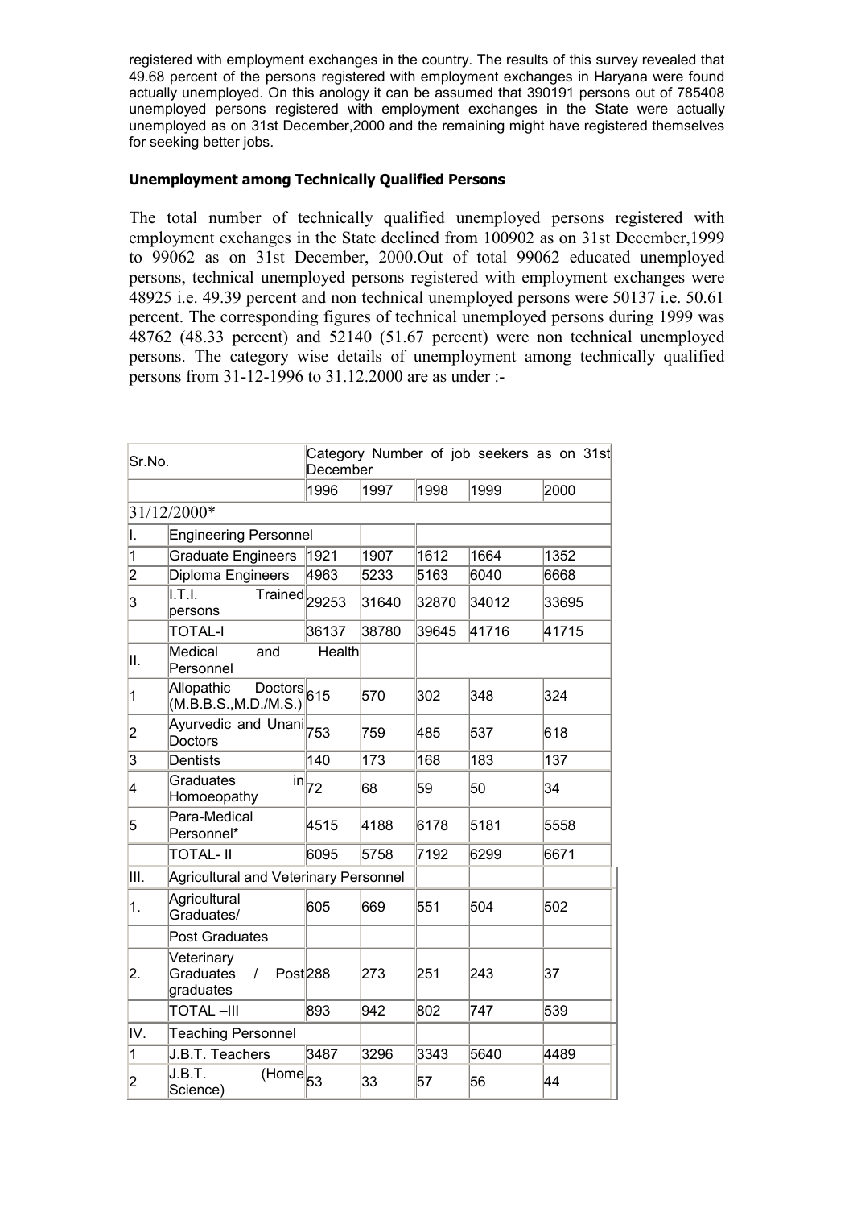registered with employment exchanges in the country. The results of this survey revealed that 49.68 percent of the persons registered with employment exchanges in Haryana were found actually unemployed. On this anology it can be assumed that 390191 persons out of 785408 unemployed persons registered with employment exchanges in the State were actually unemployed as on 31st December,2000 and the remaining might have registered themselves for seeking better jobs.

**Unemployment among Technically Qualified Persons**

The total number of technically qualified unemployed persons registered with employment exchanges in the State declined from 100902 as on 31st December,1999 to 99062 as on 31st December, 2000.Out of total 99062 educated unemployed persons, technical unemployed persons registered with employment exchanges were 48925 i.e. 49.39 percent and non technical unemployed persons were 50137 i.e. 50.61 percent. The corresponding figures of technical unemployed persons during 1999 was 48762 (48.33 percent) and 52140 (51.67 percent) were non technical unemployed persons. The category wise details of unemployment among technically qualified persons from 31-12-1996 to 31.12.2000 are as under :-

| Sr.No. | | Category Number of job seekers as on 31st December | | | | |
|---|---|---|---|---|---|---|
| | | 1996 | 1997 | 1998 | 1999 | 2000 |
| 31/12/2000* | | | | | | |
| I. | Engineering Personnel | | | | | |
| 1 | Graduate Engineers | 1921 | 1907 | 1612 | 1664 | 1352 |
| 2 | Diploma Engineers | 4963 | 5233 | 5163 | 6040 | 6668 |
| 3 | I.T.I. Trained persons | 29253 | 31640 | 32870 | 34012 | 33695 |
| | TOTAL-I | 36137 | 38780 | 39645 | 41716 | 41715 |
| II. | Medical and Health Personnel | | | | | |
| 1 | Allopathic Doctors (M.B.B.S.,M.D./M.S.) | 615 | 570 | 302 | 348 | 324 |
| 2 | Ayurvedic and Unani Doctors | 753 | 759 | 485 | 537 | 618 |
| 3 | Dentists | 140 | 173 | 168 | 183 | 137 |
| 4 | Graduates in Homoeopathy | 72 | 68 | 59 | 50 | 34 |
| 5 | Para-Medical Personnel* | 4515 | 4188 | 6178 | 5181 | 5558 |
| | TOTAL- II | 6095 | 5758 | 7192 | 6299 | 6671 |
| III. | Agricultural and Veterinary Personnel | | | | | |
| 1. | Agricultural Graduates/ | 605 | 669 | 551 | 504 | 502 |
| | Post Graduates | | | | | |
| 2. | Veterinary Graduates / Post graduates | 288 | 273 | 251 | 243 | 37 |
| | TOTAL –III | 893 | 942 | 802 | 747 | 539 |
| IV. | Teaching Personnel | | | | | |
| 1 | J.B.T. Teachers | 3487 | 3296 | 3343 | 5640 | 4489 |
| 2 | J.B.T. (Home Science) | 53 | 33 | 57 | 56 | 44 |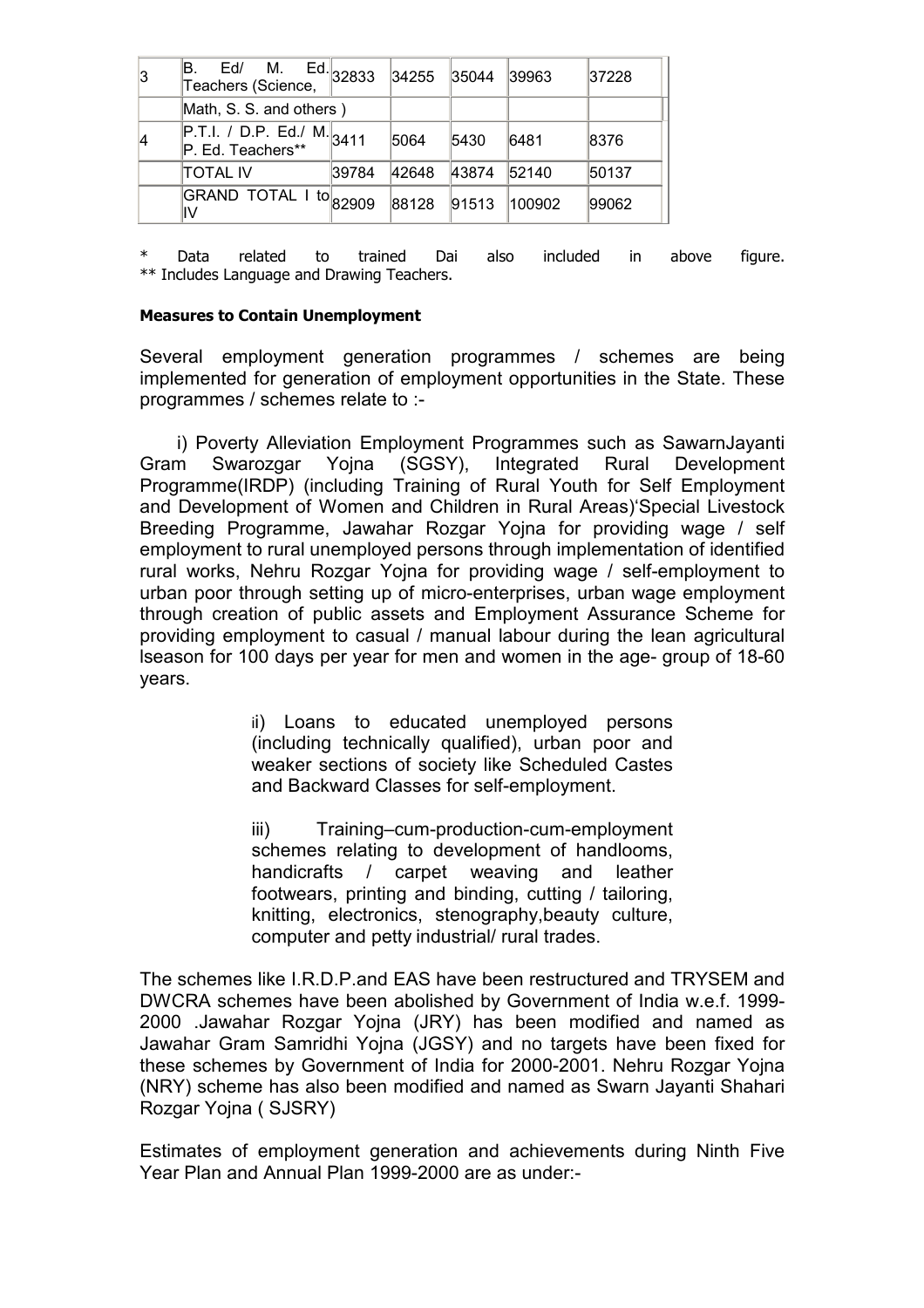| 3 | B. Ed/ M. Ed. Teachers (Science, | 32833 | 34255 | 35044 | 39963 | 37228 |
|---|---|---|---|---|---|---|
| | Math, S. S. and others ) | | | | | |
| 4 | P.T.I. / D.P. Ed./ M. P. Ed. Teachers** | 3411 | 5064 | 5430 | 6481 | 8376 |
| | TOTAL IV | 39784 | 42648 | 43874 | 52140 | 50137 |
| | GRAND TOTAL I to IV | 82909 | 88128 | 91513 | 100902 | 99062 |

* Data related to trained Dai also included in above figure.
** Includes Language and Drawing Teachers.

**Measures to Contain Unemployment**

Several employment generation programmes / schemes are being implemented for generation of employment opportunities in the State. These programmes / schemes relate to :-

i) Poverty Alleviation Employment Programmes such as SawarnJayanti Gram Swarozgar Yojna (SGSY), Integrated Rural Development Programme(IRDP) (including Training of Rural Youth for Self Employment and Development of Women and Children in Rural Areas)'Special Livestock Breeding Programme, Jawahar Rozgar Yojna for providing wage / self employment to rural unemployed persons through implementation of identified rural works, Nehru Rozgar Yojna for providing wage / self-employment to urban poor through setting up of micro-enterprises, urban wage employment through creation of public assets and Employment Assurance Scheme for providing employment to casual / manual labour during the lean agricultural lseason for 100 days per year for men and women in the age- group of 18-60 years.

ii) Loans to educated unemployed persons (including technically qualified), urban poor and weaker sections of society like Scheduled Castes and Backward Classes for self-employment.

iii) Training–cum-production-cum-employment schemes relating to development of handlooms, handicrafts / carpet weaving and leather footwears, printing and binding, cutting / tailoring, knitting, electronics, stenography,beauty culture, computer and petty industrial/ rural trades.

The schemes like I.R.D.P.and EAS have been restructured and TRYSEM and DWCRA schemes have been abolished by Government of India w.e.f. 1999-2000 .Jawahar Rozgar Yojna (JRY) has been modified and named as Jawahar Gram Samridhi Yojna (JGSY) and no targets have been fixed for these schemes by Government of India for 2000-2001. Nehru Rozgar Yojna (NRY) scheme has also been modified and named as Swarn Jayanti Shahari Rozgar Yojna ( SJSRY)

Estimates of employment generation and achievements during Ninth Five Year Plan and Annual Plan 1999-2000 are as under:-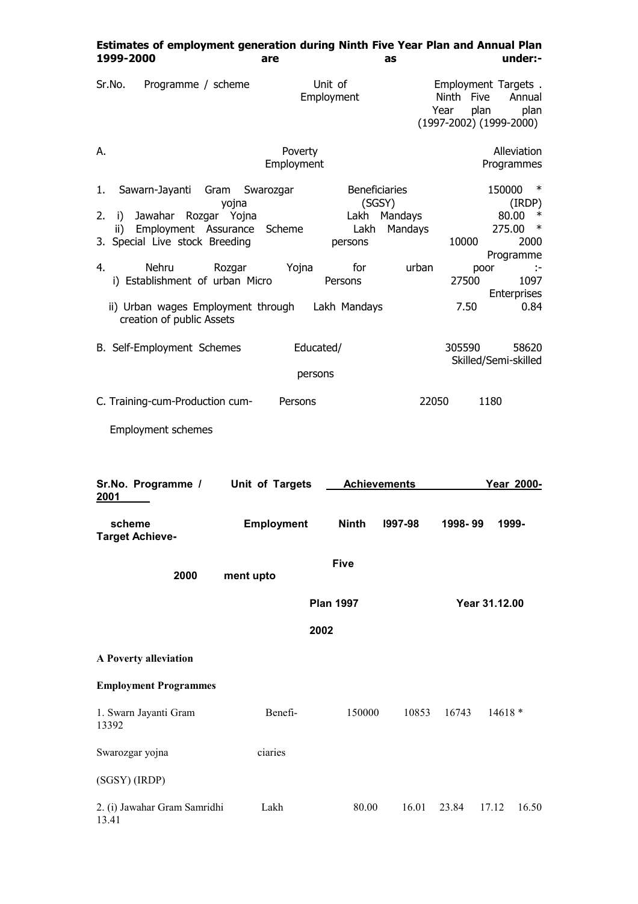**Estimates of employment generation during Ninth Five Year Plan and Annual Plan 1999-2000 are as under:-**

| Sr.No. | Programme / scheme | Unit of Employment | Employment Targets . Ninth Five Year plan (1997-2002) | Annual plan (1999-2000) |
|---|---|---|---|---|
| A. | Poverty Alleviation Employment Programmes | | | |
| 1. | Sawarn-Jayanti Gram Swarozgar yojna | Beneficiaries (SGSY) | 150000 * (IRDP) | |
| 2. | i) Jawahar Rozgar Yojna | Lakh Mandays | 80.00 * | |
| | ii) Employment Assurance Scheme | Lakh Mandays | 275.00 * | |
| 3. | Special Live stock Breeding Programme | persons | 10000 | 2000 |
| 4. | Nehru Rozgar Yojna for urban poor :- | | | |
| | i) Establishment of urban Micro Enterprises | Persons | 27500 | 1097 |
| | ii) Urban wages Employment through creation of public Assets | Lakh Mandays | 7.50 | 0.84 |
| B. | Self-Employment Schemes | Educated/ Skilled/Semi-skilled persons | 305590 | 58620 |
| C. | Training-cum-Production cum-Employment schemes | Persons | 22050 | 1180 |

| Sr.No. Programme / scheme | Unit of Employment | Targets Ninth Five Plan 1997 2002 | Achievements 1997-98 | 1998- 99 | 1999-2000 | Year 2000-2001 Target | Achieve-ment upto 31.12.00 |
|---|---|---|---|---|---|---|---|
| **A Poverty alleviation Employment Programmes** | | | | | | | |
| 1. Swarn Jayanti Gram Swarozgar yojna (SGSY) (IRDP) | Benefi-ciaries | 150000 | 10853 | 16743 | 14618 * | | 13392 |
| 2. (i) Jawahar Gram Samridhi | Lakh | 80.00 | 16.01 | 23.84 | 17.12 | 16.50 | 13.41 |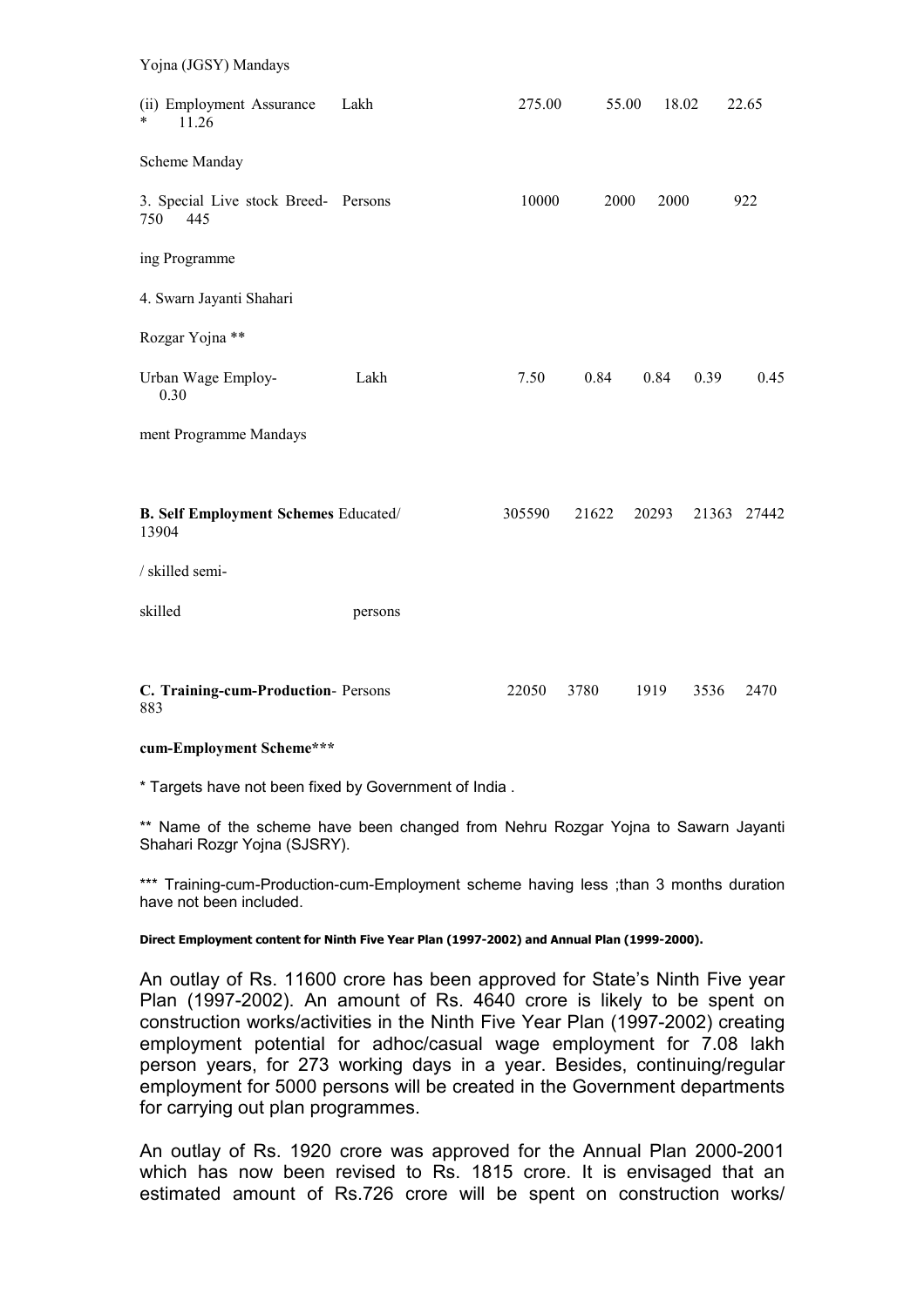Yojna (JGSY) Mandays

| | | | | | | | |
|---|---|---|---|---|---|---|---|
| (ii) Employment Assurance Scheme Manday | Lakh | 275.00 | 55.00 | 18.02 | 22.65 | * | 11.26 |
| 3. Special Live stock Breeding Programme | Persons | 10000 | 2000 | 2000 | 922 | 750 | 445 |
| 4. Swarn Jayanti Shahari Rozgar Yojna ** | | | | | | | |
| Urban Wage Employment Programme Mandays | Lakh | 7.50 | 0.84 | 0.84 | 0.39 | 0.45 | 0.30 |
| **B. Self Employment Schemes** | Educated/ / skilled semi-skilled persons | 305590 | 21622 | 20293 | 21363 | 27442 | 13904 |
| **C. Training-cum-Production-cum-Employment Scheme*** ** | Persons | 22050 | 3780 | 1919 | 3536 | 2470 | 883 |

\* Targets have not been fixed by Government of India .

** Name of the scheme have been changed from Nehru Rozgar Yojna to Sawarn Jayanti Shahari Rozgr Yojna (SJSRY).

*** Training-cum-Production-cum-Employment scheme having less ;than 3 months duration have not been included.

**Direct Employment content for Ninth Five Year Plan (1997-2002) and Annual Plan (1999-2000).**

An outlay of Rs. 11600 crore has been approved for State's Ninth Five year Plan (1997-2002). An amount of Rs. 4640 crore is likely to be spent on construction works/activities in the Ninth Five Year Plan (1997-2002) creating employment potential for adhoc/casual wage employment for 7.08 lakh person years, for 273 working days in a year. Besides, continuing/regular employment for 5000 persons will be created in the Government departments for carrying out plan programmes.

An outlay of Rs. 1920 crore was approved for the Annual Plan 2000-2001 which has now been revised to Rs. 1815 crore. It is envisaged that an estimated amount of Rs.726 crore will be spent on construction works/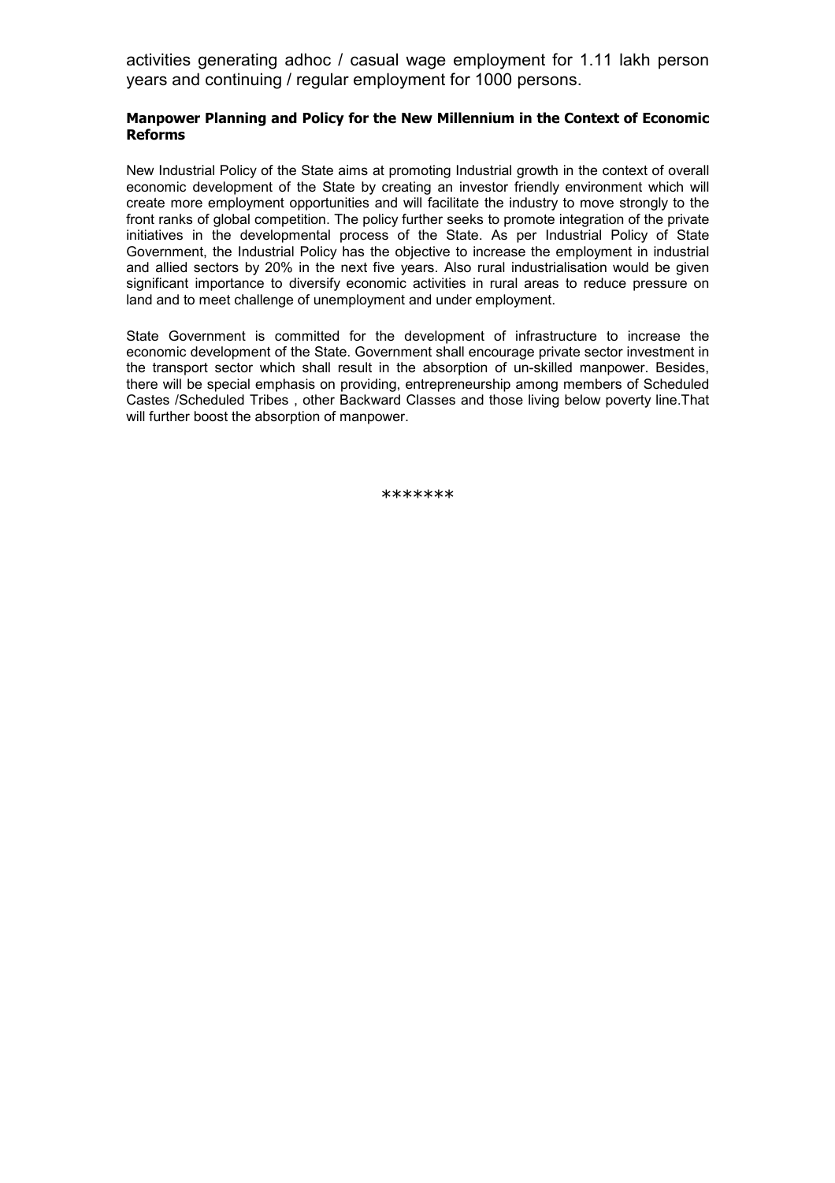activities generating adhoc / casual wage employment for 1.11 lakh person years and continuing / regular employment for 1000 persons.

**Manpower Planning and Policy for the New Millennium in the Context of Economic Reforms**

New Industrial Policy of the State aims at promoting Industrial growth in the context of overall economic development of the State by creating an investor friendly environment which will create more employment opportunities and will facilitate the industry to move strongly to the front ranks of global competition. The policy further seeks to promote integration of the private initiatives in the developmental process of the State. As per Industrial Policy of State Government, the Industrial Policy has the objective to increase the employment in industrial and allied sectors by 20% in the next five years. Also rural industrialisation would be given significant importance to diversify economic activities in rural areas to reduce pressure on land and to meet challenge of unemployment and under employment.

State Government is committed for the development of infrastructure to increase the economic development of the State. Government shall encourage private sector investment in the transport sector which shall result in the absorption of un-skilled manpower. Besides, there will be special emphasis on providing, entrepreneurship among members of Scheduled Castes /Scheduled Tribes , other Backward Classes and those living below poverty line.That will further boost the absorption of manpower.

*******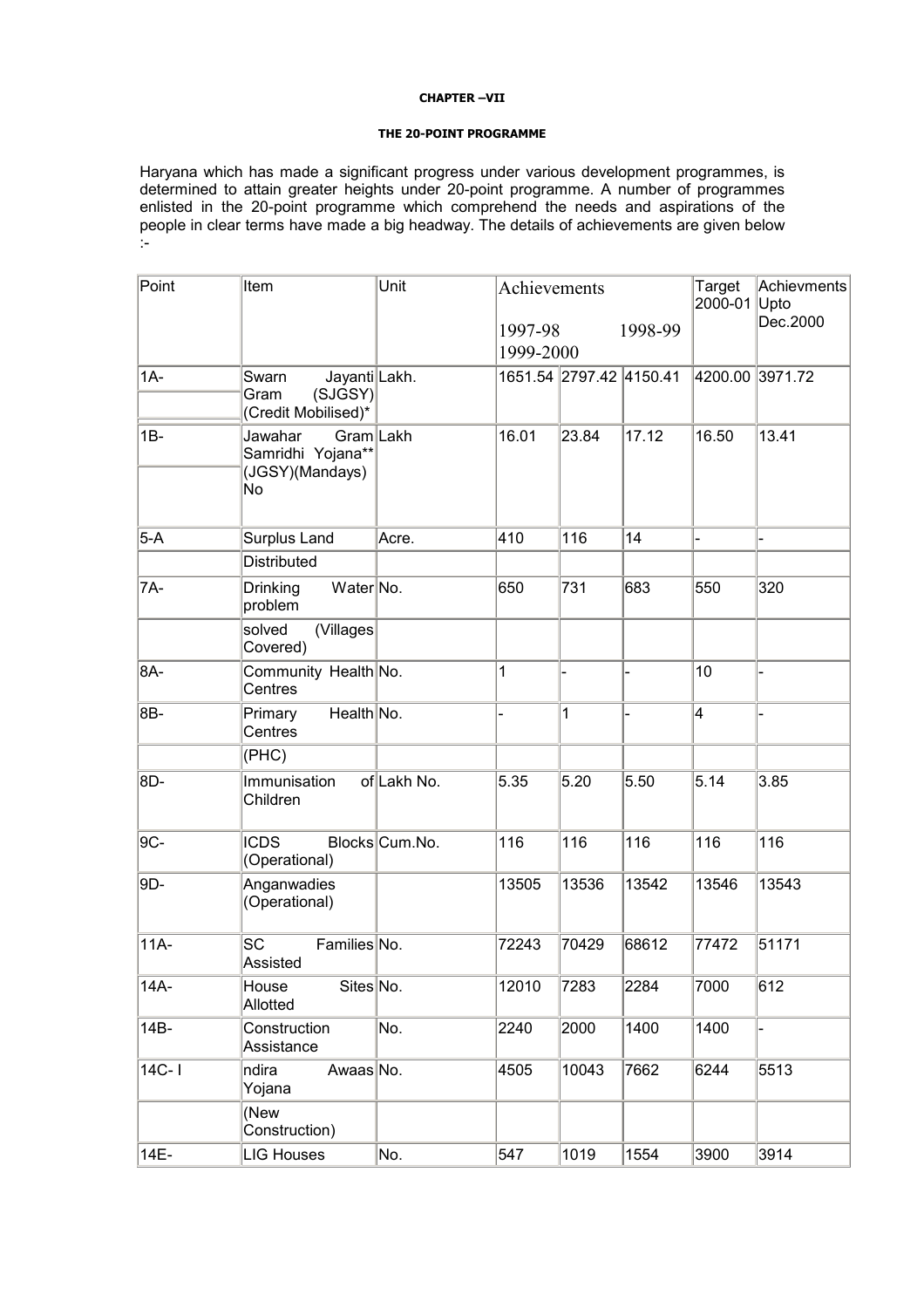**CHAPTER –VII**

**THE 20-POINT PROGRAMME**

Haryana which has made a significant progress under various development programmes, is determined to attain greater heights under 20-point programme. A number of programmes enlisted in the 20-point programme which comprehend the needs and aspirations of the people in clear terms have made a big headway. The details of achievements are given below :-

| Point | Item | Unit | Achievements | | | Target 2000-01 | Achievments Upto Dec.2000 |
|---|---|---|---|---|---|---|---|
| | | | 1997-98 | 1998-99 | 1999-2000 | | |
| 1A- | Swarn Jayanti Gram (SJGSY) (Credit Mobilised)* | Lakh. | 1651.54 | 2797.42 | 4150.41 | 4200.00 | 3971.72 |
| 1B- | Jawahar Gram Samridhi Yojana** (JGSY)(Mandays) No | Lakh | 16.01 | 23.84 | 17.12 | 16.50 | 13.41 |
| 5-A | Surplus Land | Acre. | 410 | 116 | 14 | - | - |
| | Distributed | | | | | | |
| 7A- | Drinking Water problem | No. | 650 | 731 | 683 | 550 | 320 |
| | solved (Villages Covered) | | | | | | |
| 8A- | Community Health Centres | No. | 1 | - | - | 10 | - |
| 8B- | Primary Health Centres | No. | - | 1 | - | 4 | - |
| | (PHC) | | | | | | |
| 8D- | Immunisation of Children | Lakh No. | 5.35 | 5.20 | 5.50 | 5.14 | 3.85 |
| 9C- | ICDS Blocks (Operational) | Cum.No. | 116 | 116 | 116 | 116 | 116 |
| 9D- | Anganwadies (Operational) | | 13505 | 13536 | 13542 | 13546 | 13543 |
| 11A- | SC Families Assisted | No. | 72243 | 70429 | 68612 | 77472 | 51171 |
| 14A- | House Sites Allotted | No. | 12010 | 7283 | 2284 | 7000 | 612 |
| 14B- | Construction Assistance | No. | 2240 | 2000 | 1400 | 1400 | - |
| 14C- I | ndira Awaas Yojana | No. | 4505 | 10043 | 7662 | 6244 | 5513 |
| | (New Construction) | | | | | | |
| 14E- | LIG Houses | No. | 547 | 1019 | 1554 | 3900 | 3914 |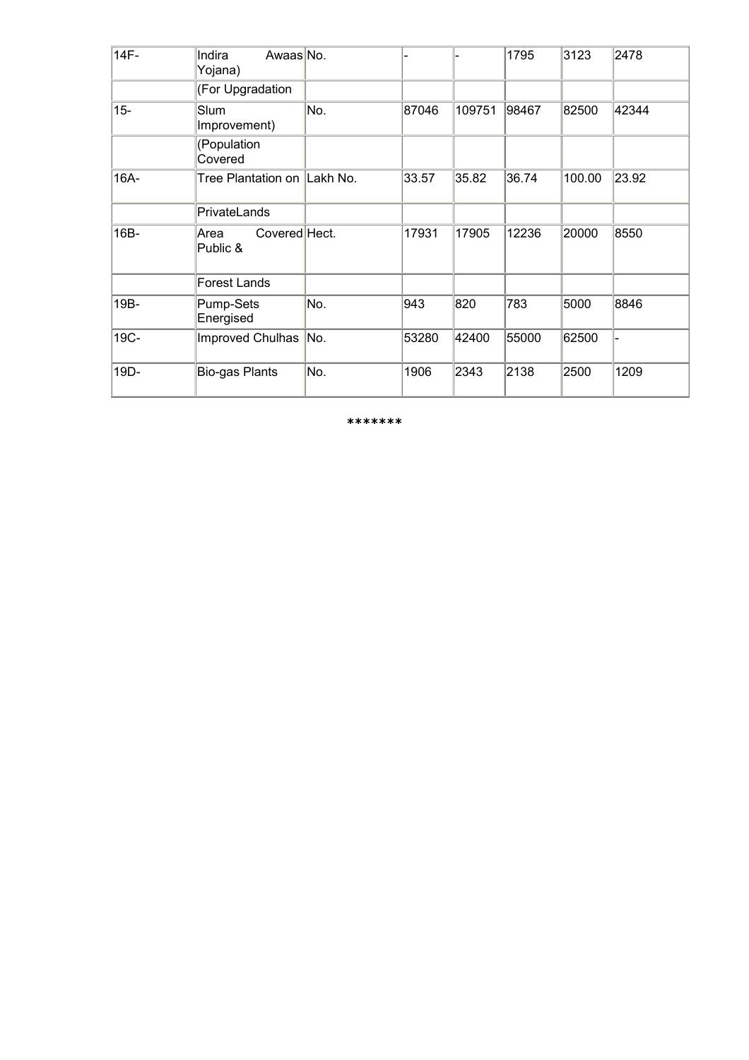| 14F- | Indira Awaas Yojana) | No. | - | - | 1795 | 3123 | 2478 |
|---|---|---|---|---|---|---|---|
| | (For Upgradation | | | | | | |
| 15- | Slum Improvement) | No. | 87046 | 109751 | 98467 | 82500 | 42344 |
| | (Population Covered | | | | | | |
| 16A- | Tree Plantation on | Lakh No. | 33.57 | 35.82 | 36.74 | 100.00 | 23.92 |
| | PrivateLands | | | | | | |
| 16B- | Area Covered Public & | Hect. | 17931 | 17905 | 12236 | 20000 | 8550 |
| | Forest Lands | | | | | | |
| 19B- | Pump-Sets Energised | No. | 943 | 820 | 783 | 5000 | 8846 |
| 19C- | Improved Chulhas | No. | 53280 | 42400 | 55000 | 62500 | - |
| 19D- | Bio-gas Plants | No. | 1906 | 2343 | 2138 | 2500 | 1209 |

*******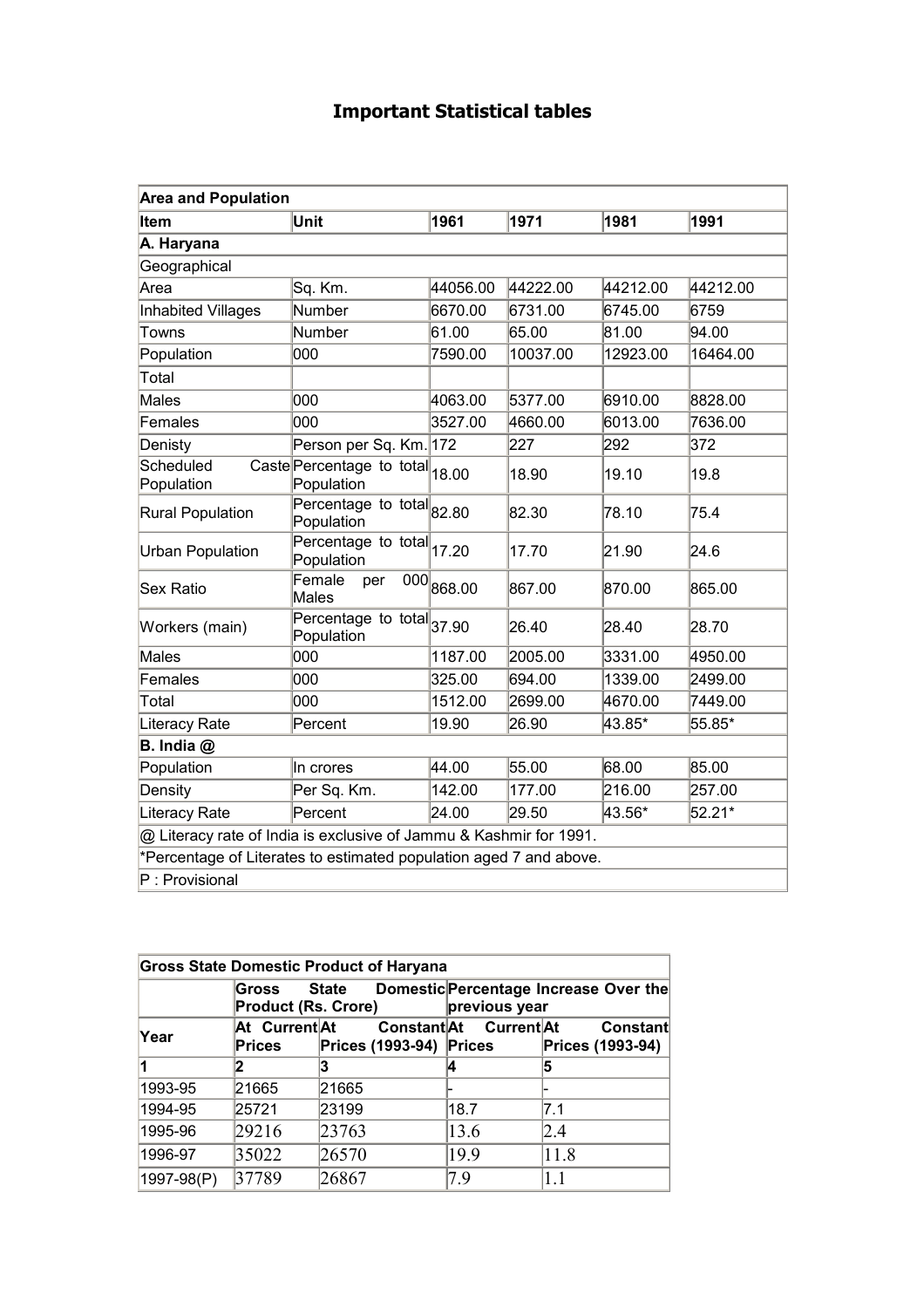# Important Statistical tables

| Area and Population | | | | | |
|---|---|---|---|---|---|
| **Item** | **Unit** | **1961** | **1971** | **1981** | **1991** |
| **A. Haryana** | | | | | |
| Geographical | | | | | |
| Area | Sq. Km. | 44056.00 | 44222.00 | 44212.00 | 44212.00 |
| Inhabited Villages | Number | 6670.00 | 6731.00 | 6745.00 | 6759 |
| Towns | Number | 61.00 | 65.00 | 81.00 | 94.00 |
| Population | 000 | 7590.00 | 10037.00 | 12923.00 | 16464.00 |
| Total | | | | | |
| Males | 000 | 4063.00 | 5377.00 | 6910.00 | 8828.00 |
| Females | 000 | 3527.00 | 4660.00 | 6013.00 | 7636.00 |
| Denisty | Person per Sq. Km. | 172 | 227 | 292 | 372 |
| Scheduled Caste Population | Percentage to total Population | 18.00 | 18.90 | 19.10 | 19.8 |
| Rural Population | Percentage to total Population | 82.80 | 82.30 | 78.10 | 75.4 |
| Urban Population | Percentage to total Population | 17.20 | 17.70 | 21.90 | 24.6 |
| Sex Ratio | Female per 000 Males | 868.00 | 867.00 | 870.00 | 865.00 |
| Workers (main) | Percentage to total Population | 37.90 | 26.40 | 28.40 | 28.70 |
| Males | 000 | 1187.00 | 2005.00 | 3331.00 | 4950.00 |
| Females | 000 | 325.00 | 694.00 | 1339.00 | 2499.00 |
| Total | 000 | 1512.00 | 2699.00 | 4670.00 | 7449.00 |
| Literacy Rate | Percent | 19.90 | 26.90 | 43.85* | 55.85* |
| **B. India @** | | | | | |
| Population | In crores | 44.00 | 55.00 | 68.00 | 85.00 |
| Density | Per Sq. Km. | 142.00 | 177.00 | 216.00 | 257.00 |
| Literacy Rate | Percent | 24.00 | 29.50 | 43.56* | 52.21* |
| @ Literacy rate of India is exclusive of Jammu & Kashmir for 1991. | | | | | |
| *Percentage of Literates to estimated population aged 7 and above. | | | | | |
| P : Provisional | | | | | |

| Gross State Domestic Product of Haryana | | | | |
|---|---|---|---|---|
| | Gross State Domestic Product (Rs. Crore) | | Percentage Increase Over the previous year | |
| Year | At Current Prices | At Constant Prices (1993-94) | At Current Prices | At Constant Prices (1993-94) |
| **1** | **2** | **3** | **4** | **5** |
| 1993-95 | 21665 | 21665 | - | - |
| 1994-95 | 25721 | 23199 | 18.7 | 7.1 |
| 1995-96 | 29216 | 23763 | 13.6 | 2.4 |
| 1996-97 | 35022 | 26570 | 19.9 | 11.8 |
| 1997-98(P) | 37789 | 26867 | 7.9 | 1.1 |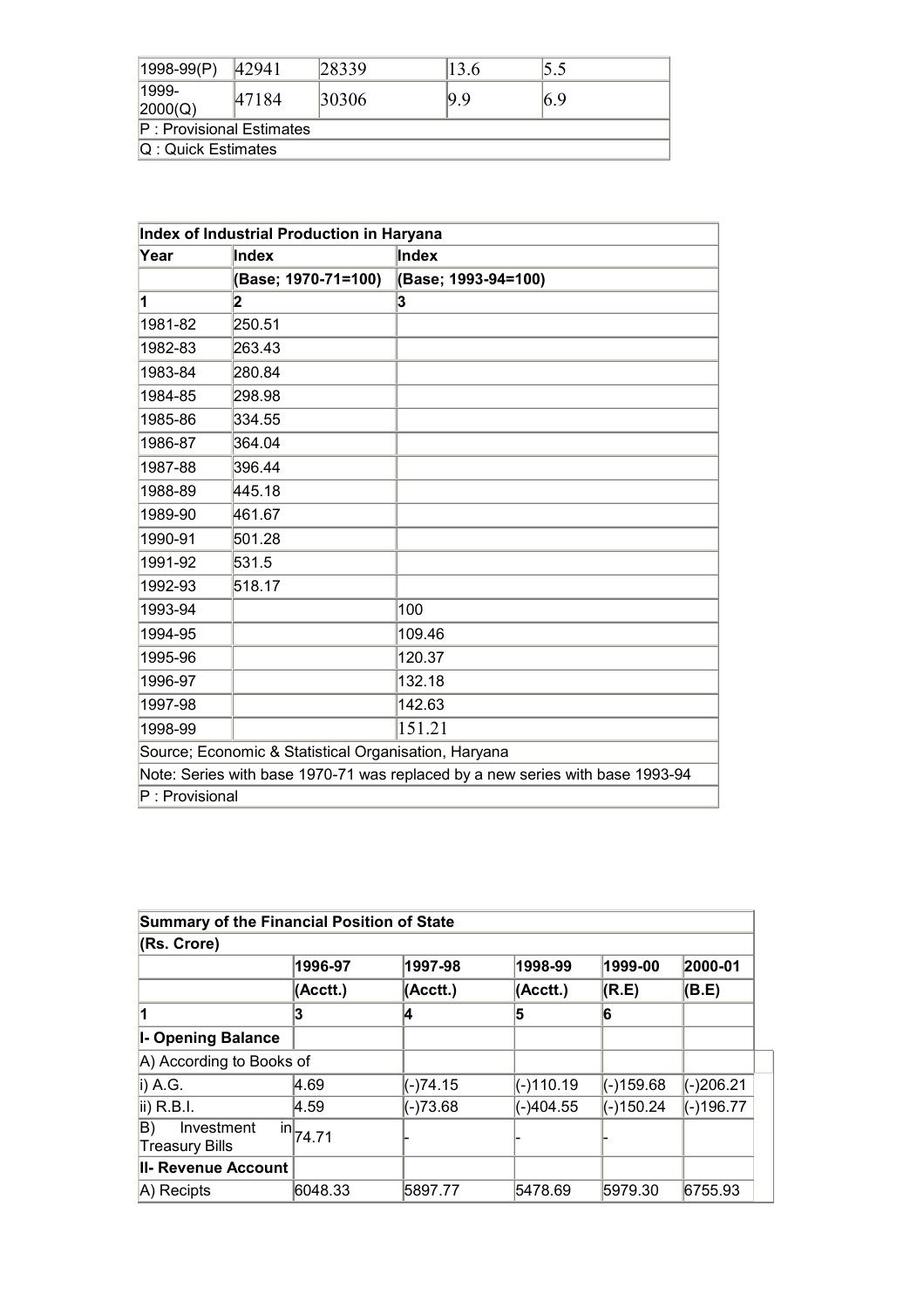| | | | | |
|---|---|---|---|---|
| 1998-99(P) | 42941 | 28339 | 13.6 | 5.5 |
| 1999-2000(Q) | 47184 | 30306 | 9.9 | 6.9 |
| P : Provisional Estimates | | | | |
| Q : Quick Estimates | | | | |

| Index of Industrial Production in Haryana | | |
|---|---|---|
| **Year** | **Index** | **Index** |
| | **(Base; 1970-71=100)** | **(Base; 1993-94=100)** |
| **1** | **2** | **3** |
| 1981-82 | 250.51 | |
| 1982-83 | 263.43 | |
| 1983-84 | 280.84 | |
| 1984-85 | 298.98 | |
| 1985-86 | 334.55 | |
| 1986-87 | 364.04 | |
| 1987-88 | 396.44 | |
| 1988-89 | 445.18 | |
| 1989-90 | 461.67 | |
| 1990-91 | 501.28 | |
| 1991-92 | 531.5 | |
| 1992-93 | 518.17 | |
| 1993-94 | | 100 |
| 1994-95 | | 109.46 |
| 1995-96 | | 120.37 |
| 1996-97 | | 132.18 |
| 1997-98 | | 142.63 |
| 1998-99 | | 151.21 |
| Source; Economic & Statistical Organisation, Haryana | | |
| Note: Series with base 1970-71 was replaced by a new series with base 1993-94 | | |
| P : Provisional | | |

| Summary of the Financial Position of State | | | | | |
|---|---|---|---|---|---|
| **(Rs. Crore)** | | | | | |
| | **1996-97** | **1997-98** | **1998-99** | **1999-00** | **2000-01** |
| | **(Acctt.)** | **(Acctt.)** | **(Acctt.)** | **(R.E)** | **(B.E)** |
| **1** | **3** | **4** | **5** | **6** | |
| **I- Opening Balance** | | | | | |
| A) According to Books of | | | | | |
| i) A.G. | 4.69 | (-)74.15 | (-)110.19 | (-)159.68 | (-)206.21 |
| ii) R.B.I. | 4.59 | (-)73.68 | (-)404.55 | (-)150.24 | (-)196.77 |
| B) Investment in Treasury Bills | 74.71 | - | - | - | |
| **II- Revenue Account** | | | | | |
| A) Recipts | 6048.33 | 5897.77 | 5478.69 | 5979.30 | 6755.93 |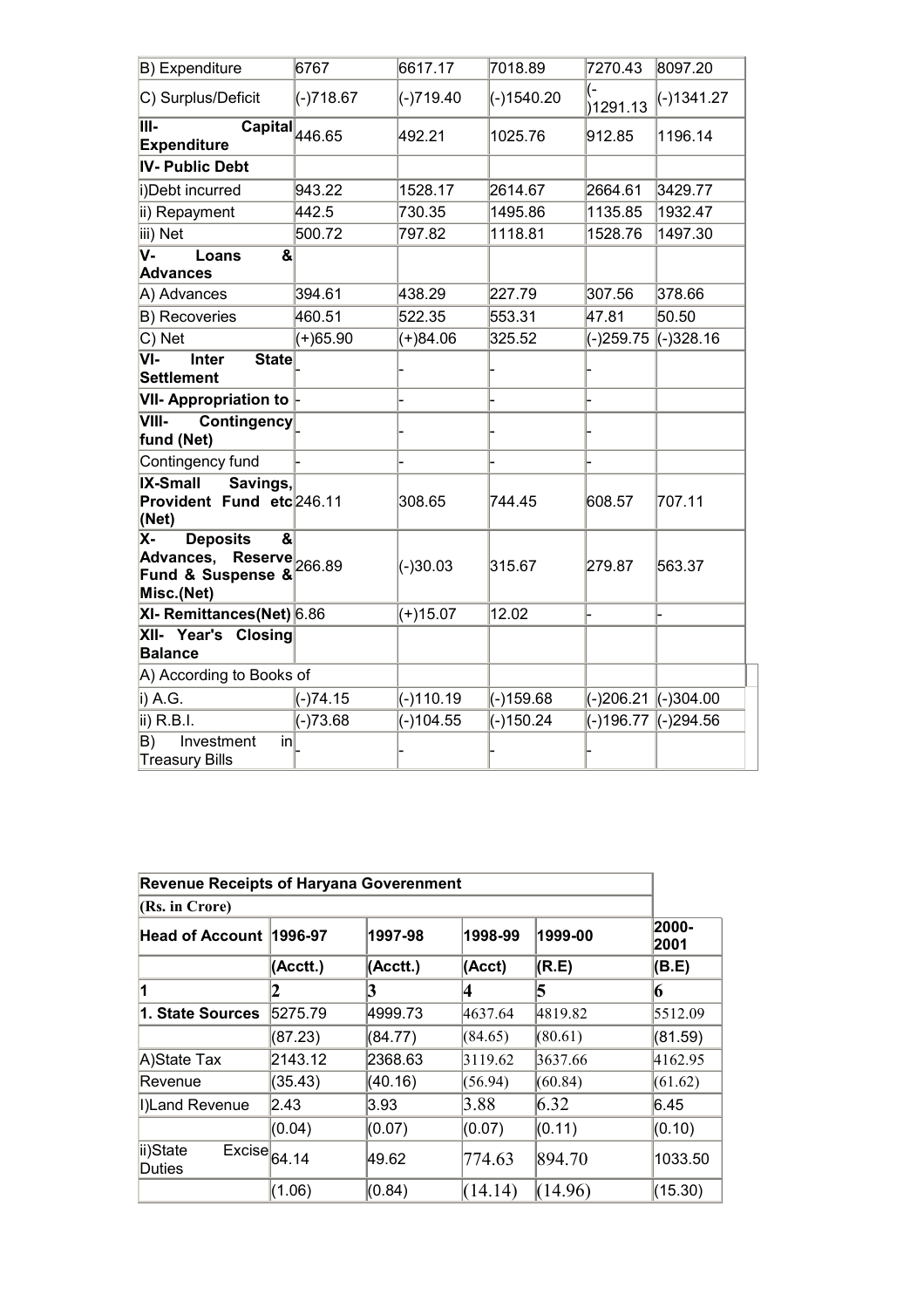| B) Expenditure | 6767 | 6617.17 | 7018.89 | 7270.43 | 8097.20 |
|---|---|---|---|---|---|
| C) Surplus/Deficit | (-)718.67 | (-)719.40 | (-)1540.20 | (-)1291.13 | (-)1341.27 |
| **III- Capital Expenditure** | 446.65 | 492.21 | 1025.76 | 912.85 | 1196.14 |
| **IV- Public Debt** | | | | | |
| i)Debt incurred | 943.22 | 1528.17 | 2614.67 | 2664.61 | 3429.77 |
| ii) Repayment | 442.5 | 730.35 | 1495.86 | 1135.85 | 1932.47 |
| iii) Net | 500.72 | 797.82 | 1118.81 | 1528.76 | 1497.30 |
| **V- Loans & Advances** | | | | | |
| A) Advances | 394.61 | 438.29 | 227.79 | 307.56 | 378.66 |
| B) Recoveries | 460.51 | 522.35 | 553.31 | 47.81 | 50.50 |
| C) Net | (+)65.90 | (+)84.06 | 325.52 | (-)259.75 | (-)328.16 |
| **VI- Inter State Settlement** | - | - | - | - | |
| **VII- Appropriation to** | - | - | - | - | |
| **VIII- Contingency fund (Net)** | - | - | - | - | |
| Contingency fund | - | - | - | - | |
| **IX-Small Savings, Provident Fund etc (Net)** | 246.11 | 308.65 | 744.45 | 608.57 | 707.11 |
| **X- Deposits & Advances, Reserve Fund & Suspense & Misc.(Net)** | 266.89 | (-)30.03 | 315.67 | 279.87 | 563.37 |
| **XI- Remittances(Net)** | 6.86 | (+)15.07 | 12.02 | - | - |
| **XII- Year's Closing Balance** | | | | | |
| A) According to Books of | | | | | |
| i) A.G. | (-)74.15 | (-)110.19 | (-)159.68 | (-)206.21 | (-)304.00 |
| ii) R.B.I. | (-)73.68 | (-)104.55 | (-)150.24 | (-)196.77 | (-)294.56 |
| B) Investment in Treasury Bills | - | - | - | - | |

| **Revenue Receipts of Haryana Goverenment** | | | | | |
|---|---|---|---|---|---|
| **(Rs. in Crore)** | | | | | |
| **Head of Account** | **1996-97** | **1997-98** | **1998-99** | **1999-00** | **2000-2001** |
| | **(Acctt.)** | **(Acctt.)** | **(Acct)** | **(R.E)** | **(B.E)** |
| **1** | **2** | **3** | **4** | **5** | **6** |
| **1. State Sources** | 5275.79 | 4999.73 | 4637.64 | 4819.82 | 5512.09 |
| | (87.23) | (84.77) | (84.65) | (80.61) | (81.59) |
| A)State Tax | 2143.12 | 2368.63 | 3119.62 | 3637.66 | 4162.95 |
| Revenue | (35.43) | (40.16) | (56.94) | (60.84) | (61.62) |
| I)Land Revenue | 2.43 | 3.93 | 3.88 | 6.32 | 6.45 |
| | (0.04) | (0.07) | (0.07) | (0.11) | (0.10) |
| ii)State Excise Duties | 64.14 | 49.62 | 774.63 | 894.70 | 1033.50 |
| | (1.06) | (0.84) | (14.14) | (14.96) | (15.30) |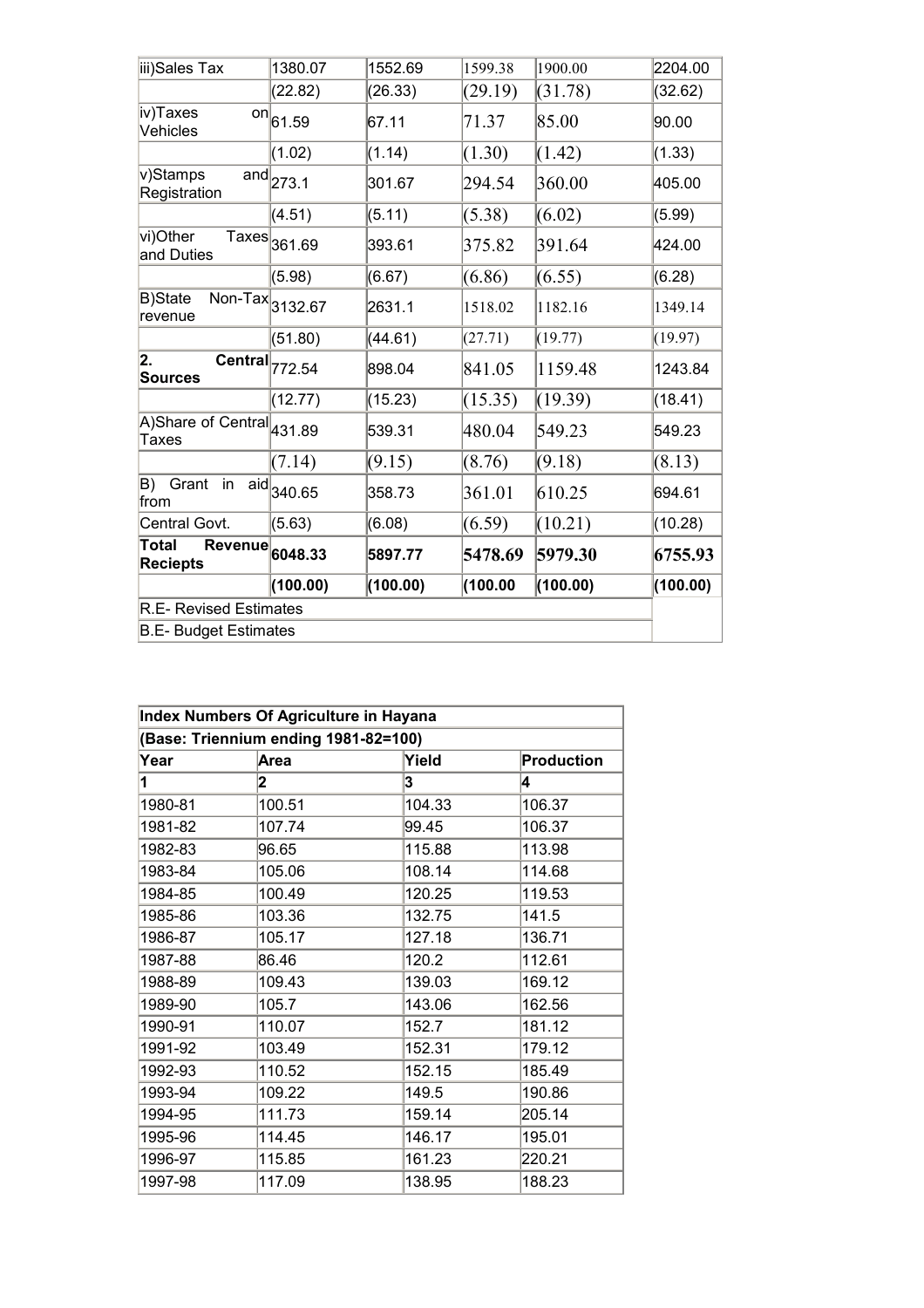| | | | | | |
|---|---|---|---|---|---|
| iii)Sales Tax | 1380.07 | 1552.69 | 1599.38 | 1900.00 | 2204.00 |
| | (22.82) | (26.33) | (29.19) | (31.78) | (32.62) |
| iv)Taxes on Vehicles | 61.59 | 67.11 | 71.37 | 85.00 | 90.00 |
| | (1.02) | (1.14) | (1.30) | (1.42) | (1.33) |
| v)Stamps and Registration | 273.1 | 301.67 | 294.54 | 360.00 | 405.00 |
| | (4.51) | (5.11) | (5.38) | (6.02) | (5.99) |
| vi)Other Taxes and Duties | 361.69 | 393.61 | 375.82 | 391.64 | 424.00 |
| | (5.98) | (6.67) | (6.86) | (6.55) | (6.28) |
| B)State Non-Tax revenue | 3132.67 | 2631.1 | 1518.02 | 1182.16 | 1349.14 |
| | (51.80) | (44.61) | (27.71) | (19.77) | (19.97) |
| **2. Central Sources** | 772.54 | 898.04 | 841.05 | 1159.48 | 1243.84 |
| | (12.77) | (15.23) | (15.35) | (19.39) | (18.41) |
| A)Share of Central Taxes | 431.89 | 539.31 | 480.04 | 549.23 | 549.23 |
| | (7.14) | (9.15) | (8.76) | (9.18) | (8.13) |
| B) Grant in aid from | 340.65 | 358.73 | 361.01 | 610.25 | 694.61 |
| Central Govt. | (5.63) | (6.08) | (6.59) | (10.21) | (10.28) |
| **Total Revenue Reciepts** | **6048.33** | **5897.77** | **5478.69** | **5979.30** | **6755.93** |
| | **(100.00)** | **(100.00)** | **(100.00** | **(100.00)** | **(100.00)** |
| R.E- Revised Estimates | | | | | |
| B.E- Budget Estimates | | | | | |

| **Index Numbers Of Agriculture in Hayana** | | | |
|---|---|---|---|
| **(Base: Triennium ending 1981-82=100)** | | | |
| **Year** | **Area** | **Yield** | **Production** |
| **1** | **2** | **3** | **4** |
| 1980-81 | 100.51 | 104.33 | 106.37 |
| 1981-82 | 107.74 | 99.45 | 106.37 |
| 1982-83 | 96.65 | 115.88 | 113.98 |
| 1983-84 | 105.06 | 108.14 | 114.68 |
| 1984-85 | 100.49 | 120.25 | 119.53 |
| 1985-86 | 103.36 | 132.75 | 141.5 |
| 1986-87 | 105.17 | 127.18 | 136.71 |
| 1987-88 | 86.46 | 120.2 | 112.61 |
| 1988-89 | 109.43 | 139.03 | 169.12 |
| 1989-90 | 105.7 | 143.06 | 162.56 |
| 1990-91 | 110.07 | 152.7 | 181.12 |
| 1991-92 | 103.49 | 152.31 | 179.12 |
| 1992-93 | 110.52 | 152.15 | 185.49 |
| 1993-94 | 109.22 | 149.5 | 190.86 |
| 1994-95 | 111.73 | 159.14 | 205.14 |
| 1995-96 | 114.45 | 146.17 | 195.01 |
| 1996-97 | 115.85 | 161.23 | 220.21 |
| 1997-98 | 117.09 | 138.95 | 188.23 |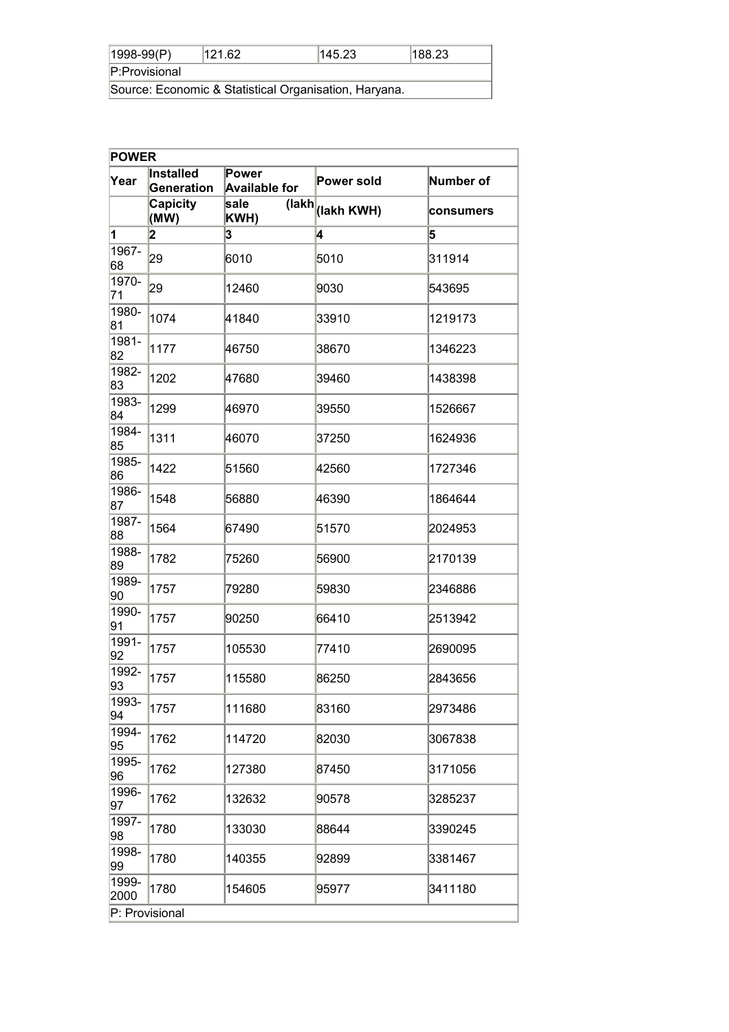| 1998-99(P) | 121.62 | 145.23 | 188.23 |
|---|---|---|---|
| P:Provisional | | | |
| Source: Economic & Statistical Organisation, Haryana. | | | |

| POWER | | | | |
|---|---|---|---|---|
| Year | Installed Generation | Power Available for | Power sold | Number of |
| | Capicity (MW) | sale (lakh KWH) | (lakh KWH) | consumers |
| 1 | 2 | 3 | 4 | 5 |
| 1967-68 | 29 | 6010 | 5010 | 311914 |
| 1970-71 | 29 | 12460 | 9030 | 543695 |
| 1980-81 | 1074 | 41840 | 33910 | 1219173 |
| 1981-82 | 1177 | 46750 | 38670 | 1346223 |
| 1982-83 | 1202 | 47680 | 39460 | 1438398 |
| 1983-84 | 1299 | 46970 | 39550 | 1526667 |
| 1984-85 | 1311 | 46070 | 37250 | 1624936 |
| 1985-86 | 1422 | 51560 | 42560 | 1727346 |
| 1986-87 | 1548 | 56880 | 46390 | 1864644 |
| 1987-88 | 1564 | 67490 | 51570 | 2024953 |
| 1988-89 | 1782 | 75260 | 56900 | 2170139 |
| 1989-90 | 1757 | 79280 | 59830 | 2346886 |
| 1990-91 | 1757 | 90250 | 66410 | 2513942 |
| 1991-92 | 1757 | 105530 | 77410 | 2690095 |
| 1992-93 | 1757 | 115580 | 86250 | 2843656 |
| 1993-94 | 1757 | 111680 | 83160 | 2973486 |
| 1994-95 | 1762 | 114720 | 82030 | 3067838 |
| 1995-96 | 1762 | 127380 | 87450 | 3171056 |
| 1996-97 | 1762 | 132632 | 90578 | 3285237 |
| 1997-98 | 1780 | 133030 | 88644 | 3390245 |
| 1998-99 | 1780 | 140355 | 92899 | 3381467 |
| 1999-2000 | 1780 | 154605 | 95977 | 3411180 |
| P: Provisional | | | | |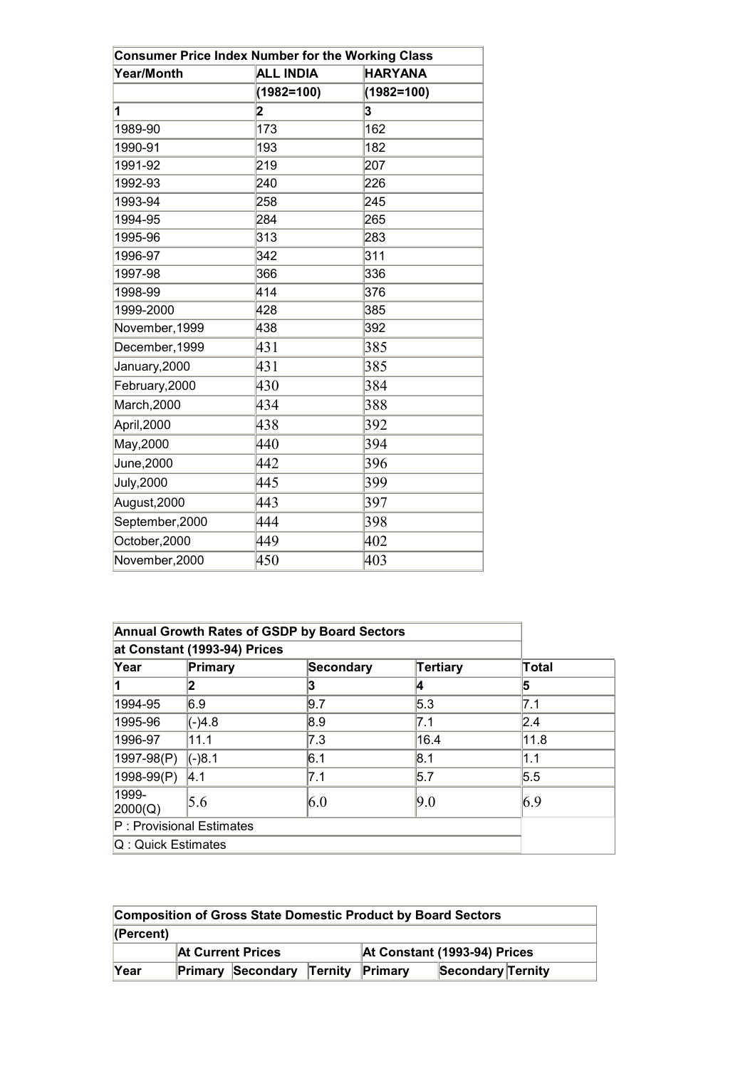| Consumer Price Index Number for the Working Class | | |
|---|---|---|
| Year/Month | ALL INDIA | HARYANA |
| | (1982=100) | (1982=100) |
| 1 | 2 | 3 |
| 1989-90 | 173 | 162 |
| 1990-91 | 193 | 182 |
| 1991-92 | 219 | 207 |
| 1992-93 | 240 | 226 |
| 1993-94 | 258 | 245 |
| 1994-95 | 284 | 265 |
| 1995-96 | 313 | 283 |
| 1996-97 | 342 | 311 |
| 1997-98 | 366 | 336 |
| 1998-99 | 414 | 376 |
| 1999-2000 | 428 | 385 |
| November,1999 | 438 | 392 |
| December,1999 | 431 | 385 |
| January,2000 | 431 | 385 |
| February,2000 | 430 | 384 |
| March,2000 | 434 | 388 |
| April,2000 | 438 | 392 |
| May,2000 | 440 | 394 |
| June,2000 | 442 | 396 |
| July,2000 | 445 | 399 |
| August,2000 | 443 | 397 |
| September,2000 | 444 | 398 |
| October,2000 | 449 | 402 |
| November,2000 | 450 | 403 |

| Annual Growth Rates of GSDP by Board Sectors at Constant (1993-94) Prices | | | | |
|---|---|---|---|---|
| Year | Primary | Secondary | Tertiary | Total |
| 1 | 2 | 3 | 4 | 5 |
| 1994-95 | 6.9 | 9.7 | 5.3 | 7.1 |
| 1995-96 | (-)4.8 | 8.9 | 7.1 | 2.4 |
| 1996-97 | 11.1 | 7.3 | 16.4 | 11.8 |
| 1997-98(P) | (-)8.1 | 6.1 | 8.1 | 1.1 |
| 1998-99(P) | 4.1 | 7.1 | 5.7 | 5.5 |
| 1999-2000(Q) | 5.6 | 6.0 | 9.0 | 6.9 |
| P : Provisional Estimates | | | | |
| Q : Quick Estimates | | | | |

| Composition of Gross State Domestic Product by Board Sectors | | | | | | |
|---|---|---|---|---|---|---|
| (Percent) | | | | | | |
| | At Current Prices | | | At Constant (1993-94) Prices | | |
| Year | Primary | Secondary | Ternity | Primary | Secondary | Ternity |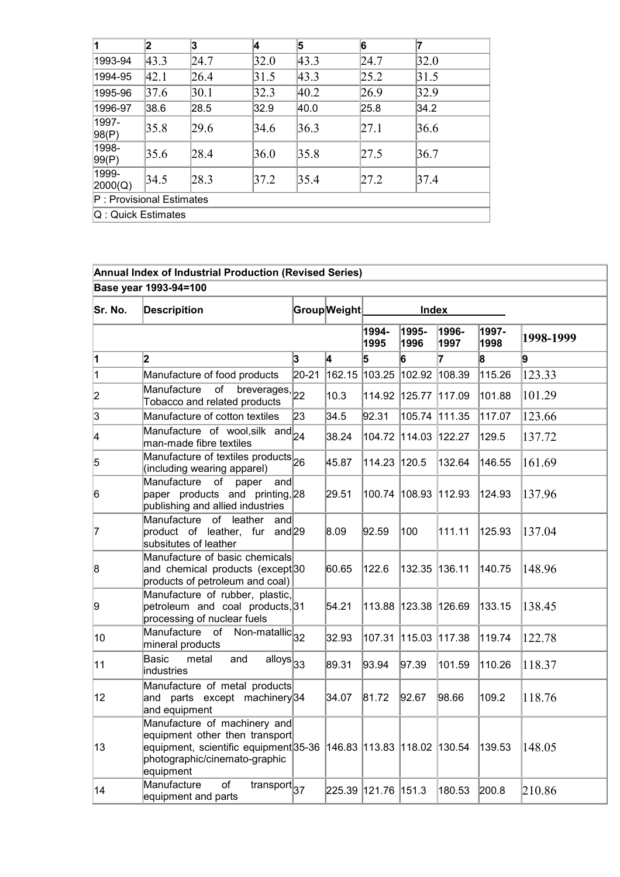| 1 | 2 | 3 | 4 | 5 | 6 | 7 |
|---|---|---|---|---|---|---|
| 1993-94 | 43.3 | 24.7 | 32.0 | 43.3 | 24.7 | 32.0 |
| 1994-95 | 42.1 | 26.4 | 31.5 | 43.3 | 25.2 | 31.5 |
| 1995-96 | 37.6 | 30.1 | 32.3 | 40.2 | 26.9 | 32.9 |
| 1996-97 | 38.6 | 28.5 | 32.9 | 40.0 | 25.8 | 34.2 |
| 1997-98(P) | 35.8 | 29.6 | 34.6 | 36.3 | 27.1 | 36.6 |
| 1998-99(P) | 35.6 | 28.4 | 36.0 | 35.8 | 27.5 | 36.7 |
| 1999-2000(Q) | 34.5 | 28.3 | 37.2 | 35.4 | 27.2 | 37.4 |
| P : Provisional Estimates | | | | | | |
| Q : Quick Estimates | | | | | | |

| **Annual Index of Industrial Production (Revised Series)** | | | | | | | | |
|---|---|---|---|---|---|---|---|---|
| **Base year 1993-94=100** | | | | | | | | |
| **Sr. No.** | **Descripition** | **Group** | **Weight** | **Index** | | | | |
| | | | | **1994-1995** | **1995-1996** | **1996-1997** | **1997-1998** | **1998-1999** |
| **1** | **2** | **3** | **4** | **5** | **6** | **7** | **8** | **9** |
| 1 | Manufacture of food products | 20-21 | 162.15 | 103.25 | 102.92 | 108.39 | 115.26 | 123.33 |
| 2 | Manufacture of breverages, Tobacco and related products | 22 | 10.3 | 114.92 | 125.77 | 117.09 | 101.88 | 101.29 |
| 3 | Manufacture of cotton textiles | 23 | 34.5 | 92.31 | 105.74 | 111.35 | 117.07 | 123.66 |
| 4 | Manufacture of wool,silk and man-made fibre textiles | 24 | 38.24 | 104.72 | 114.03 | 122.27 | 129.5 | 137.72 |
| 5 | Manufacture of textiles products (including wearing apparel) | 26 | 45.87 | 114.23 | 120.5 | 132.64 | 146.55 | 161.69 |
| 6 | Manufacture of paper and paper products and printing, publishing and allied industries | 28 | 29.51 | 100.74 | 108.93 | 112.93 | 124.93 | 137.96 |
| 7 | Manufacture of leather and product of leather, fur and subsitutes of leather | 29 | 8.09 | 92.59 | 100 | 111.11 | 125.93 | 137.04 |
| 8 | Manufacture of basic chemicals and chemical products (except products of petroleum and coal) | 30 | 60.65 | 122.6 | 132.35 | 136.11 | 140.75 | 148.96 |
| 9 | Manufacture of rubber, plastic, petroleum and coal products, processing of nuclear fuels | 31 | 54.21 | 113.88 | 123.38 | 126.69 | 133.15 | 138.45 |
| 10 | Manufacture of Non-matallic mineral products | 32 | 32.93 | 107.31 | 115.03 | 117.38 | 119.74 | 122.78 |
| 11 | Basic metal and alloys industries | 33 | 89.31 | 93.94 | 97.39 | 101.59 | 110.26 | 118.37 |
| 12 | Manufacture of metal products and parts except machinery and equipment | 34 | 34.07 | 81.72 | 92.67 | 98.66 | 109.2 | 118.76 |
| 13 | Manufacture of machinery and equipment other then transport equipment, scientific equipment photographic/cinemato-graphic equipment | 35-36 | 146.83 | 113.83 | 118.02 | 130.54 | 139.53 | 148.05 |
| 14 | Manufacture of transport equipment and parts | 37 | 225.39 | 121.76 | 151.3 | 180.53 | 200.8 | 210.86 |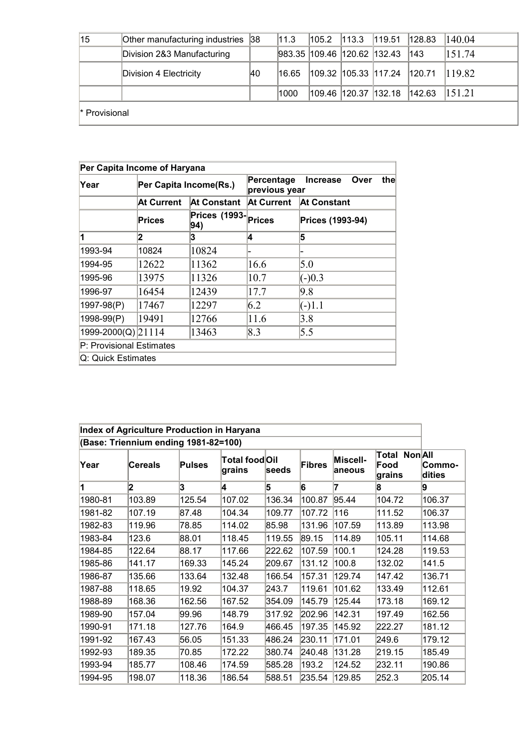| 15 | Other manufacturing industries | 38 | 11.3 | 105.2 | 113.3 | 119.51 | 128.83 | 140.04 |
|---|---|---|---|---|---|---|---|---|
| | Division 2&3 Manufacturing | | 983.35 | 109.46 | 120.62 | 132.43 | 143 | 151.74 |
| | Division 4 Electricity | 40 | 16.65 | 109.32 | 105.33 | 117.24 | 120.71 | 119.82 |
| | | | 1000 | 109.46 | 120.37 | 132.18 | 142.63 | 151.21 |
| * Provisional | | | | | | | | |

| Per Capita Income of Haryana | | | | |
|---|---|---|---|---|
| Year | Per Capita Income(Rs.) | | Percentage Increase Over the previous year | |
| | At Current | At Constant | At Current | At Constant |
| | Prices | Prices (1993-94) | Prices | Prices (1993-94) |
| 1 | 2 | 3 | 4 | 5 |
| 1993-94 | 10824 | 10824 | - | - |
| 1994-95 | 12622 | 11362 | 16.6 | 5.0 |
| 1995-96 | 13975 | 11326 | 10.7 | (-)0.3 |
| 1996-97 | 16454 | 12439 | 17.7 | 9.8 |
| 1997-98(P) | 17467 | 12297 | 6.2 | (-)1.1 |
| 1998-99(P) | 19491 | 12766 | 11.6 | 3.8 |
| 1999-2000(Q) | 21114 | 13463 | 8.3 | 5.5 |
| P: Provisional Estimates | | | | |
| Q: Quick Estimates | | | | |

| Index of Agriculture Production in Haryana | | | | | | | | |
|---|---|---|---|---|---|---|---|---|
| (Base: Triennium ending 1981-82=100) | | | | | | | | |
| Year | Cereals | Pulses | Total food grains | Oil seeds | Fibres | Miscell-aneous | Total Non Food grains | All Commo-dities |
| 1 | 2 | 3 | 4 | 5 | 6 | 7 | 8 | 9 |
| 1980-81 | 103.89 | 125.54 | 107.02 | 136.34 | 100.87 | 95.44 | 104.72 | 106.37 |
| 1981-82 | 107.19 | 87.48 | 104.34 | 109.77 | 107.72 | 116 | 111.52 | 106.37 |
| 1982-83 | 119.96 | 78.85 | 114.02 | 85.98 | 131.96 | 107.59 | 113.89 | 113.98 |
| 1983-84 | 123.6 | 88.01 | 118.45 | 119.55 | 89.15 | 114.89 | 105.11 | 114.68 |
| 1984-85 | 122.64 | 88.17 | 117.66 | 222.62 | 107.59 | 100.1 | 124.28 | 119.53 |
| 1985-86 | 141.17 | 169.33 | 145.24 | 209.67 | 131.12 | 100.8 | 132.02 | 141.5 |
| 1986-87 | 135.66 | 133.64 | 132.48 | 166.54 | 157.31 | 129.74 | 147.42 | 136.71 |
| 1987-88 | 118.65 | 19.92 | 104.37 | 243.7 | 119.61 | 101.62 | 133.49 | 112.61 |
| 1988-89 | 168.36 | 162.56 | 167.52 | 354.09 | 145.79 | 125.44 | 173.18 | 169.12 |
| 1989-90 | 157.04 | 99.96 | 148.79 | 317.92 | 202.96 | 142.31 | 197.49 | 162.56 |
| 1990-91 | 171.18 | 127.76 | 164.9 | 466.45 | 197.35 | 145.92 | 222.27 | 181.12 |
| 1991-92 | 167.43 | 56.05 | 151.33 | 486.24 | 230.11 | 171.01 | 249.6 | 179.12 |
| 1992-93 | 189.35 | 70.85 | 172.22 | 380.74 | 240.48 | 131.28 | 219.15 | 185.49 |
| 1993-94 | 185.77 | 108.46 | 174.59 | 585.28 | 193.2 | 124.52 | 232.11 | 190.86 |
| 1994-95 | 198.07 | 118.36 | 186.54 | 588.51 | 235.54 | 129.85 | 252.3 | 205.14 |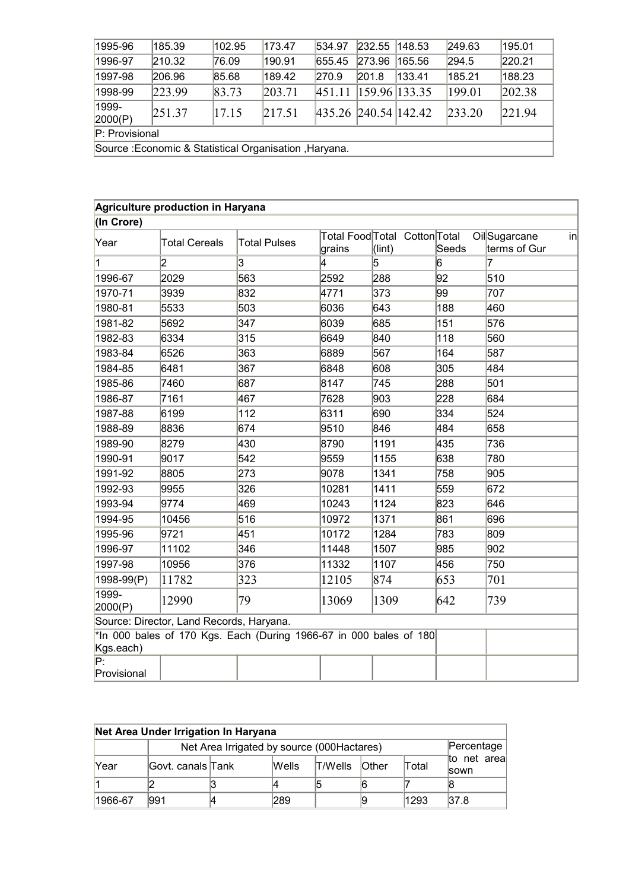| | | | | | | | | |
|---|---|---|---|---|---|---|---|---|
| 1995-96 | 185.39 | 102.95 | 173.47 | 534.97 | 232.55 | 148.53 | 249.63 | 195.01 |
| 1996-97 | 210.32 | 76.09 | 190.91 | 655.45 | 273.96 | 165.56 | 294.5 | 220.21 |
| 1997-98 | 206.96 | 85.68 | 189.42 | 270.9 | 201.8 | 133.41 | 185.21 | 188.23 |
| 1998-99 | 223.99 | 83.73 | 203.71 | 451.11 | 159.96 | 133.35 | 199.01 | 202.38 |
| 1999-2000(P) | 251.37 | 17.15 | 217.51 | 435.26 | 240.54 | 142.42 | 233.20 | 221.94 |
| P: Provisional | | | | | | | | |
| Source :Economic & Statistical Organisation ,Haryana. | | | | | | | | |

| Agriculture production in Haryana | | | | | | |
|---|---|---|---|---|---|---|
| (In Crore) | | | | | | |
| Year | Total Cereals | Total Pulses | Total Food grains | Total Cotton (lint) | Total Oil Seeds | Sugarcane in terms of Gur |
| 1 | 2 | 3 | 4 | 5 | 6 | 7 |
| 1996-67 | 2029 | 563 | 2592 | 288 | 92 | 510 |
| 1970-71 | 3939 | 832 | 4771 | 373 | 99 | 707 |
| 1980-81 | 5533 | 503 | 6036 | 643 | 188 | 460 |
| 1981-82 | 5692 | 347 | 6039 | 685 | 151 | 576 |
| 1982-83 | 6334 | 315 | 6649 | 840 | 118 | 560 |
| 1983-84 | 6526 | 363 | 6889 | 567 | 164 | 587 |
| 1984-85 | 6481 | 367 | 6848 | 608 | 305 | 484 |
| 1985-86 | 7460 | 687 | 8147 | 745 | 288 | 501 |
| 1986-87 | 7161 | 467 | 7628 | 903 | 228 | 684 |
| 1987-88 | 6199 | 112 | 6311 | 690 | 334 | 524 |
| 1988-89 | 8836 | 674 | 9510 | 846 | 484 | 658 |
| 1989-90 | 8279 | 430 | 8790 | 1191 | 435 | 736 |
| 1990-91 | 9017 | 542 | 9559 | 1155 | 638 | 780 |
| 1991-92 | 8805 | 273 | 9078 | 1341 | 758 | 905 |
| 1992-93 | 9955 | 326 | 10281 | 1411 | 559 | 672 |
| 1993-94 | 9774 | 469 | 10243 | 1124 | 823 | 646 |
| 1994-95 | 10456 | 516 | 10972 | 1371 | 861 | 696 |
| 1995-96 | 9721 | 451 | 10172 | 1284 | 783 | 809 |
| 1996-97 | 11102 | 346 | 11448 | 1507 | 985 | 902 |
| 1997-98 | 10956 | 376 | 11332 | 1107 | 456 | 750 |
| 1998-99(P) | 11782 | 323 | 12105 | 874 | 653 | 701 |
| 1999-2000(P) | 12990 | 79 | 13069 | 1309 | 642 | 739 |
| Source: Director, Land Records, Haryana. | | | | | | |
| *In 000 bales of 170 Kgs. Each (During 1966-67 in 000 bales of 180 Kgs.each) | | | | | | |
| P: Provisional | | | | | | |

| Net Area Under Irrigation In Haryana | | | | | | | |
|---|---|---|---|---|---|---|---|
| | Net Area Irrigated by source (000Hactares) | | | | | | Percentage to net area sown |
| Year | Govt. canals | Tank | Wells | T/Wells | Other | Total | |
| 1 | 2 | 3 | 4 | 5 | 6 | 7 | 8 |
| 1966-67 | 991 | 4 | 289 | | 9 | 1293 | 37.8 |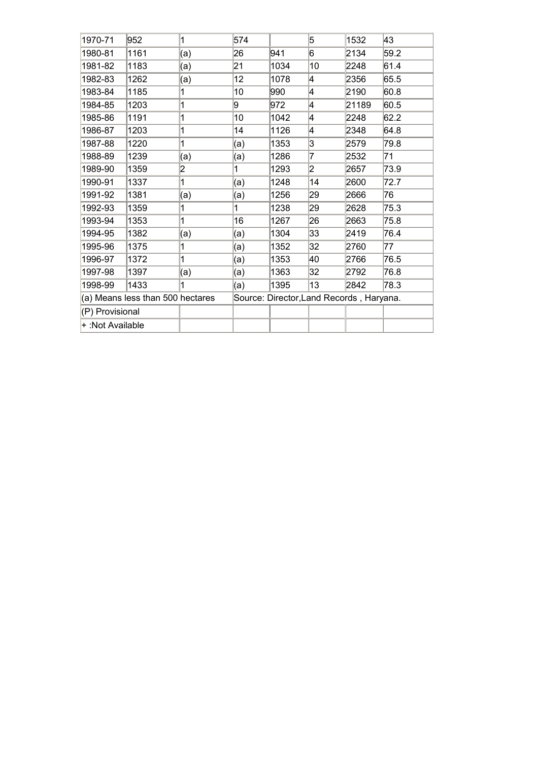| | | | | | | | |
|---|---|---|---|---|---|---|---|
| 1970-71 | 952 | 1 | 574 | | 5 | 1532 | 43 |
| 1980-81 | 1161 | (a) | 26 | 941 | 6 | 2134 | 59.2 |
| 1981-82 | 1183 | (a) | 21 | 1034 | 10 | 2248 | 61.4 |
| 1982-83 | 1262 | (a) | 12 | 1078 | 4 | 2356 | 65.5 |
| 1983-84 | 1185 | 1 | 10 | 990 | 4 | 2190 | 60.8 |
| 1984-85 | 1203 | 1 | 9 | 972 | 4 | 21189 | 60.5 |
| 1985-86 | 1191 | 1 | 10 | 1042 | 4 | 2248 | 62.2 |
| 1986-87 | 1203 | 1 | 14 | 1126 | 4 | 2348 | 64.8 |
| 1987-88 | 1220 | 1 | (a) | 1353 | 3 | 2579 | 79.8 |
| 1988-89 | 1239 | (a) | (a) | 1286 | 7 | 2532 | 71 |
| 1989-90 | 1359 | 2 | 1 | 1293 | 2 | 2657 | 73.9 |
| 1990-91 | 1337 | 1 | (a) | 1248 | 14 | 2600 | 72.7 |
| 1991-92 | 1381 | (a) | (a) | 1256 | 29 | 2666 | 76 |
| 1992-93 | 1359 | 1 | 1 | 1238 | 29 | 2628 | 75.3 |
| 1993-94 | 1353 | 1 | 16 | 1267 | 26 | 2663 | 75.8 |
| 1994-95 | 1382 | (a) | (a) | 1304 | 33 | 2419 | 76.4 |
| 1995-96 | 1375 | 1 | (a) | 1352 | 32 | 2760 | 77 |
| 1996-97 | 1372 | 1 | (a) | 1353 | 40 | 2766 | 76.5 |
| 1997-98 | 1397 | (a) | (a) | 1363 | 32 | 2792 | 76.8 |
| 1998-99 | 1433 | 1 | (a) | 1395 | 13 | 2842 | 78.3 |
| (a) Means less than 500 hectares | | | Source: Director,Land Records , Haryana. | | | | |
| (P) Provisional | | | | | | | |
| + :Not Available | | | | | | | |